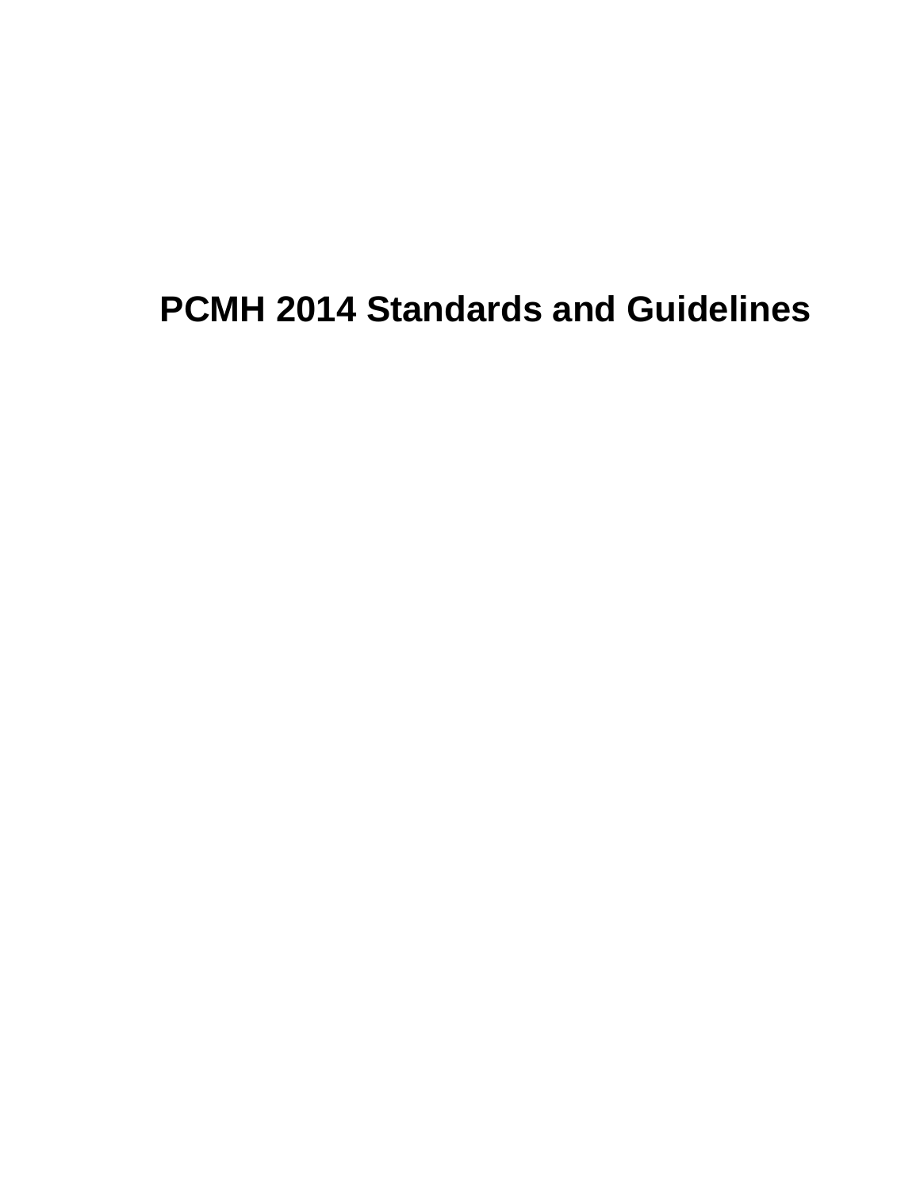# PCMH 2014 Standards and Guidelines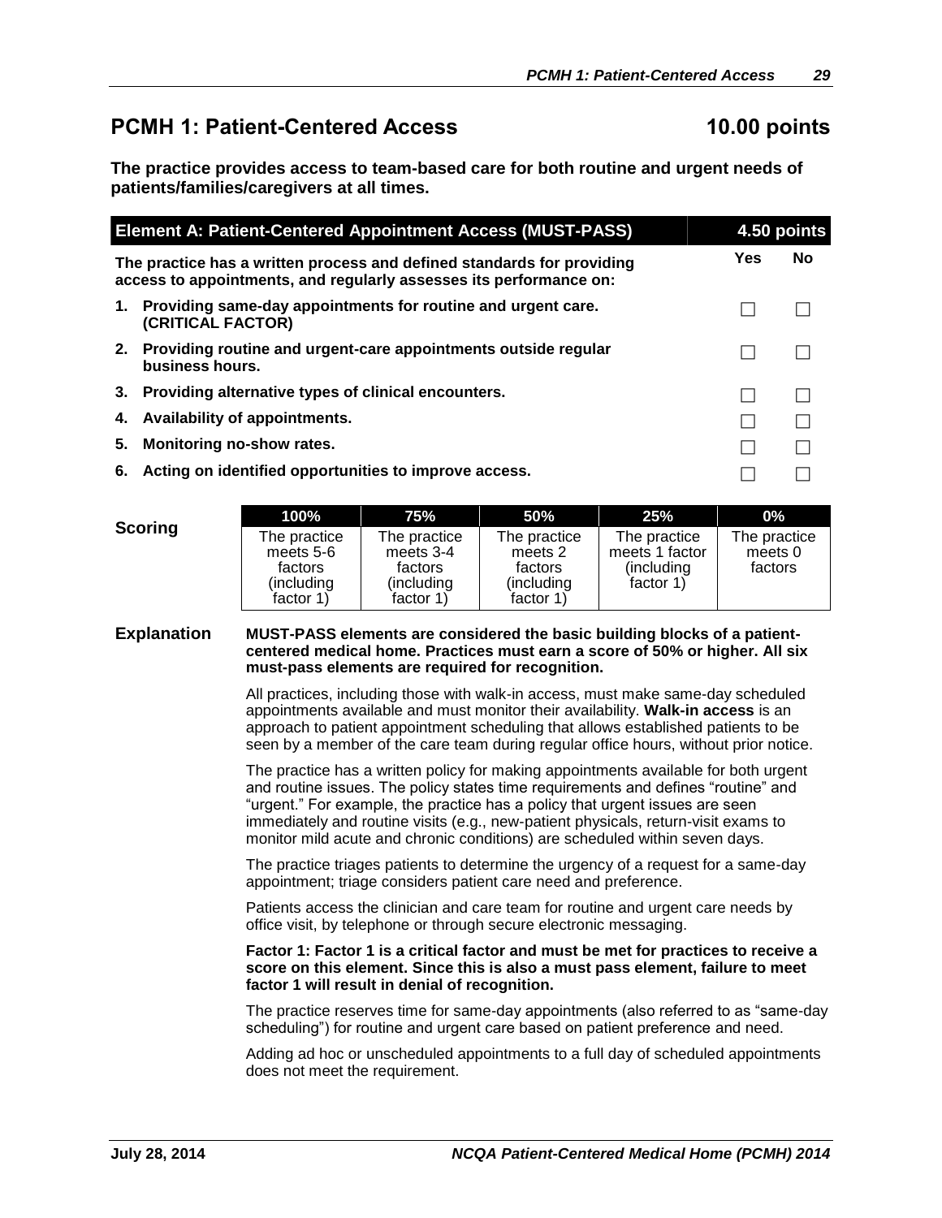## PCMH 1: Patient-Centered Access 10.00 points

**The practice provides access to team-based care for both routine and urgent needs of patients/families/caregivers at all times.**

| Element A: Patient-Centered Appointment Access (MUST-PASS) | 4.50 points | |
|---|---|---|
| **The practice has a written process and defined standards for providing access to appointments, and regularly assesses its performance on:** | **Yes** | **No** |
| **1. Providing same-day appointments for routine and urgent care. (CRITICAL FACTOR)** | ☐ | ☐ |
| **2. Providing routine and urgent-care appointments outside regular business hours.** | ☐ | ☐ |
| **3. Providing alternative types of clinical encounters.** | ☐ | ☐ |
| **4. Availability of appointments.** | ☐ | ☐ |
| **5. Monitoring no-show rates.** | ☐ | ☐ |
| **6. Acting on identified opportunities to improve access.** | ☐ | ☐ |

**Scoring**

| 100% | 75% | 50% | 25% | 0% |
|---|---|---|---|---|
| The practice meets 5-6 factors (including factor 1) | The practice meets 3-4 factors (including factor 1) | The practice meets 2 factors (including factor 1) | The practice meets 1 factor (including factor 1) | The practice meets 0 factors |

**Explanation**

**MUST-PASS elements are considered the basic building blocks of a patient-centered medical home. Practices must earn a score of 50% or higher. All six must-pass elements are required for recognition.**

All practices, including those with walk-in access, must make same-day scheduled appointments available and must monitor their availability. **Walk-in access** is an approach to patient appointment scheduling that allows established patients to be seen by a member of the care team during regular office hours, without prior notice.

The practice has a written policy for making appointments available for both urgent and routine issues. The policy states time requirements and defines "routine" and "urgent." For example, the practice has a policy that urgent issues are seen immediately and routine visits (e.g., new-patient physicals, return-visit exams to monitor mild acute and chronic conditions) are scheduled within seven days.

The practice triages patients to determine the urgency of a request for a same-day appointment; triage considers patient care need and preference.

Patients access the clinician and care team for routine and urgent care needs by office visit, by telephone or through secure electronic messaging.

**Factor 1: Factor 1 is a critical factor and must be met for practices to receive a score on this element. Since this is also a must pass element, failure to meet factor 1 will result in denial of recognition.**

The practice reserves time for same-day appointments (also referred to as "same-day scheduling") for routine and urgent care based on patient preference and need.

Adding ad hoc or unscheduled appointments to a full day of scheduled appointments does not meet the requirement.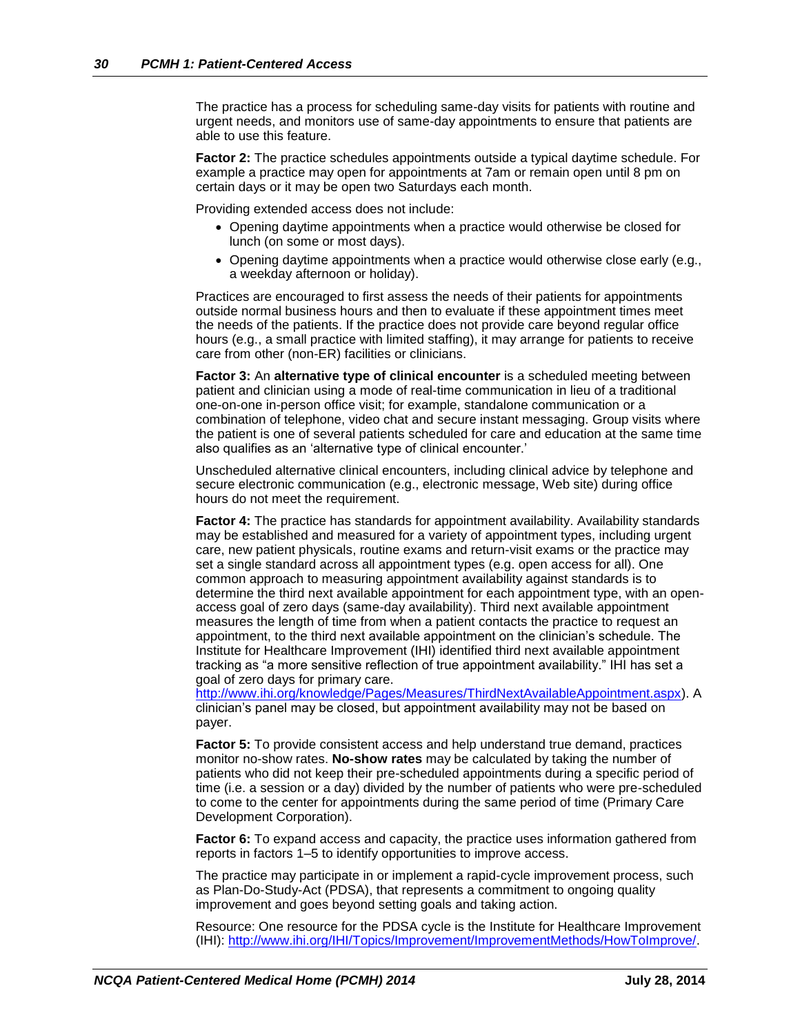The practice has a process for scheduling same-day visits for patients with routine and urgent needs, and monitors use of same-day appointments to ensure that patients are able to use this feature.

**Factor 2:** The practice schedules appointments outside a typical daytime schedule. For example a practice may open for appointments at 7am or remain open until 8 pm on certain days or it may be open two Saturdays each month.

Providing extended access does not include:

- Opening daytime appointments when a practice would otherwise be closed for lunch (on some or most days).
- Opening daytime appointments when a practice would otherwise close early (e.g., a weekday afternoon or holiday).

Practices are encouraged to first assess the needs of their patients for appointments outside normal business hours and then to evaluate if these appointment times meet the needs of the patients. If the practice does not provide care beyond regular office hours (e.g., a small practice with limited staffing), it may arrange for patients to receive care from other (non-ER) facilities or clinicians.

**Factor 3:** An **alternative type of clinical encounter** is a scheduled meeting between patient and clinician using a mode of real-time communication in lieu of a traditional one-on-one in-person office visit; for example, standalone communication or a combination of telephone, video chat and secure instant messaging. Group visits where the patient is one of several patients scheduled for care and education at the same time also qualifies as an 'alternative type of clinical encounter.'

Unscheduled alternative clinical encounters, including clinical advice by telephone and secure electronic communication (e.g., electronic message, Web site) during office hours do not meet the requirement.

**Factor 4:** The practice has standards for appointment availability. Availability standards may be established and measured for a variety of appointment types, including urgent care, new patient physicals, routine exams and return-visit exams or the practice may set a single standard across all appointment types (e.g. open access for all). One common approach to measuring appointment availability against standards is to determine the third next available appointment for each appointment type, with an open-access goal of zero days (same-day availability). Third next available appointment measures the length of time from when a patient contacts the practice to request an appointment, to the third next available appointment on the clinician's schedule. The Institute for Healthcare Improvement (IHI) identified third next available appointment tracking as "a more sensitive reflection of true appointment availability." IHI has set a goal of zero days for primary care. http://www.ihi.org/knowledge/Pages/Measures/ThirdNextAvailableAppointment.aspx). A clinician's panel may be closed, but appointment availability may not be based on payer.

**Factor 5:** To provide consistent access and help understand true demand, practices monitor no-show rates. **No-show rates** may be calculated by taking the number of patients who did not keep their pre-scheduled appointments during a specific period of time (i.e. a session or a day) divided by the number of patients who were pre-scheduled to come to the center for appointments during the same period of time (Primary Care Development Corporation).

**Factor 6:** To expand access and capacity, the practice uses information gathered from reports in factors 1–5 to identify opportunities to improve access.

The practice may participate in or implement a rapid-cycle improvement process, such as Plan-Do-Study-Act (PDSA), that represents a commitment to ongoing quality improvement and goes beyond setting goals and taking action.

Resource: One resource for the PDSA cycle is the Institute for Healthcare Improvement (IHI): http://www.ihi.org/IHI/Topics/Improvement/ImprovementMethods/HowToImprove/.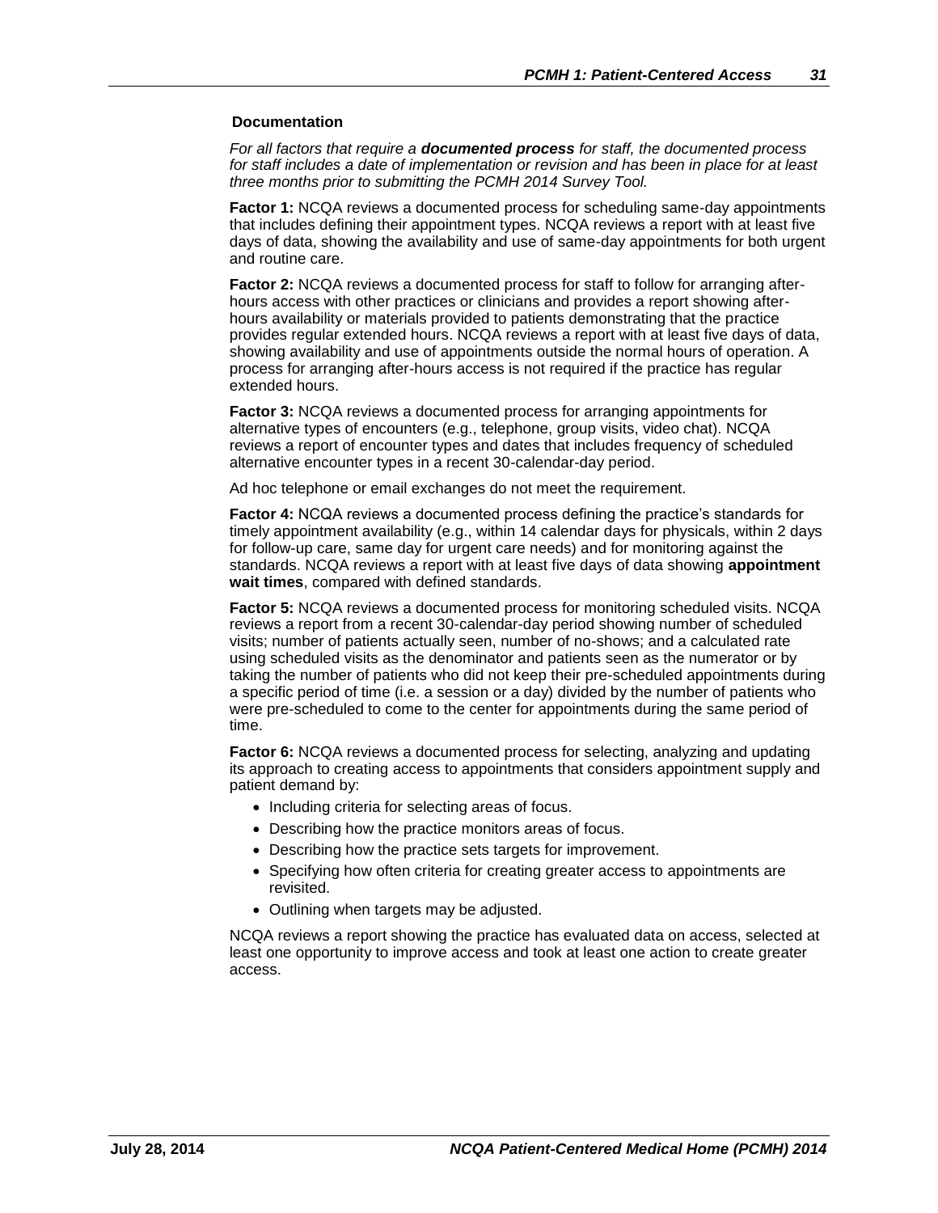### Documentation

*For all factors that require a **documented process** for staff, the documented process for staff includes a date of implementation or revision and has been in place for at least three months prior to submitting the PCMH 2014 Survey Tool.*

**Factor 1:** NCQA reviews a documented process for scheduling same-day appointments that includes defining their appointment types. NCQA reviews a report with at least five days of data, showing the availability and use of same-day appointments for both urgent and routine care.

**Factor 2:** NCQA reviews a documented process for staff to follow for arranging after-hours access with other practices or clinicians and provides a report showing after-hours availability or materials provided to patients demonstrating that the practice provides regular extended hours. NCQA reviews a report with at least five days of data, showing availability and use of appointments outside the normal hours of operation. A process for arranging after-hours access is not required if the practice has regular extended hours.

**Factor 3:** NCQA reviews a documented process for arranging appointments for alternative types of encounters (e.g., telephone, group visits, video chat). NCQA reviews a report of encounter types and dates that includes frequency of scheduled alternative encounter types in a recent 30-calendar-day period.

Ad hoc telephone or email exchanges do not meet the requirement.

**Factor 4:** NCQA reviews a documented process defining the practice's standards for timely appointment availability (e.g., within 14 calendar days for physicals, within 2 days for follow-up care, same day for urgent care needs) and for monitoring against the standards. NCQA reviews a report with at least five days of data showing **appointment wait times**, compared with defined standards.

**Factor 5:** NCQA reviews a documented process for monitoring scheduled visits. NCQA reviews a report from a recent 30-calendar-day period showing number of scheduled visits; number of patients actually seen, number of no-shows; and a calculated rate using scheduled visits as the denominator and patients seen as the numerator or by taking the number of patients who did not keep their pre-scheduled appointments during a specific period of time (i.e. a session or a day) divided by the number of patients who were pre-scheduled to come to the center for appointments during the same period of time.

**Factor 6:** NCQA reviews a documented process for selecting, analyzing and updating its approach to creating access to appointments that considers appointment supply and patient demand by:

- Including criteria for selecting areas of focus.
- Describing how the practice monitors areas of focus.
- Describing how the practice sets targets for improvement.
- Specifying how often criteria for creating greater access to appointments are revisited.
- Outlining when targets may be adjusted.

NCQA reviews a report showing the practice has evaluated data on access, selected at least one opportunity to improve access and took at least one action to create greater access.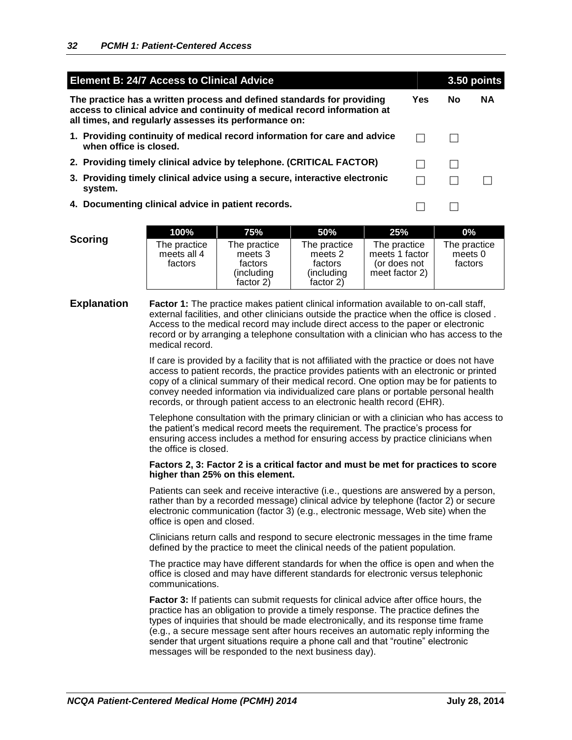## Element B: 24/7 Access to Clinical Advice — 3.50 points

| The practice has a written process and defined standards for providing access to clinical advice and continuity of medical record information at all times, and regularly assesses its performance on: | Yes | No | NA |
|---|---|---|---|
| 1. Providing continuity of medical record information for care and advice when office is closed. | ☐ | ☐ | |
| 2. Providing timely clinical advice by telephone. (CRITICAL FACTOR) | ☐ | ☐ | |
| 3. Providing timely clinical advice using a secure, interactive electronic system. | ☐ | ☐ | ☐ |
| 4. Documenting clinical advice in patient records. | ☐ | ☐ | |

**Scoring**

| 100% | 75% | 50% | 25% | 0% |
|---|---|---|---|---|
| The practice meets all 4 factors | The practice meets 3 factors (including factor 2) | The practice meets 2 factors (including factor 2) | The practice meets 1 factor (or does not meet factor 2) | The practice meets 0 factors |

**Explanation**

**Factor 1:** The practice makes patient clinical information available to on-call staff, external facilities, and other clinicians outside the practice when the office is closed . Access to the medical record may include direct access to the paper or electronic record or by arranging a telephone consultation with a clinician who has access to the medical record.

If care is provided by a facility that is not affiliated with the practice or does not have access to patient records, the practice provides patients with an electronic or printed copy of a clinical summary of their medical record. One option may be for patients to convey needed information via individualized care plans or portable personal health records, or through patient access to an electronic health record (EHR).

Telephone consultation with the primary clinician or with a clinician who has access to the patient's medical record meets the requirement. The practice's process for ensuring access includes a method for ensuring access by practice clinicians when the office is closed.

**Factors 2, 3: Factor 2 is a critical factor and must be met for practices to score higher than 25% on this element.**

Patients can seek and receive interactive (i.e., questions are answered by a person, rather than by a recorded message) clinical advice by telephone (factor 2) or secure electronic communication (factor 3) (e.g., electronic message, Web site) when the office is open and closed.

Clinicians return calls and respond to secure electronic messages in the time frame defined by the practice to meet the clinical needs of the patient population.

The practice may have different standards for when the office is open and when the office is closed and may have different standards for electronic versus telephonic communications.

**Factor 3:** If patients can submit requests for clinical advice after office hours, the practice has an obligation to provide a timely response. The practice defines the types of inquiries that should be made electronically, and its response time frame (e.g., a secure message sent after hours receives an automatic reply informing the sender that urgent situations require a phone call and that "routine" electronic messages will be responded to the next business day).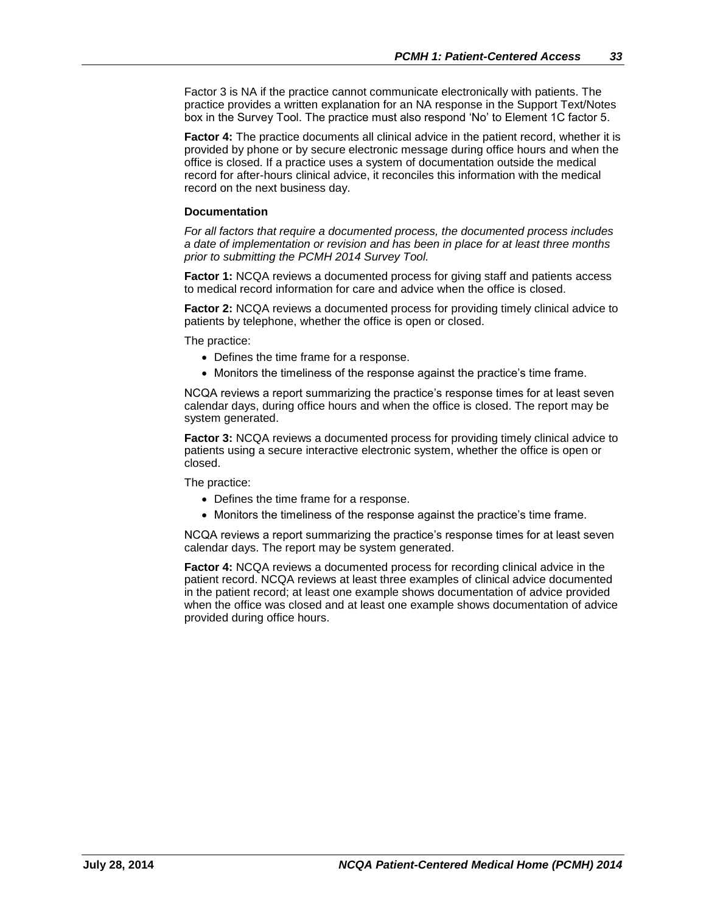Factor 3 is NA if the practice cannot communicate electronically with patients. The practice provides a written explanation for an NA response in the Support Text/Notes box in the Survey Tool. The practice must also respond 'No' to Element 1C factor 5.

**Factor 4:** The practice documents all clinical advice in the patient record, whether it is provided by phone or by secure electronic message during office hours and when the office is closed. If a practice uses a system of documentation outside the medical record for after-hours clinical advice, it reconciles this information with the medical record on the next business day.

**Documentation**

*For all factors that require a documented process, the documented process includes a date of implementation or revision and has been in place for at least three months prior to submitting the PCMH 2014 Survey Tool.*

**Factor 1:** NCQA reviews a documented process for giving staff and patients access to medical record information for care and advice when the office is closed.

**Factor 2:** NCQA reviews a documented process for providing timely clinical advice to patients by telephone, whether the office is open or closed.

The practice:

- Defines the time frame for a response.
- Monitors the timeliness of the response against the practice's time frame.

NCQA reviews a report summarizing the practice's response times for at least seven calendar days, during office hours and when the office is closed. The report may be system generated.

**Factor 3:** NCQA reviews a documented process for providing timely clinical advice to patients using a secure interactive electronic system, whether the office is open or closed.

The practice:

- Defines the time frame for a response.
- Monitors the timeliness of the response against the practice's time frame.

NCQA reviews a report summarizing the practice's response times for at least seven calendar days. The report may be system generated.

**Factor 4:** NCQA reviews a documented process for recording clinical advice in the patient record. NCQA reviews at least three examples of clinical advice documented in the patient record; at least one example shows documentation of advice provided when the office was closed and at least one example shows documentation of advice provided during office hours.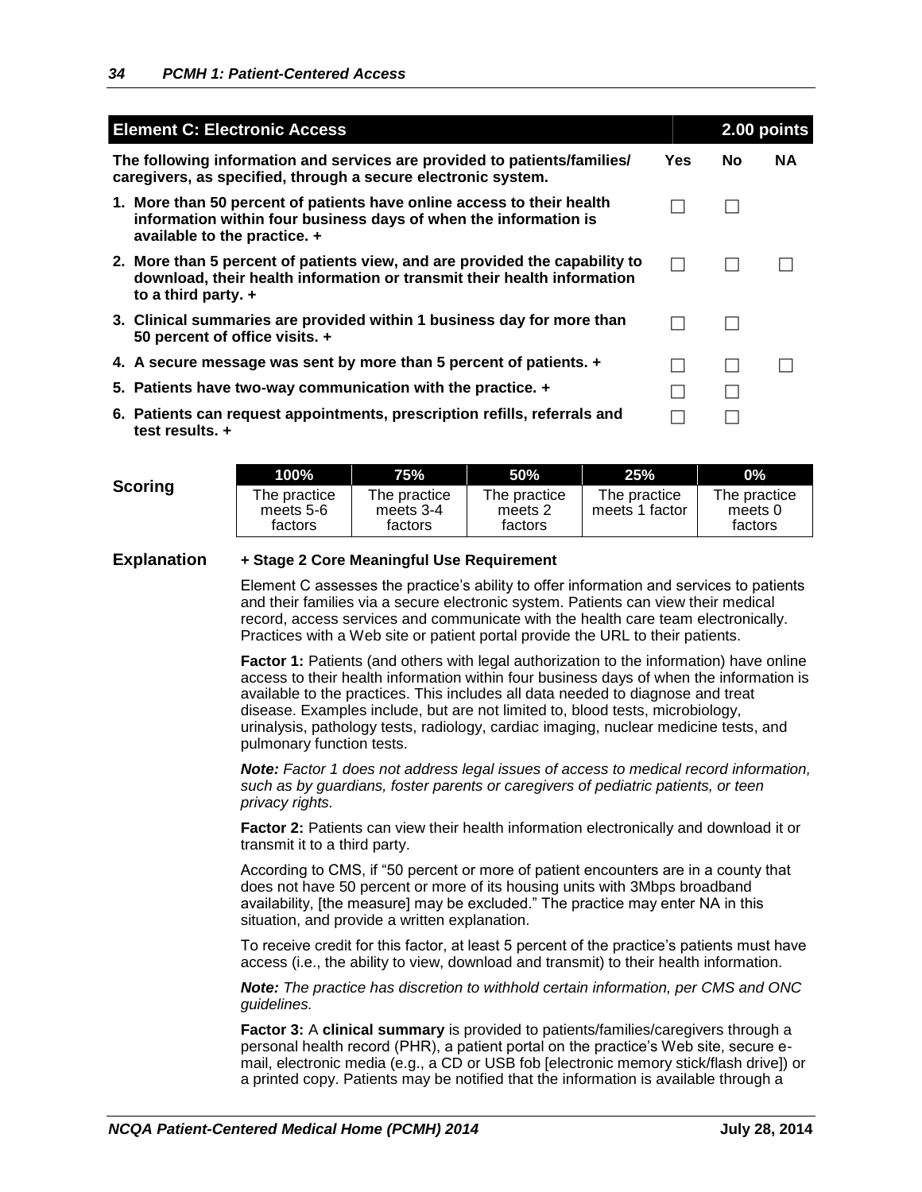## Element C: Electronic Access — 2.00 points

| The following information and services are provided to patients/families/ caregivers, as specified, through a secure electronic system. | Yes | No | NA |
|---|---|---|---|
| 1. More than 50 percent of patients have online access to their health information within four business days of when the information is available to the practice. + | ☐ | ☐ | |
| 2. More than 5 percent of patients view, and are provided the capability to download, their health information or transmit their health information to a third party. + | ☐ | ☐ | ☐ |
| 3. Clinical summaries are provided within 1 business day for more than 50 percent of office visits. + | ☐ | ☐ | |
| 4. A secure message was sent by more than 5 percent of patients. + | ☐ | ☐ | ☐ |
| 5. Patients have two-way communication with the practice. + | ☐ | ☐ | |
| 6. Patients can request appointments, prescription refills, referrals and test results. + | ☐ | ☐ | |

**Scoring**

| 100% | 75% | 50% | 25% | 0% |
|---|---|---|---|---|
| The practice meets 5-6 factors | The practice meets 3-4 factors | The practice meets 2 factors | The practice meets 1 factor | The practice meets 0 factors |

**Explanation**

**+ Stage 2 Core Meaningful Use Requirement**

Element C assesses the practice's ability to offer information and services to patients and their families via a secure electronic system. Patients can view their medical record, access services and communicate with the health care team electronically. Practices with a Web site or patient portal provide the URL to their patients.

**Factor 1:** Patients (and others with legal authorization to the information) have online access to their health information within four business days of when the information is available to the practices. This includes all data needed to diagnose and treat disease. Examples include, but are not limited to, blood tests, microbiology, urinalysis, pathology tests, radiology, cardiac imaging, nuclear medicine tests, and pulmonary function tests.

***Note:*** *Factor 1 does not address legal issues of access to medical record information, such as by guardians, foster parents or caregivers of pediatric patients, or teen privacy rights.*

**Factor 2:** Patients can view their health information electronically and download it or transmit it to a third party.

According to CMS, if "50 percent or more of patient encounters are in a county that does not have 50 percent or more of its housing units with 3Mbps broadband availability, [the measure] may be excluded." The practice may enter NA in this situation, and provide a written explanation.

To receive credit for this factor, at least 5 percent of the practice's patients must have access (i.e., the ability to view, download and transmit) to their health information.

***Note:*** *The practice has discretion to withhold certain information, per CMS and ONC guidelines.*

**Factor 3:** A **clinical summary** is provided to patients/families/caregivers through a personal health record (PHR), a patient portal on the practice's Web site, secure e-mail, electronic media (e.g., a CD or USB fob [electronic memory stick/flash drive]) or a printed copy. Patients may be notified that the information is available through a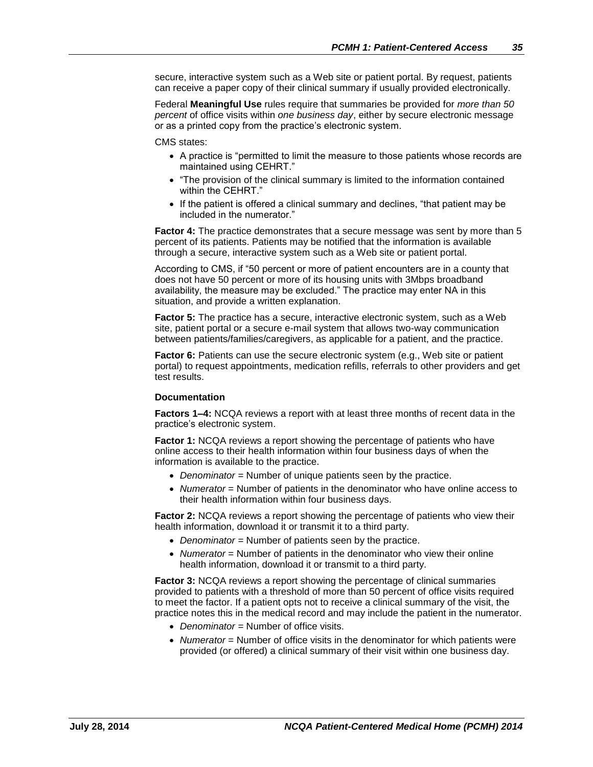secure, interactive system such as a Web site or patient portal. By request, patients can receive a paper copy of their clinical summary if usually provided electronically.

Federal **Meaningful Use** rules require that summaries be provided for *more than 50 percent* of office visits within *one business day*, either by secure electronic message or as a printed copy from the practice's electronic system.

CMS states:

- A practice is "permitted to limit the measure to those patients whose records are maintained using CEHRT."
- "The provision of the clinical summary is limited to the information contained within the CEHRT."
- If the patient is offered a clinical summary and declines, "that patient may be included in the numerator."

**Factor 4:** The practice demonstrates that a secure message was sent by more than 5 percent of its patients. Patients may be notified that the information is available through a secure, interactive system such as a Web site or patient portal.

According to CMS, if "50 percent or more of patient encounters are in a county that does not have 50 percent or more of its housing units with 3Mbps broadband availability, the measure may be excluded." The practice may enter NA in this situation, and provide a written explanation.

**Factor 5:** The practice has a secure, interactive electronic system, such as a Web site, patient portal or a secure e-mail system that allows two-way communication between patients/families/caregivers, as applicable for a patient, and the practice.

**Factor 6:** Patients can use the secure electronic system (e.g., Web site or patient portal) to request appointments, medication refills, referrals to other providers and get test results.

### Documentation

**Factors 1–4:** NCQA reviews a report with at least three months of recent data in the practice's electronic system.

**Factor 1:** NCQA reviews a report showing the percentage of patients who have online access to their health information within four business days of when the information is available to the practice.

- *Denominator* = Number of unique patients seen by the practice.
- *Numerator* = Number of patients in the denominator who have online access to their health information within four business days.

**Factor 2:** NCQA reviews a report showing the percentage of patients who view their health information, download it or transmit it to a third party.

- *Denominator* = Number of patients seen by the practice.
- *Numerator* = Number of patients in the denominator who view their online health information, download it or transmit to a third party.

**Factor 3:** NCQA reviews a report showing the percentage of clinical summaries provided to patients with a threshold of more than 50 percent of office visits required to meet the factor. If a patient opts not to receive a clinical summary of the visit, the practice notes this in the medical record and may include the patient in the numerator.

- *Denominator* = Number of office visits.
- *Numerator* = Number of office visits in the denominator for which patients were provided (or offered) a clinical summary of their visit within one business day.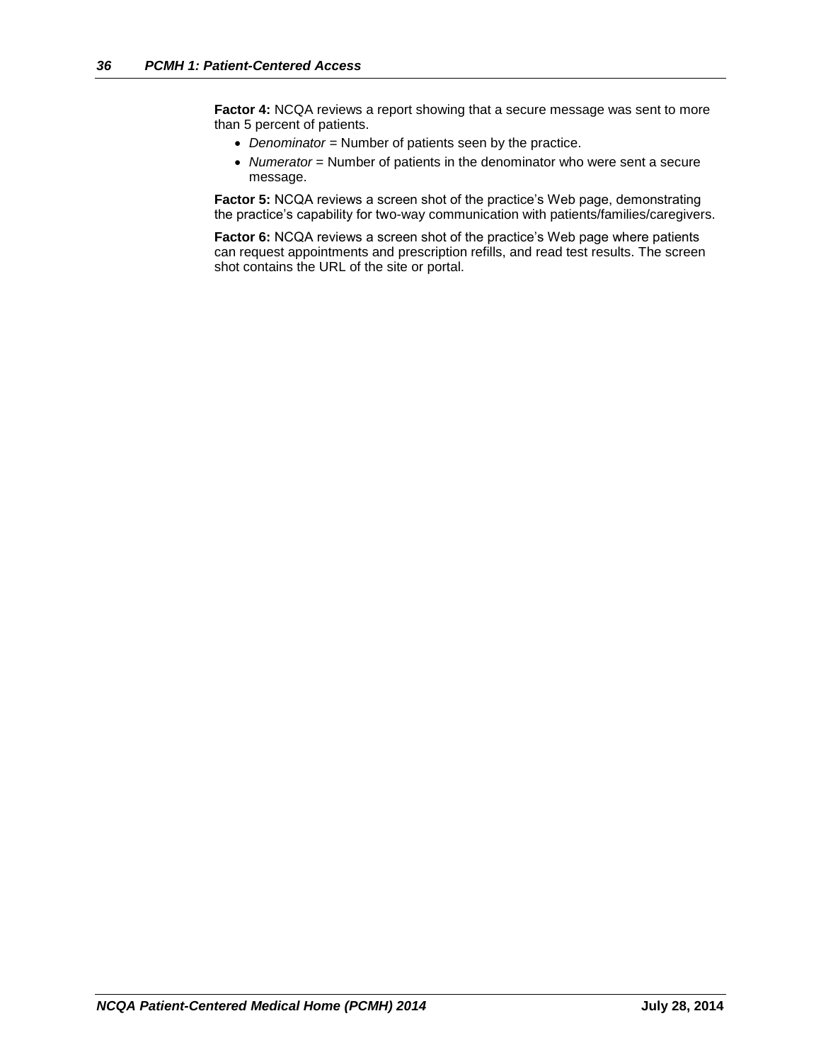**Factor 4:** NCQA reviews a report showing that a secure message was sent to more than 5 percent of patients.

- *Denominator* = Number of patients seen by the practice.
- *Numerator* = Number of patients in the denominator who were sent a secure message.

**Factor 5:** NCQA reviews a screen shot of the practice's Web page, demonstrating the practice's capability for two-way communication with patients/families/caregivers.

**Factor 6:** NCQA reviews a screen shot of the practice's Web page where patients can request appointments and prescription refills, and read test results. The screen shot contains the URL of the site or portal.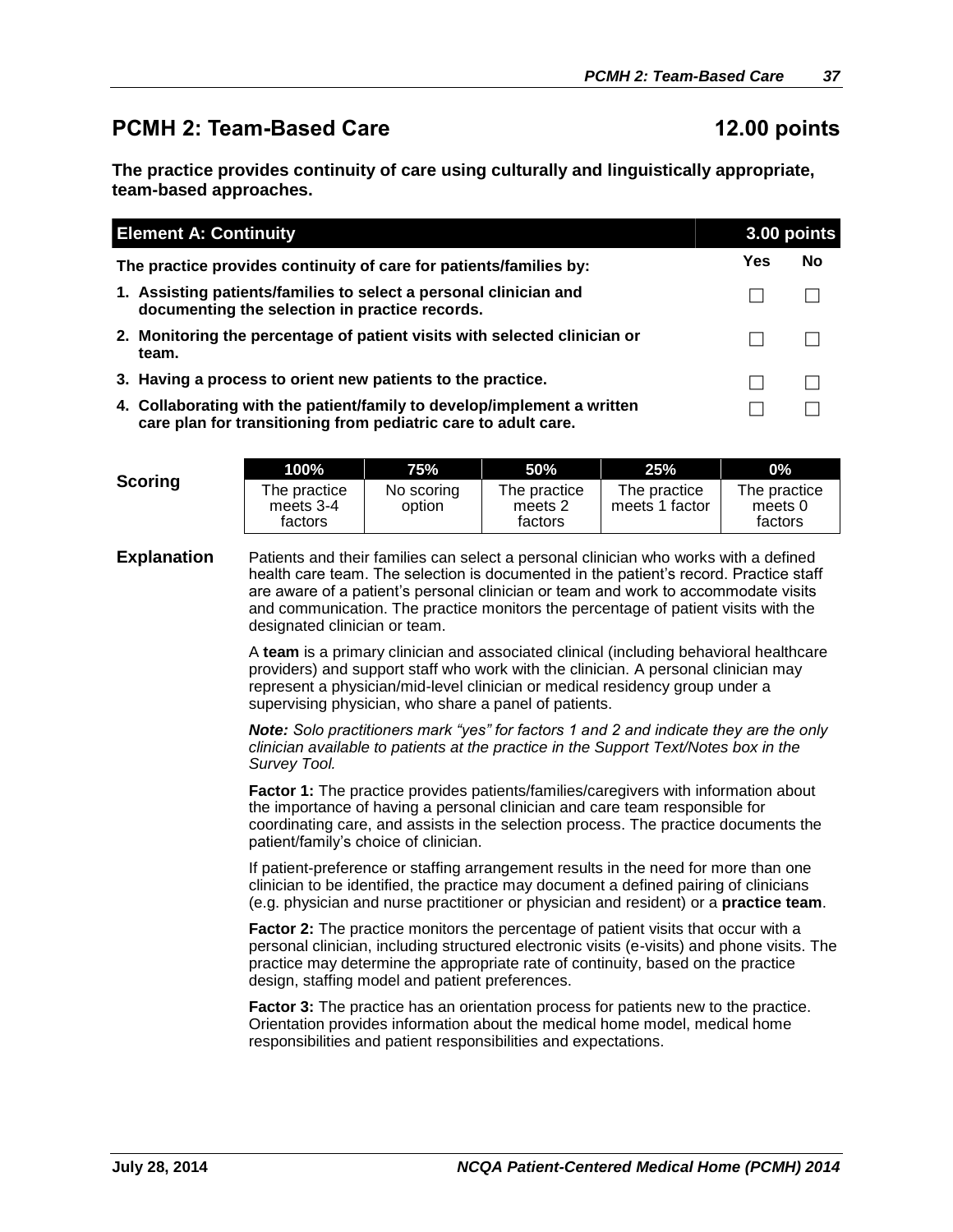## PCMH 2: Team-Based Care 12.00 points

**The practice provides continuity of care using culturally and linguistically appropriate, team-based approaches.**

| Element A: Continuity | | 3.00 points |
|---|---|---|
| **The practice provides continuity of care for patients/families by:** | **Yes** | **No** |
| **1. Assisting patients/families to select a personal clinician and documenting the selection in practice records.** | ☐ | ☐ |
| **2. Monitoring the percentage of patient visits with selected clinician or team.** | ☐ | ☐ |
| **3. Having a process to orient new patients to the practice.** | ☐ | ☐ |
| **4. Collaborating with the patient/family to develop/implement a written care plan for transitioning from pediatric care to adult care.** | ☐ | ☐ |

**Scoring**

| 100% | 75% | 50% | 25% | 0% |
|---|---|---|---|---|
| The practice meets 3-4 factors | No scoring option | The practice meets 2 factors | The practice meets 1 factor | The practice meets 0 factors |

**Explanation**

Patients and their families can select a personal clinician who works with a defined health care team. The selection is documented in the patient's record. Practice staff are aware of a patient's personal clinician or team and work to accommodate visits and communication. The practice monitors the percentage of patient visits with the designated clinician or team.

A **team** is a primary clinician and associated clinical (including behavioral healthcare providers) and support staff who work with the clinician. A personal clinician may represent a physician/mid-level clinician or medical residency group under a supervising physician, who share a panel of patients.

***Note:*** *Solo practitioners mark "yes" for factors 1 and 2 and indicate they are the only clinician available to patients at the practice in the Support Text/Notes box in the Survey Tool.*

**Factor 1:** The practice provides patients/families/caregivers with information about the importance of having a personal clinician and care team responsible for coordinating care, and assists in the selection process. The practice documents the patient/family's choice of clinician.

If patient-preference or staffing arrangement results in the need for more than one clinician to be identified, the practice may document a defined pairing of clinicians (e.g. physician and nurse practitioner or physician and resident) or a **practice team**.

**Factor 2:** The practice monitors the percentage of patient visits that occur with a personal clinician, including structured electronic visits (e-visits) and phone visits. The practice may determine the appropriate rate of continuity, based on the practice design, staffing model and patient preferences.

**Factor 3:** The practice has an orientation process for patients new to the practice. Orientation provides information about the medical home model, medical home responsibilities and patient responsibilities and expectations.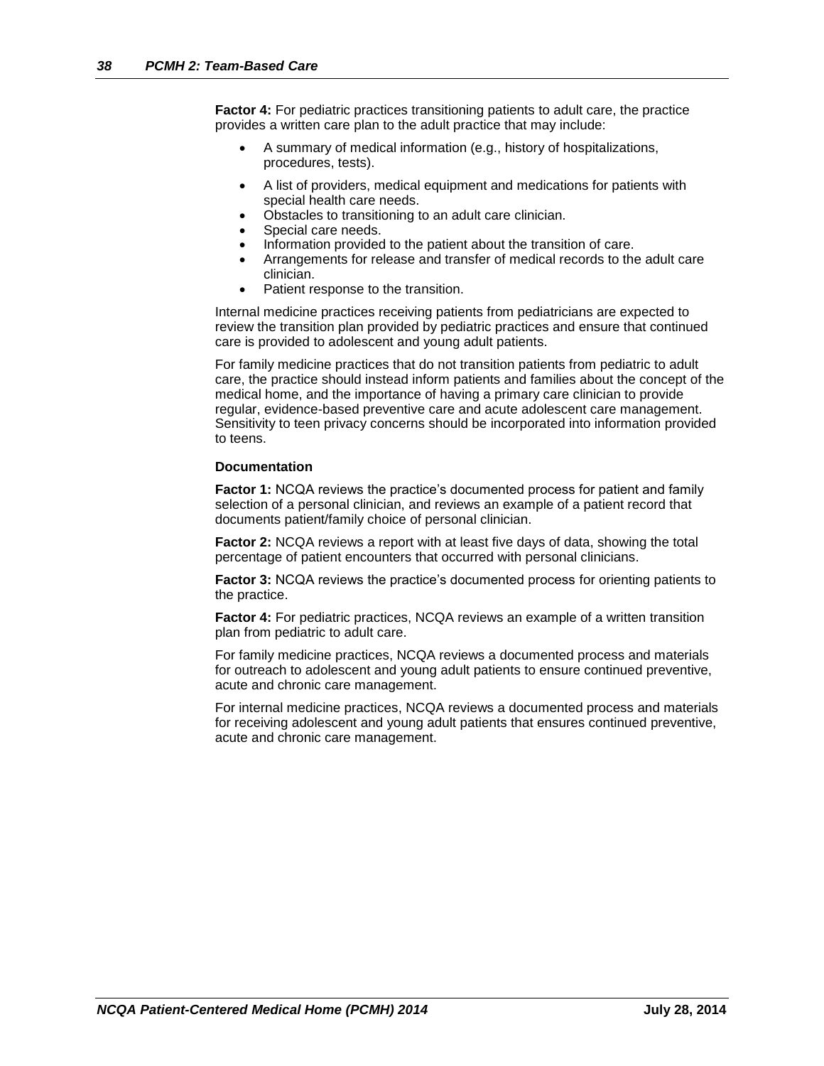**Factor 4:** For pediatric practices transitioning patients to adult care, the practice provides a written care plan to the adult practice that may include:

- A summary of medical information (e.g., history of hospitalizations, procedures, tests).
- A list of providers, medical equipment and medications for patients with special health care needs.
- Obstacles to transitioning to an adult care clinician.
- Special care needs.
- Information provided to the patient about the transition of care.
- Arrangements for release and transfer of medical records to the adult care clinician.
- Patient response to the transition.

Internal medicine practices receiving patients from pediatricians are expected to review the transition plan provided by pediatric practices and ensure that continued care is provided to adolescent and young adult patients.

For family medicine practices that do not transition patients from pediatric to adult care, the practice should instead inform patients and families about the concept of the medical home, and the importance of having a primary care clinician to provide regular, evidence-based preventive care and acute adolescent care management. Sensitivity to teen privacy concerns should be incorporated into information provided to teens.

#### Documentation

**Factor 1:** NCQA reviews the practice's documented process for patient and family selection of a personal clinician, and reviews an example of a patient record that documents patient/family choice of personal clinician.

**Factor 2:** NCQA reviews a report with at least five days of data, showing the total percentage of patient encounters that occurred with personal clinicians.

**Factor 3:** NCQA reviews the practice's documented process for orienting patients to the practice.

**Factor 4:** For pediatric practices, NCQA reviews an example of a written transition plan from pediatric to adult care.

For family medicine practices, NCQA reviews a documented process and materials for outreach to adolescent and young adult patients to ensure continued preventive, acute and chronic care management.

For internal medicine practices, NCQA reviews a documented process and materials for receiving adolescent and young adult patients that ensures continued preventive, acute and chronic care management.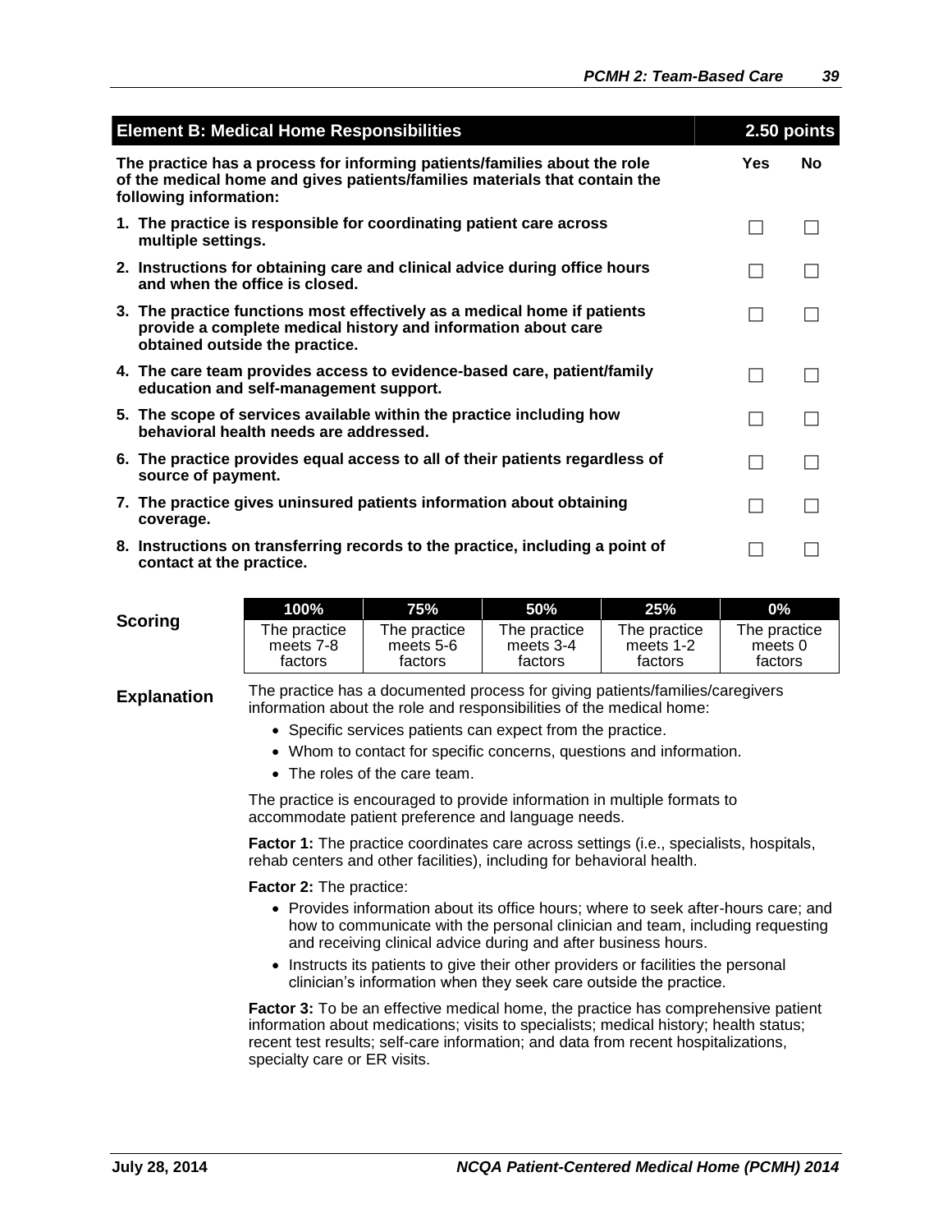| Element B: Medical Home Responsibilities | | 2.50 points |
|---|---|---|
| **The practice has a process for informing patients/families about the role of the medical home and gives patients/families materials that contain the following information:** | **Yes** | **No** |
| **1. The practice is responsible for coordinating patient care across multiple settings.** | ☐ | ☐ |
| **2. Instructions for obtaining care and clinical advice during office hours and when the office is closed.** | ☐ | ☐ |
| **3. The practice functions most effectively as a medical home if patients provide a complete medical history and information about care obtained outside the practice.** | ☐ | ☐ |
| **4. The care team provides access to evidence-based care, patient/family education and self-management support.** | ☐ | ☐ |
| **5. The scope of services available within the practice including how behavioral health needs are addressed.** | ☐ | ☐ |
| **6. The practice provides equal access to all of their patients regardless of source of payment.** | ☐ | ☐ |
| **7. The practice gives uninsured patients information about obtaining coverage.** | ☐ | ☐ |
| **8. Instructions on transferring records to the practice, including a point of contact at the practice.** | ☐ | ☐ |

**Scoring**

| 100% | 75% | 50% | 25% | 0% |
|---|---|---|---|---|
| The practice meets 7-8 factors | The practice meets 5-6 factors | The practice meets 3-4 factors | The practice meets 1-2 factors | The practice meets 0 factors |

**Explanation**

The practice has a documented process for giving patients/families/caregivers information about the role and responsibilities of the medical home:

- Specific services patients can expect from the practice.
- Whom to contact for specific concerns, questions and information.
- The roles of the care team.

The practice is encouraged to provide information in multiple formats to accommodate patient preference and language needs.

**Factor 1:** The practice coordinates care across settings (i.e., specialists, hospitals, rehab centers and other facilities), including for behavioral health.

**Factor 2:** The practice:

- Provides information about its office hours; where to seek after-hours care; and how to communicate with the personal clinician and team, including requesting and receiving clinical advice during and after business hours.
- Instructs its patients to give their other providers or facilities the personal clinician's information when they seek care outside the practice.

**Factor 3:** To be an effective medical home, the practice has comprehensive patient information about medications; visits to specialists; medical history; health status; recent test results; self-care information; and data from recent hospitalizations, specialty care or ER visits.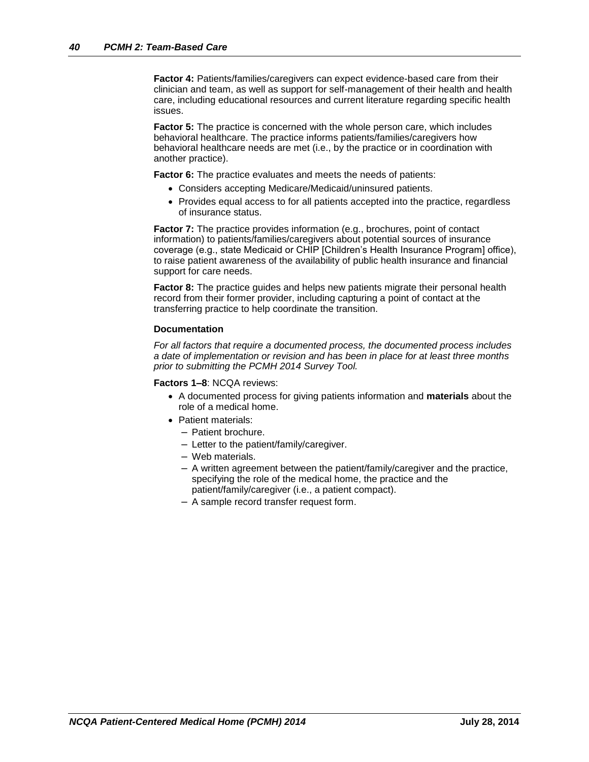**Factor 4:** Patients/families/caregivers can expect evidence-based care from their clinician and team, as well as support for self-management of their health and health care, including educational resources and current literature regarding specific health issues.

**Factor 5:** The practice is concerned with the whole person care, which includes behavioral healthcare. The practice informs patients/families/caregivers how behavioral healthcare needs are met (i.e., by the practice or in coordination with another practice).

**Factor 6:** The practice evaluates and meets the needs of patients:

- Considers accepting Medicare/Medicaid/uninsured patients.
- Provides equal access to for all patients accepted into the practice, regardless of insurance status.

**Factor 7:** The practice provides information (e.g., brochures, point of contact information) to patients/families/caregivers about potential sources of insurance coverage (e.g., state Medicaid or CHIP [Children's Health Insurance Program] office), to raise patient awareness of the availability of public health insurance and financial support for care needs.

**Factor 8:** The practice guides and helps new patients migrate their personal health record from their former provider, including capturing a point of contact at the transferring practice to help coordinate the transition.

**Documentation**

*For all factors that require a documented process, the documented process includes a date of implementation or revision and has been in place for at least three months prior to submitting the PCMH 2014 Survey Tool.*

**Factors 1–8**: NCQA reviews:

- A documented process for giving patients information and **materials** about the role of a medical home.
- Patient materials:
  - Patient brochure.
  - Letter to the patient/family/caregiver.
  - Web materials.
  - A written agreement between the patient/family/caregiver and the practice, specifying the role of the medical home, the practice and the patient/family/caregiver (i.e., a patient compact).
  - A sample record transfer request form.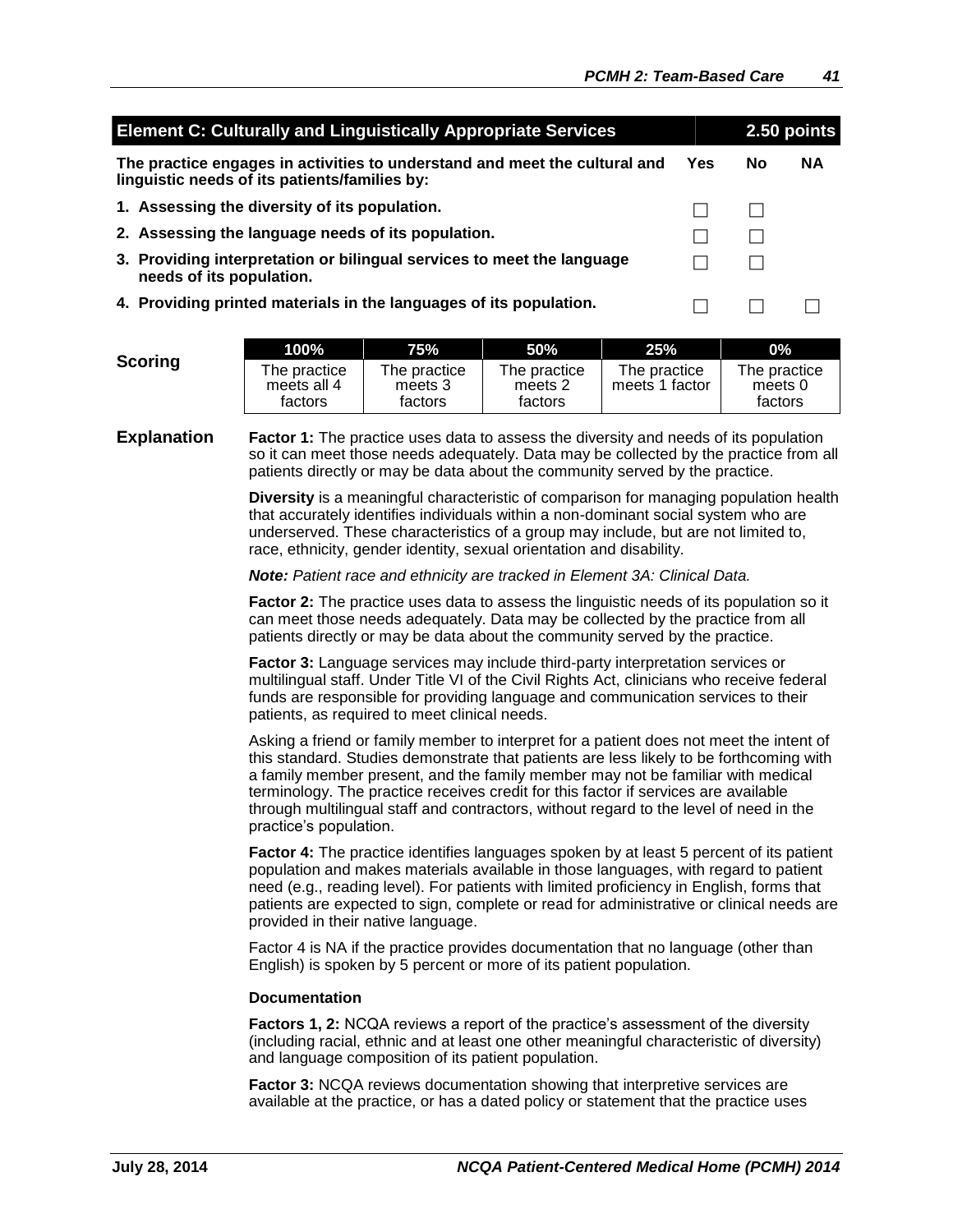| Element C: Culturally and Linguistically Appropriate Services | | | 2.50 points |
|---|---|---|---|
| **The practice engages in activities to understand and meet the cultural and linguistic needs of its patients/families by:** | **Yes** | **No** | **NA** |
| **1. Assessing the diversity of its population.** | ☐ | ☐ | |
| **2. Assessing the language needs of its population.** | ☐ | ☐ | |
| **3. Providing interpretation or bilingual services to meet the language needs of its population.** | ☐ | ☐ | |
| **4. Providing printed materials in the languages of its population.** | ☐ | ☐ | ☐ |

**Scoring**

| 100% | 75% | 50% | 25% | 0% |
|---|---|---|---|---|
| The practice meets all 4 factors | The practice meets 3 factors | The practice meets 2 factors | The practice meets 1 factor | The practice meets 0 factors |

**Explanation**

**Factor 1:** The practice uses data to assess the diversity and needs of its population so it can meet those needs adequately. Data may be collected by the practice from all patients directly or may be data about the community served by the practice.

**Diversity** is a meaningful characteristic of comparison for managing population health that accurately identifies individuals within a non-dominant social system who are underserved. These characteristics of a group may include, but are not limited to, race, ethnicity, gender identity, sexual orientation and disability.

***Note:*** *Patient race and ethnicity are tracked in Element 3A: Clinical Data.*

**Factor 2:** The practice uses data to assess the linguistic needs of its population so it can meet those needs adequately. Data may be collected by the practice from all patients directly or may be data about the community served by the practice.

**Factor 3:** Language services may include third-party interpretation services or multilingual staff. Under Title VI of the Civil Rights Act, clinicians who receive federal funds are responsible for providing language and communication services to their patients, as required to meet clinical needs.

Asking a friend or family member to interpret for a patient does not meet the intent of this standard. Studies demonstrate that patients are less likely to be forthcoming with a family member present, and the family member may not be familiar with medical terminology. The practice receives credit for this factor if services are available through multilingual staff and contractors, without regard to the level of need in the practice's population.

**Factor 4:** The practice identifies languages spoken by at least 5 percent of its patient population and makes materials available in those languages, with regard to patient need (e.g., reading level). For patients with limited proficiency in English, forms that patients are expected to sign, complete or read for administrative or clinical needs are provided in their native language.

Factor 4 is NA if the practice provides documentation that no language (other than English) is spoken by 5 percent or more of its patient population.

**Documentation**

**Factors 1, 2:** NCQA reviews a report of the practice's assessment of the diversity (including racial, ethnic and at least one other meaningful characteristic of diversity) and language composition of its patient population.

**Factor 3:** NCQA reviews documentation showing that interpretive services are available at the practice, or has a dated policy or statement that the practice uses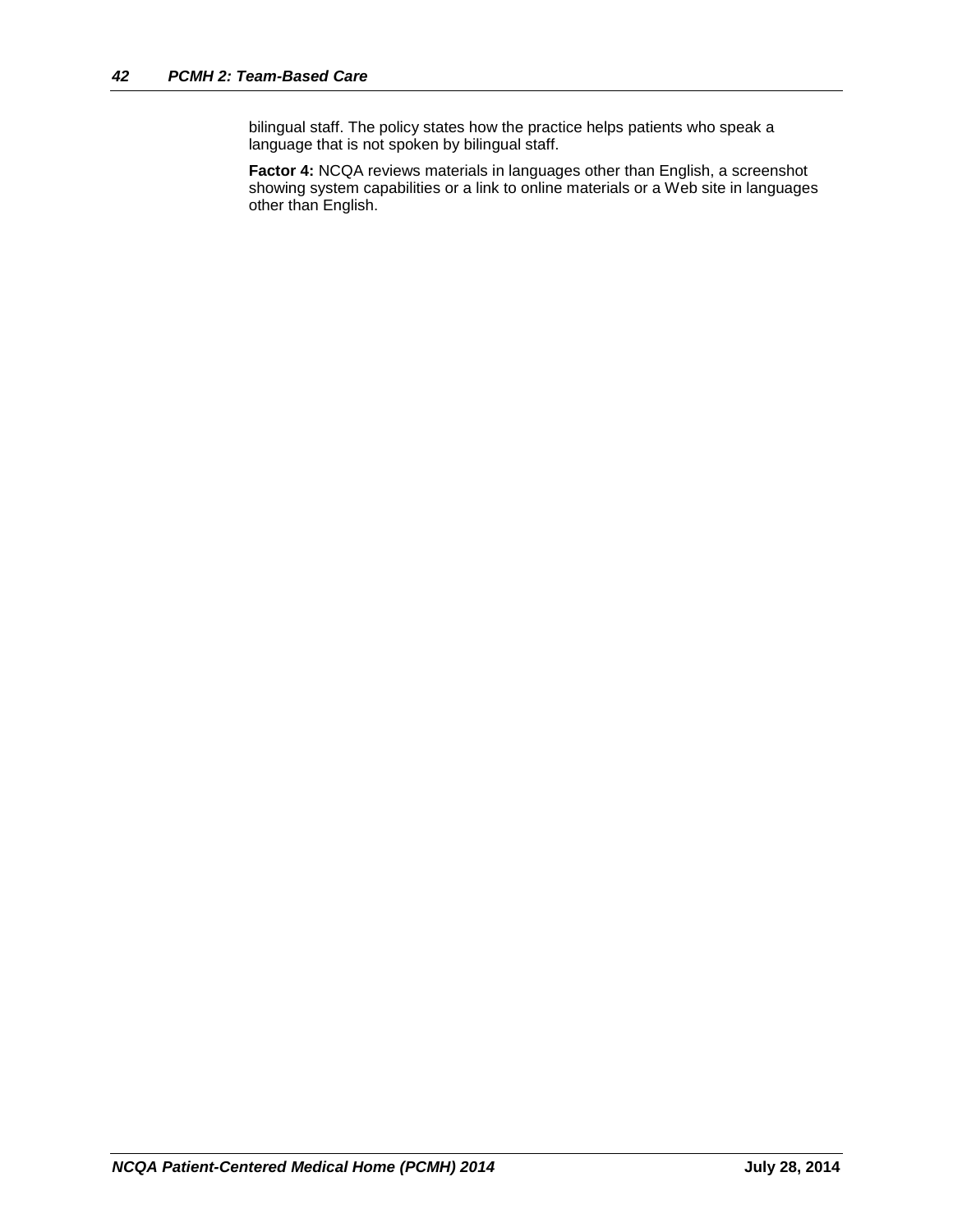bilingual staff. The policy states how the practice helps patients who speak a language that is not spoken by bilingual staff.

**Factor 4:** NCQA reviews materials in languages other than English, a screenshot showing system capabilities or a link to online materials or a Web site in languages other than English.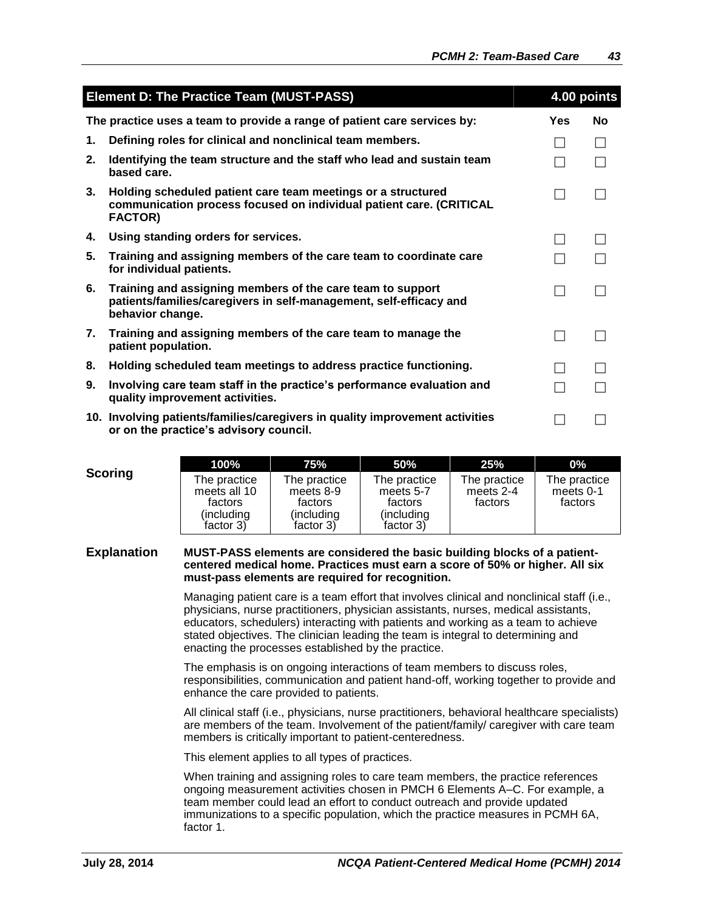## Element D: The Practice Team (MUST-PASS) — 4.00 points

| The practice uses a team to provide a range of patient care services by: | Yes | No |
|---|---|---|
| 1. Defining roles for clinical and nonclinical team members. | ☐ | ☐ |
| 2. Identifying the team structure and the staff who lead and sustain team based care. | ☐ | ☐ |
| 3. Holding scheduled patient care team meetings or a structured communication process focused on individual patient care. (CRITICAL FACTOR) | ☐ | ☐ |
| 4. Using standing orders for services. | ☐ | ☐ |
| 5. Training and assigning members of the care team to coordinate care for individual patients. | ☐ | ☐ |
| 6. Training and assigning members of the care team to support patients/families/caregivers in self-management, self-efficacy and behavior change. | ☐ | ☐ |
| 7. Training and assigning members of the care team to manage the patient population. | ☐ | ☐ |
| 8. Holding scheduled team meetings to address practice functioning. | ☐ | ☐ |
| 9. Involving care team staff in the practice's performance evaluation and quality improvement activities. | ☐ | ☐ |
| 10. Involving patients/families/caregivers in quality improvement activities or on the practice's advisory council. | ☐ | ☐ |

**Scoring**

| 100% | 75% | 50% | 25% | 0% |
|---|---|---|---|---|
| The practice meets all 10 factors (including factor 3) | The practice meets 8-9 factors (including factor 3) | The practice meets 5-7 factors (including factor 3) | The practice meets 2-4 factors | The practice meets 0-1 factors |

**Explanation**

**MUST-PASS elements are considered the basic building blocks of a patient-centered medical home. Practices must earn a score of 50% or higher. All six must-pass elements are required for recognition.**

Managing patient care is a team effort that involves clinical and nonclinical staff (i.e., physicians, nurse practitioners, physician assistants, nurses, medical assistants, educators, schedulers) interacting with patients and working as a team to achieve stated objectives. The clinician leading the team is integral to determining and enacting the processes established by the practice.

The emphasis is on ongoing interactions of team members to discuss roles, responsibilities, communication and patient hand-off, working together to provide and enhance the care provided to patients.

All clinical staff (i.e., physicians, nurse practitioners, behavioral healthcare specialists) are members of the team. Involvement of the patient/family/ caregiver with care team members is critically important to patient-centeredness.

This element applies to all types of practices.

When training and assigning roles to care team members, the practice references ongoing measurement activities chosen in PMCH 6 Elements A–C. For example, a team member could lead an effort to conduct outreach and provide updated immunizations to a specific population, which the practice measures in PCMH 6A, factor 1.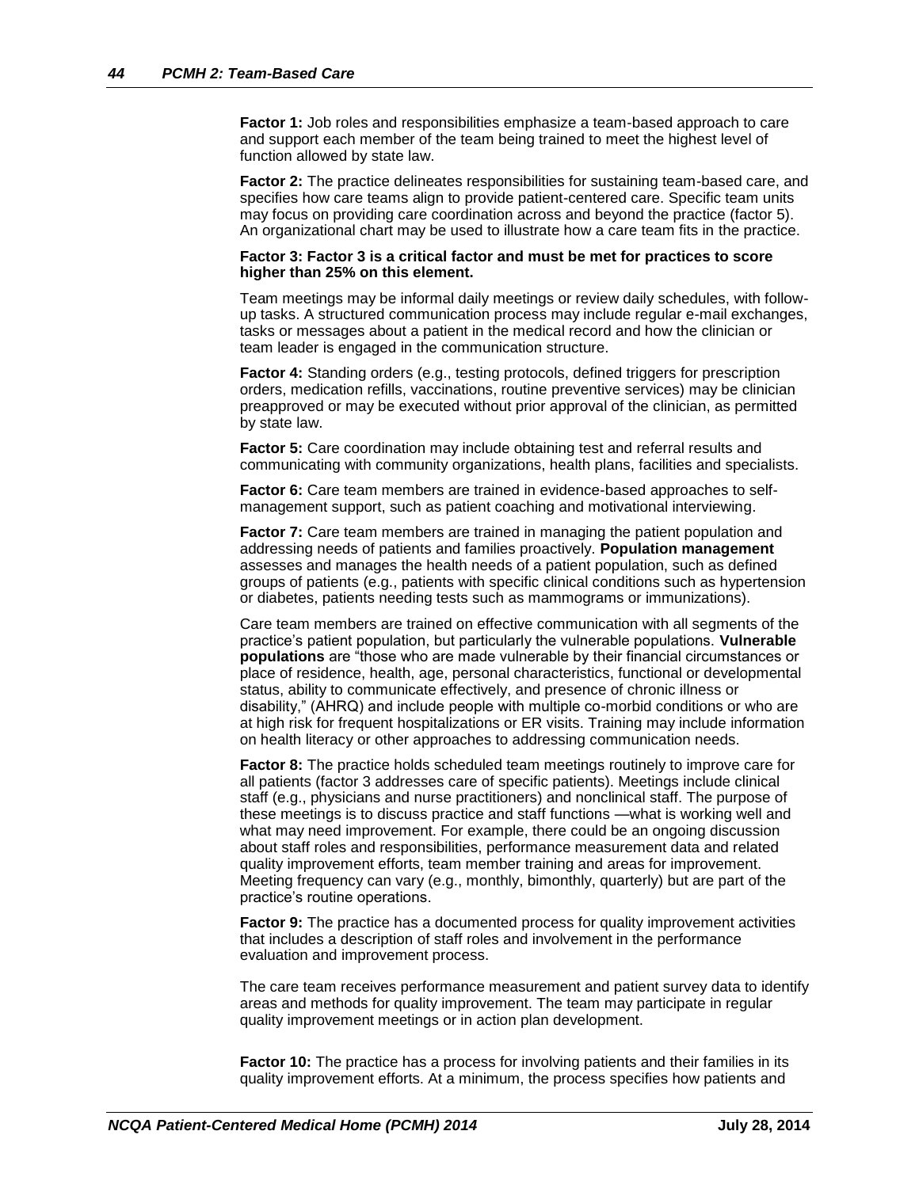**Factor 1:** Job roles and responsibilities emphasize a team-based approach to care and support each member of the team being trained to meet the highest level of function allowed by state law.

**Factor 2:** The practice delineates responsibilities for sustaining team-based care, and specifies how care teams align to provide patient-centered care. Specific team units may focus on providing care coordination across and beyond the practice (factor 5). An organizational chart may be used to illustrate how a care team fits in the practice.

**Factor 3: Factor 3 is a critical factor and must be met for practices to score higher than 25% on this element.**

Team meetings may be informal daily meetings or review daily schedules, with follow-up tasks. A structured communication process may include regular e-mail exchanges, tasks or messages about a patient in the medical record and how the clinician or team leader is engaged in the communication structure.

**Factor 4:** Standing orders (e.g., testing protocols, defined triggers for prescription orders, medication refills, vaccinations, routine preventive services) may be clinician preapproved or may be executed without prior approval of the clinician, as permitted by state law.

**Factor 5:** Care coordination may include obtaining test and referral results and communicating with community organizations, health plans, facilities and specialists.

**Factor 6:** Care team members are trained in evidence-based approaches to self-management support, such as patient coaching and motivational interviewing.

**Factor 7:** Care team members are trained in managing the patient population and addressing needs of patients and families proactively. **Population management** assesses and manages the health needs of a patient population, such as defined groups of patients (e.g., patients with specific clinical conditions such as hypertension or diabetes, patients needing tests such as mammograms or immunizations).

Care team members are trained on effective communication with all segments of the practice's patient population, but particularly the vulnerable populations. **Vulnerable populations** are "those who are made vulnerable by their financial circumstances or place of residence, health, age, personal characteristics, functional or developmental status, ability to communicate effectively, and presence of chronic illness or disability," (AHRQ) and include people with multiple co-morbid conditions or who are at high risk for frequent hospitalizations or ER visits. Training may include information on health literacy or other approaches to addressing communication needs.

**Factor 8:** The practice holds scheduled team meetings routinely to improve care for all patients (factor 3 addresses care of specific patients). Meetings include clinical staff (e.g., physicians and nurse practitioners) and nonclinical staff. The purpose of these meetings is to discuss practice and staff functions —what is working well and what may need improvement. For example, there could be an ongoing discussion about staff roles and responsibilities, performance measurement data and related quality improvement efforts, team member training and areas for improvement. Meeting frequency can vary (e.g., monthly, bimonthly, quarterly) but are part of the practice's routine operations.

**Factor 9:** The practice has a documented process for quality improvement activities that includes a description of staff roles and involvement in the performance evaluation and improvement process.

The care team receives performance measurement and patient survey data to identify areas and methods for quality improvement. The team may participate in regular quality improvement meetings or in action plan development.

**Factor 10:** The practice has a process for involving patients and their families in its quality improvement efforts. At a minimum, the process specifies how patients and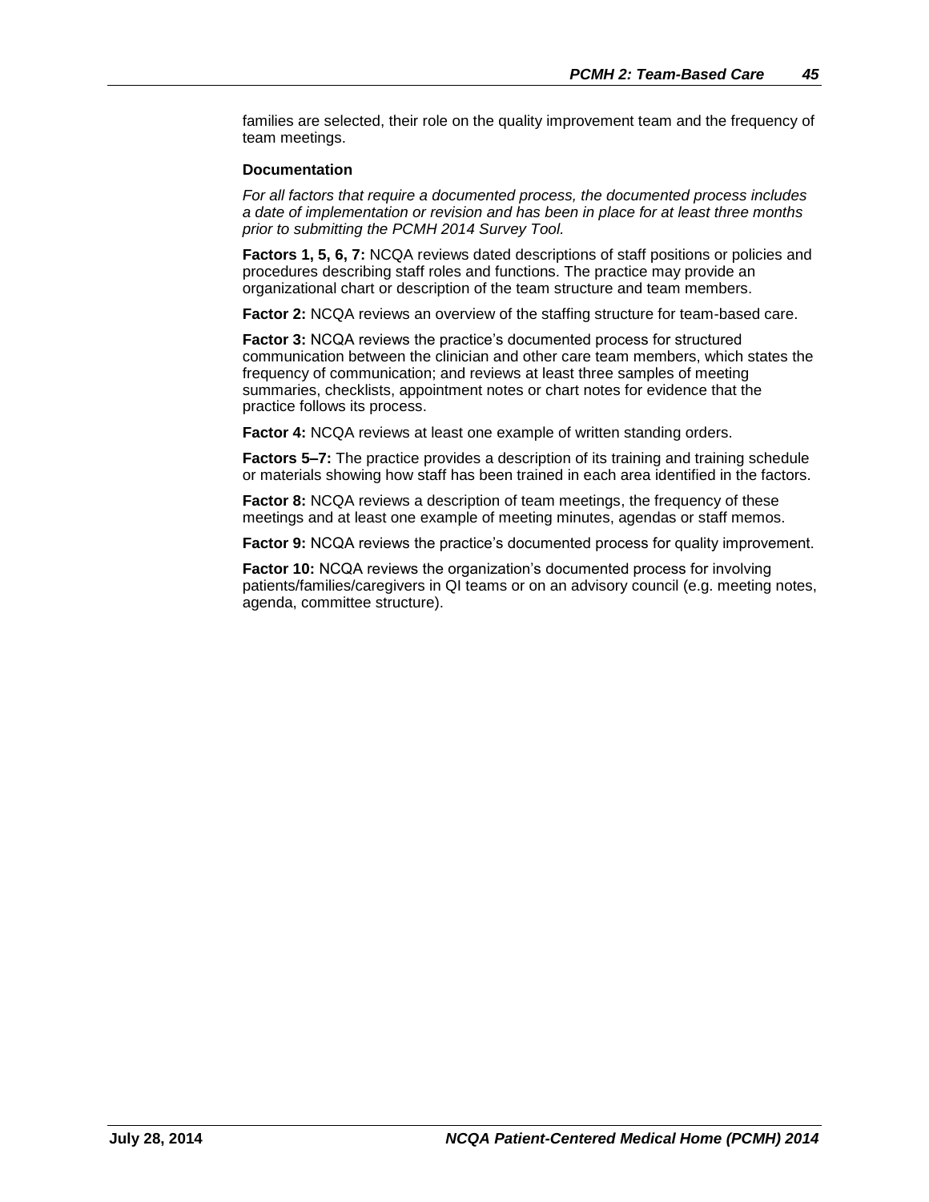families are selected, their role on the quality improvement team and the frequency of team meetings.

**Documentation**

*For all factors that require a documented process, the documented process includes a date of implementation or revision and has been in place for at least three months prior to submitting the PCMH 2014 Survey Tool.*

**Factors 1, 5, 6, 7:** NCQA reviews dated descriptions of staff positions or policies and procedures describing staff roles and functions. The practice may provide an organizational chart or description of the team structure and team members.

**Factor 2:** NCQA reviews an overview of the staffing structure for team-based care.

**Factor 3:** NCQA reviews the practice's documented process for structured communication between the clinician and other care team members, which states the frequency of communication; and reviews at least three samples of meeting summaries, checklists, appointment notes or chart notes for evidence that the practice follows its process.

**Factor 4:** NCQA reviews at least one example of written standing orders.

**Factors 5–7:** The practice provides a description of its training and training schedule or materials showing how staff has been trained in each area identified in the factors.

**Factor 8:** NCQA reviews a description of team meetings, the frequency of these meetings and at least one example of meeting minutes, agendas or staff memos.

**Factor 9:** NCQA reviews the practice's documented process for quality improvement.

**Factor 10:** NCQA reviews the organization's documented process for involving patients/families/caregivers in QI teams or on an advisory council (e.g. meeting notes, agenda, committee structure).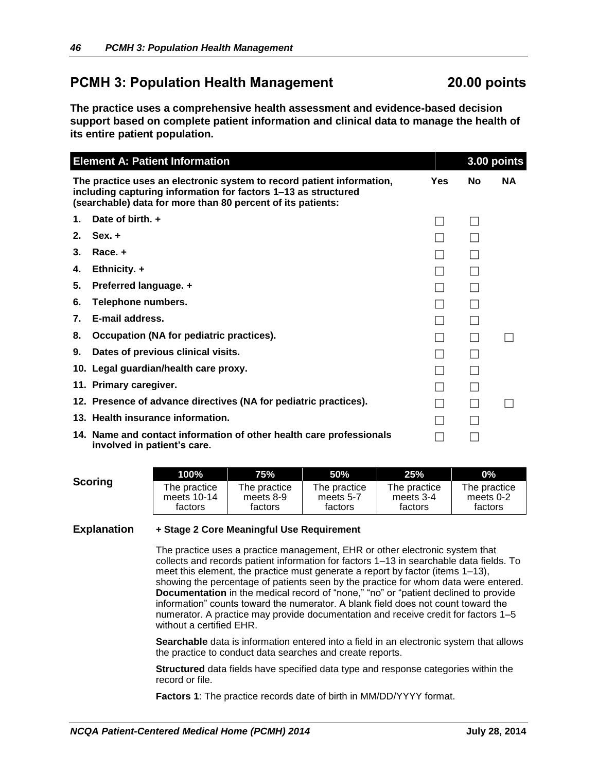## PCMH 3: Population Health Management — 20.00 points

**The practice uses a comprehensive health assessment and evidence-based decision support based on complete patient information and clinical data to manage the health of its entire patient population.**

| Element A: Patient Information | | | 3.00 points |
|---|---|---|---|
| **The practice uses an electronic system to record patient information, including capturing information for factors 1–13 as structured (searchable) data for more than 80 percent of its patients:** | **Yes** | **No** | **NA** |
| **1. Date of birth. +** | ☐ | ☐ | |
| **2. Sex. +** | ☐ | ☐ | |
| **3. Race. +** | ☐ | ☐ | |
| **4. Ethnicity. +** | ☐ | ☐ | |
| **5. Preferred language. +** | ☐ | ☐ | |
| **6. Telephone numbers.** | ☐ | ☐ | |
| **7. E-mail address.** | ☐ | ☐ | |
| **8. Occupation (NA for pediatric practices).** | ☐ | ☐ | ☐ |
| **9. Dates of previous clinical visits.** | ☐ | ☐ | |
| **10. Legal guardian/health care proxy.** | ☐ | ☐ | |
| **11. Primary caregiver.** | ☐ | ☐ | |
| **12. Presence of advance directives (NA for pediatric practices).** | ☐ | ☐ | ☐ |
| **13. Health insurance information.** | ☐ | ☐ | |
| **14. Name and contact information of other health care professionals involved in patient's care.** | ☐ | ☐ | |

**Scoring**

| 100% | 75% | 50% | 25% | 0% |
|---|---|---|---|---|
| The practice meets 10-14 factors | The practice meets 8-9 factors | The practice meets 5-7 factors | The practice meets 3-4 factors | The practice meets 0-2 factors |

**Explanation**

**+ Stage 2 Core Meaningful Use Requirement**

The practice uses a practice management, EHR or other electronic system that collects and records patient information for factors 1–13 in searchable data fields. To meet this element, the practice must generate a report by factor (items 1–13), showing the percentage of patients seen by the practice for whom data were entered. **Documentation** in the medical record of "none," "no" or "patient declined to provide information" counts toward the numerator. A blank field does not count toward the numerator. A practice may provide documentation and receive credit for factors 1–5 without a certified EHR.

**Searchable** data is information entered into a field in an electronic system that allows the practice to conduct data searches and create reports.

**Structured** data fields have specified data type and response categories within the record or file.

**Factors 1**: The practice records date of birth in MM/DD/YYYY format.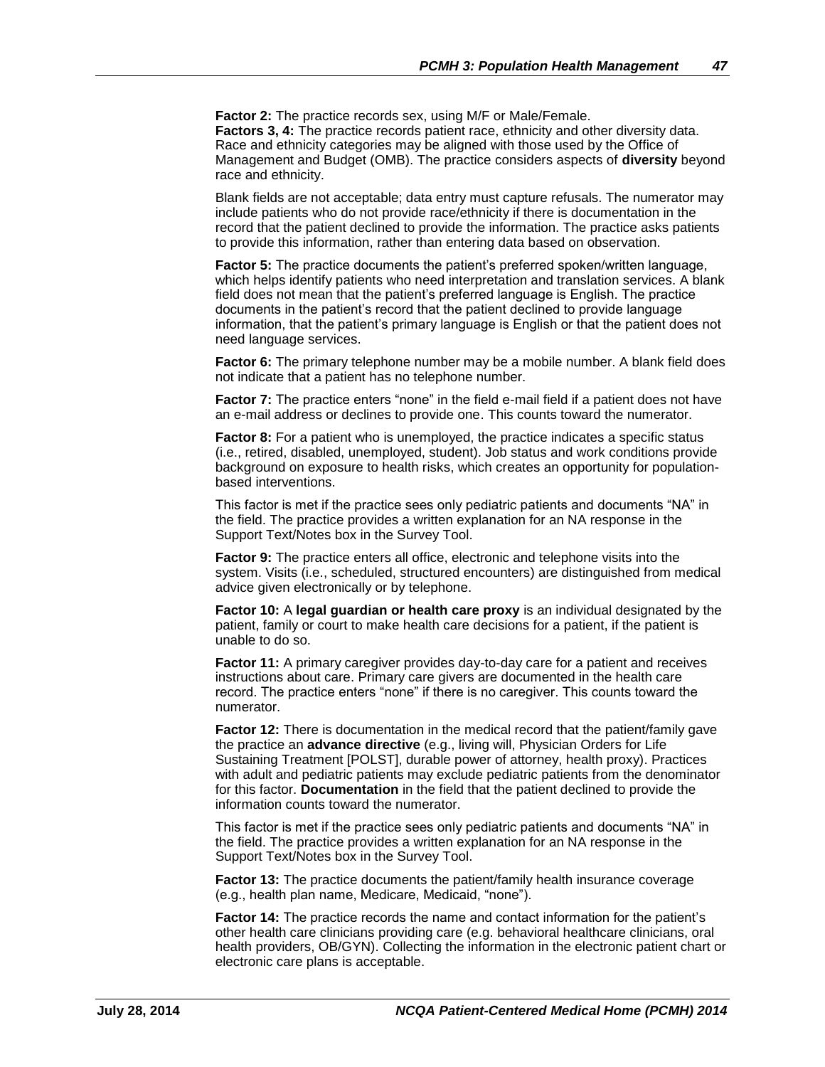**Factor 2:** The practice records sex, using M/F or Male/Female.

**Factors 3, 4:** The practice records patient race, ethnicity and other diversity data. Race and ethnicity categories may be aligned with those used by the Office of Management and Budget (OMB). The practice considers aspects of **diversity** beyond race and ethnicity.

Blank fields are not acceptable; data entry must capture refusals. The numerator may include patients who do not provide race/ethnicity if there is documentation in the record that the patient declined to provide the information. The practice asks patients to provide this information, rather than entering data based on observation.

**Factor 5:** The practice documents the patient's preferred spoken/written language, which helps identify patients who need interpretation and translation services. A blank field does not mean that the patient's preferred language is English. The practice documents in the patient's record that the patient declined to provide language information, that the patient's primary language is English or that the patient does not need language services.

**Factor 6:** The primary telephone number may be a mobile number. A blank field does not indicate that a patient has no telephone number.

**Factor 7:** The practice enters "none" in the field e-mail field if a patient does not have an e-mail address or declines to provide one. This counts toward the numerator.

**Factor 8:** For a patient who is unemployed, the practice indicates a specific status (i.e., retired, disabled, unemployed, student). Job status and work conditions provide background on exposure to health risks, which creates an opportunity for population-based interventions.

This factor is met if the practice sees only pediatric patients and documents "NA" in the field. The practice provides a written explanation for an NA response in the Support Text/Notes box in the Survey Tool.

**Factor 9:** The practice enters all office, electronic and telephone visits into the system. Visits (i.e., scheduled, structured encounters) are distinguished from medical advice given electronically or by telephone.

**Factor 10:** A **legal guardian or health care proxy** is an individual designated by the patient, family or court to make health care decisions for a patient, if the patient is unable to do so.

**Factor 11:** A primary caregiver provides day-to-day care for a patient and receives instructions about care. Primary care givers are documented in the health care record. The practice enters "none" if there is no caregiver. This counts toward the numerator.

**Factor 12:** There is documentation in the medical record that the patient/family gave the practice an **advance directive** (e.g., living will, Physician Orders for Life Sustaining Treatment [POLST], durable power of attorney, health proxy). Practices with adult and pediatric patients may exclude pediatric patients from the denominator for this factor. **Documentation** in the field that the patient declined to provide the information counts toward the numerator.

This factor is met if the practice sees only pediatric patients and documents "NA" in the field. The practice provides a written explanation for an NA response in the Support Text/Notes box in the Survey Tool.

**Factor 13:** The practice documents the patient/family health insurance coverage (e.g., health plan name, Medicare, Medicaid, "none").

**Factor 14:** The practice records the name and contact information for the patient's other health care clinicians providing care (e.g. behavioral healthcare clinicians, oral health providers, OB/GYN). Collecting the information in the electronic patient chart or electronic care plans is acceptable.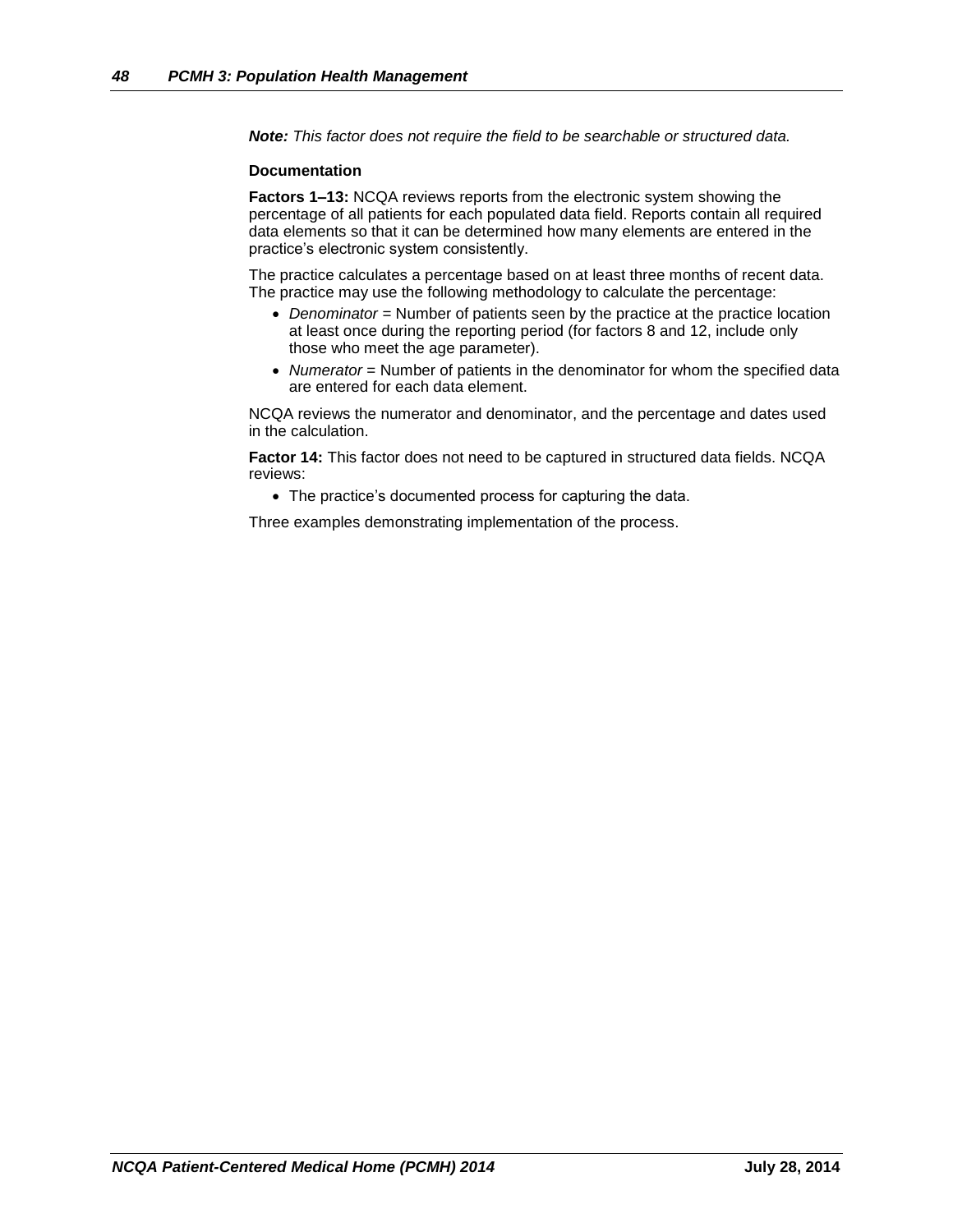***Note:*** *This factor does not require the field to be searchable or structured data.*

**Documentation**

**Factors 1–13:** NCQA reviews reports from the electronic system showing the percentage of all patients for each populated data field. Reports contain all required data elements so that it can be determined how many elements are entered in the practice's electronic system consistently.

The practice calculates a percentage based on at least three months of recent data. The practice may use the following methodology to calculate the percentage:

- *Denominator* = Number of patients seen by the practice at the practice location at least once during the reporting period (for factors 8 and 12, include only those who meet the age parameter).
- *Numerator* = Number of patients in the denominator for whom the specified data are entered for each data element.

NCQA reviews the numerator and denominator, and the percentage and dates used in the calculation.

**Factor 14:** This factor does not need to be captured in structured data fields. NCQA reviews:

- The practice's documented process for capturing the data.

Three examples demonstrating implementation of the process.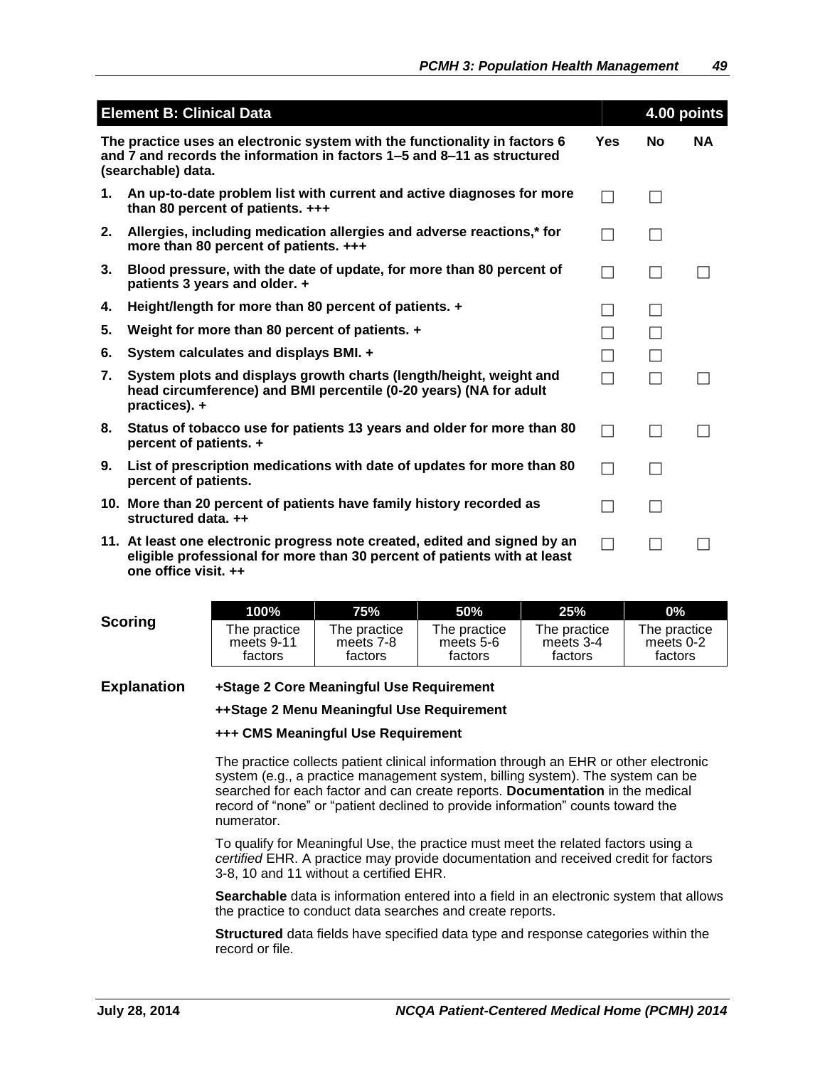## Element B: Clinical Data — 4.00 points

| The practice uses an electronic system with the functionality in factors 6 and 7 and records the information in factors 1–5 and 8–11 as structured (searchable) data. | Yes | No | NA |
|---|---|---|---|
| 1. An up-to-date problem list with current and active diagnoses for more than 80 percent of patients. +++ | ☐ | ☐ | |
| 2. Allergies, including medication allergies and adverse reactions,* for more than 80 percent of patients. +++ | ☐ | ☐ | |
| 3. Blood pressure, with the date of update, for more than 80 percent of patients 3 years and older. + | ☐ | ☐ | ☐ |
| 4. Height/length for more than 80 percent of patients. + | ☐ | ☐ | |
| 5. Weight for more than 80 percent of patients. + | ☐ | ☐ | |
| 6. System calculates and displays BMI. + | ☐ | ☐ | |
| 7. System plots and displays growth charts (length/height, weight and head circumference) and BMI percentile (0-20 years) (NA for adult practices). + | ☐ | ☐ | ☐ |
| 8. Status of tobacco use for patients 13 years and older for more than 80 percent of patients. + | ☐ | ☐ | ☐ |
| 9. List of prescription medications with date of updates for more than 80 percent of patients. | ☐ | ☐ | |
| 10. More than 20 percent of patients have family history recorded as structured data. ++ | ☐ | ☐ | |
| 11. At least one electronic progress note created, edited and signed by an eligible professional for more than 30 percent of patients with at least one office visit. ++ | ☐ | ☐ | ☐ |

**Scoring**

| 100% | 75% | 50% | 25% | 0% |
|---|---|---|---|---|
| The practice meets 9-11 factors | The practice meets 7-8 factors | The practice meets 5-6 factors | The practice meets 3-4 factors | The practice meets 0-2 factors |

**Explanation**

**+Stage 2 Core Meaningful Use Requirement**

**++Stage 2 Menu Meaningful Use Requirement**

**+++ CMS Meaningful Use Requirement**

The practice collects patient clinical information through an EHR or other electronic system (e.g., a practice management system, billing system). The system can be searched for each factor and can create reports. **Documentation** in the medical record of "none" or "patient declined to provide information" counts toward the numerator.

To qualify for Meaningful Use, the practice must meet the related factors using a *certified* EHR. A practice may provide documentation and received credit for factors 3-8, 10 and 11 without a certified EHR.

**Searchable** data is information entered into a field in an electronic system that allows the practice to conduct data searches and create reports.

**Structured** data fields have specified data type and response categories within the record or file.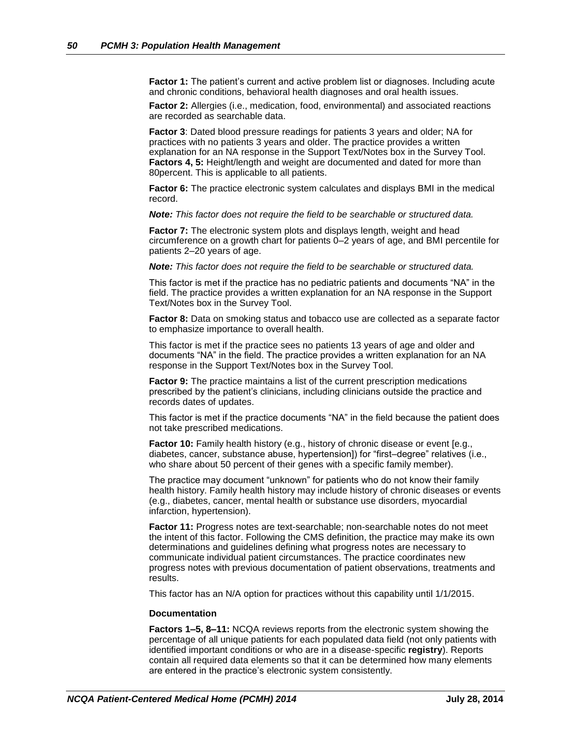**Factor 1:** The patient's current and active problem list or diagnoses. Including acute and chronic conditions, behavioral health diagnoses and oral health issues.

**Factor 2:** Allergies (i.e., medication, food, environmental) and associated reactions are recorded as searchable data.

**Factor 3**: Dated blood pressure readings for patients 3 years and older; NA for practices with no patients 3 years and older. The practice provides a written explanation for an NA response in the Support Text/Notes box in the Survey Tool.
**Factors 4, 5:** Height/length and weight are documented and dated for more than 80percent. This is applicable to all patients.

**Factor 6:** The practice electronic system calculates and displays BMI in the medical record.

***Note:*** *This factor does not require the field to be searchable or structured data.*

**Factor 7:** The electronic system plots and displays length, weight and head circumference on a growth chart for patients 0–2 years of age, and BMI percentile for patients 2–20 years of age.

***Note:*** *This factor does not require the field to be searchable or structured data.*

This factor is met if the practice has no pediatric patients and documents "NA" in the field. The practice provides a written explanation for an NA response in the Support Text/Notes box in the Survey Tool.

**Factor 8:** Data on smoking status and tobacco use are collected as a separate factor to emphasize importance to overall health.

This factor is met if the practice sees no patients 13 years of age and older and documents "NA" in the field. The practice provides a written explanation for an NA response in the Support Text/Notes box in the Survey Tool.

**Factor 9:** The practice maintains a list of the current prescription medications prescribed by the patient's clinicians, including clinicians outside the practice and records dates of updates.

This factor is met if the practice documents "NA" in the field because the patient does not take prescribed medications.

**Factor 10:** Family health history (e.g., history of chronic disease or event [e.g., diabetes, cancer, substance abuse, hypertension]) for "first–degree" relatives (i.e., who share about 50 percent of their genes with a specific family member).

The practice may document "unknown" for patients who do not know their family health history. Family health history may include history of chronic diseases or events (e.g., diabetes, cancer, mental health or substance use disorders, myocardial infarction, hypertension).

**Factor 11:** Progress notes are text-searchable; non-searchable notes do not meet the intent of this factor. Following the CMS definition, the practice may make its own determinations and guidelines defining what progress notes are necessary to communicate individual patient circumstances. The practice coordinates new progress notes with previous documentation of patient observations, treatments and results.

This factor has an N/A option for practices without this capability until 1/1/2015.

**Documentation**

**Factors 1–5, 8–11:** NCQA reviews reports from the electronic system showing the percentage of all unique patients for each populated data field (not only patients with identified important conditions or who are in a disease-specific **registry**). Reports contain all required data elements so that it can be determined how many elements are entered in the practice's electronic system consistently.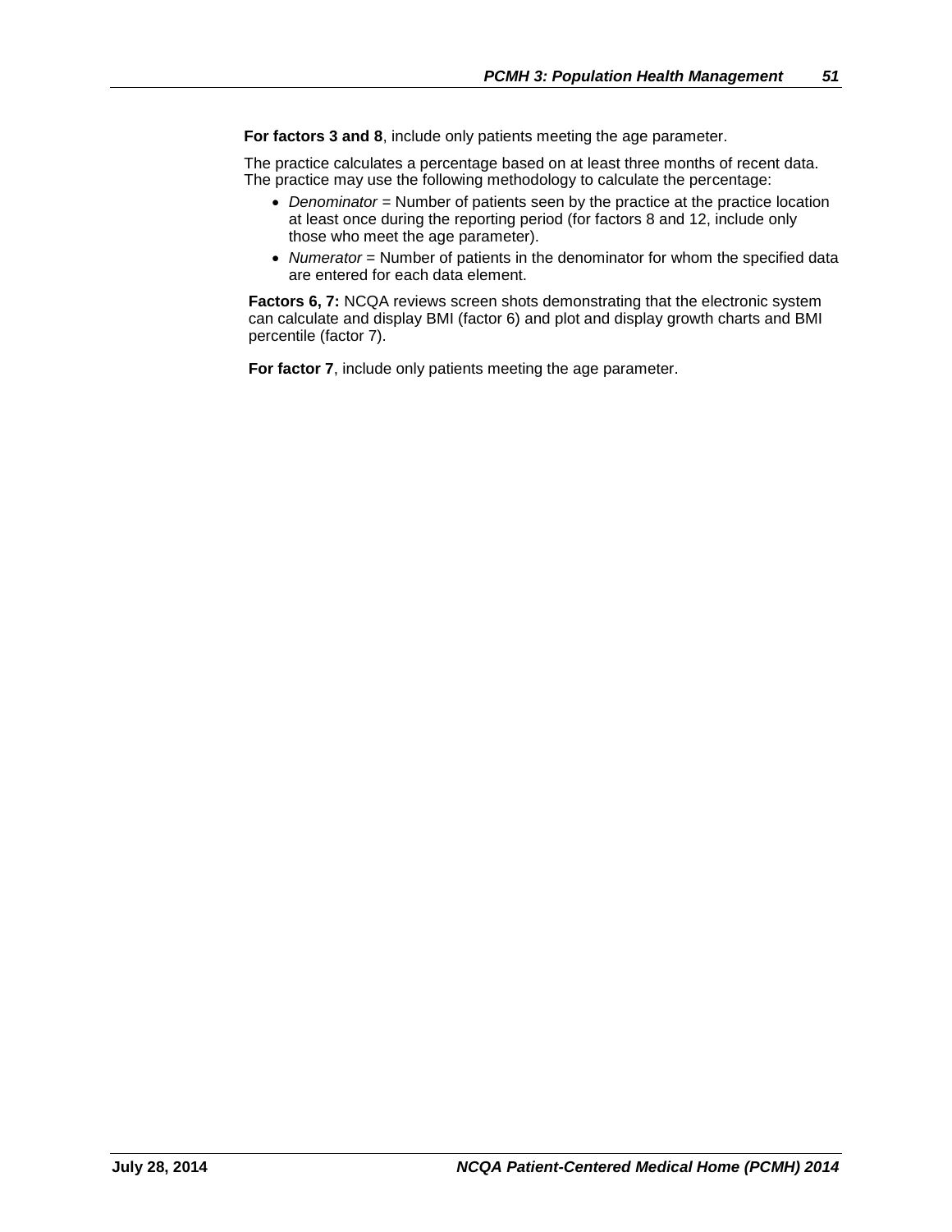**For factors 3 and 8**, include only patients meeting the age parameter.

The practice calculates a percentage based on at least three months of recent data. The practice may use the following methodology to calculate the percentage:

- *Denominator* = Number of patients seen by the practice at the practice location at least once during the reporting period (for factors 8 and 12, include only those who meet the age parameter).
- *Numerator* = Number of patients in the denominator for whom the specified data are entered for each data element.

**Factors 6, 7:** NCQA reviews screen shots demonstrating that the electronic system can calculate and display BMI (factor 6) and plot and display growth charts and BMI percentile (factor 7).

**For factor 7**, include only patients meeting the age parameter.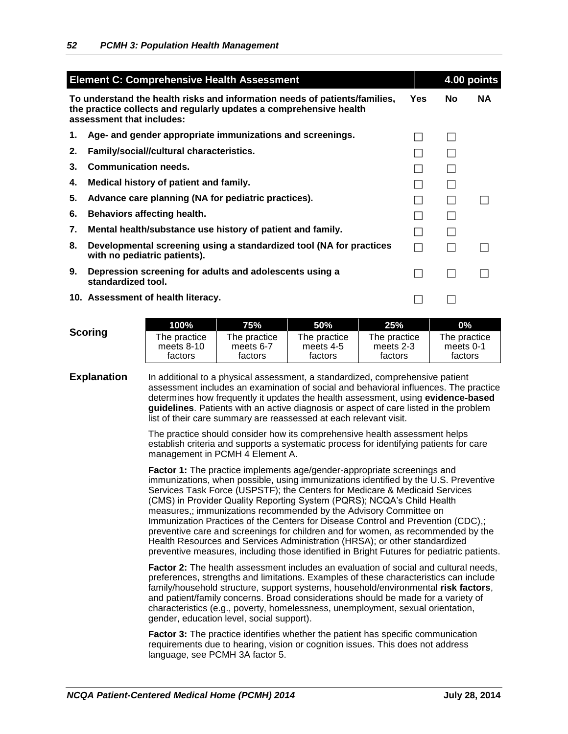## Element C: Comprehensive Health Assessment — 4.00 points

| To understand the health risks and information needs of patients/families, the practice collects and regularly updates a comprehensive health assessment that includes: | Yes | No | NA |
|---|---|---|---|
| 1. Age- and gender appropriate immunizations and screenings. | ☐ | ☐ | |
| 2. Family/social//cultural characteristics. | ☐ | ☐ | |
| 3. Communication needs. | ☐ | ☐ | |
| 4. Medical history of patient and family. | ☐ | ☐ | |
| 5. Advance care planning (NA for pediatric practices). | ☐ | ☐ | ☐ |
| 6. Behaviors affecting health. | ☐ | ☐ | |
| 7. Mental health/substance use history of patient and family. | ☐ | ☐ | |
| 8. Developmental screening using a standardized tool (NA for practices with no pediatric patients). | ☐ | ☐ | ☐ |
| 9. Depression screening for adults and adolescents using a standardized tool. | ☐ | ☐ | ☐ |
| 10. Assessment of health literacy. | ☐ | ☐ | |

**Scoring**

| 100% | 75% | 50% | 25% | 0% |
|---|---|---|---|---|
| The practice meets 8-10 factors | The practice meets 6-7 factors | The practice meets 4-5 factors | The practice meets 2-3 factors | The practice meets 0-1 factors |

**Explanation**

In additional to a physical assessment, a standardized, comprehensive patient assessment includes an examination of social and behavioral influences. The practice determines how frequently it updates the health assessment, using **evidence-based guidelines**. Patients with an active diagnosis or aspect of care listed in the problem list of their care summary are reassessed at each relevant visit.

The practice should consider how its comprehensive health assessment helps establish criteria and supports a systematic process for identifying patients for care management in PCMH 4 Element A.

**Factor 1:** The practice implements age/gender-appropriate screenings and immunizations, when possible, using immunizations identified by the U.S. Preventive Services Task Force (USPSTF); the Centers for Medicare & Medicaid Services (CMS) in Provider Quality Reporting System (PQRS); NCQA's Child Health measures,; immunizations recommended by the Advisory Committee on Immunization Practices of the Centers for Disease Control and Prevention (CDC),; preventive care and screenings for children and for women, as recommended by the Health Resources and Services Administration (HRSA); or other standardized preventive measures, including those identified in Bright Futures for pediatric patients.

**Factor 2:** The health assessment includes an evaluation of social and cultural needs, preferences, strengths and limitations. Examples of these characteristics can include family/household structure, support systems, household/environmental **risk factors**, and patient/family concerns. Broad considerations should be made for a variety of characteristics (e.g., poverty, homelessness, unemployment, sexual orientation, gender, education level, social support).

**Factor 3:** The practice identifies whether the patient has specific communication requirements due to hearing, vision or cognition issues. This does not address language, see PCMH 3A factor 5.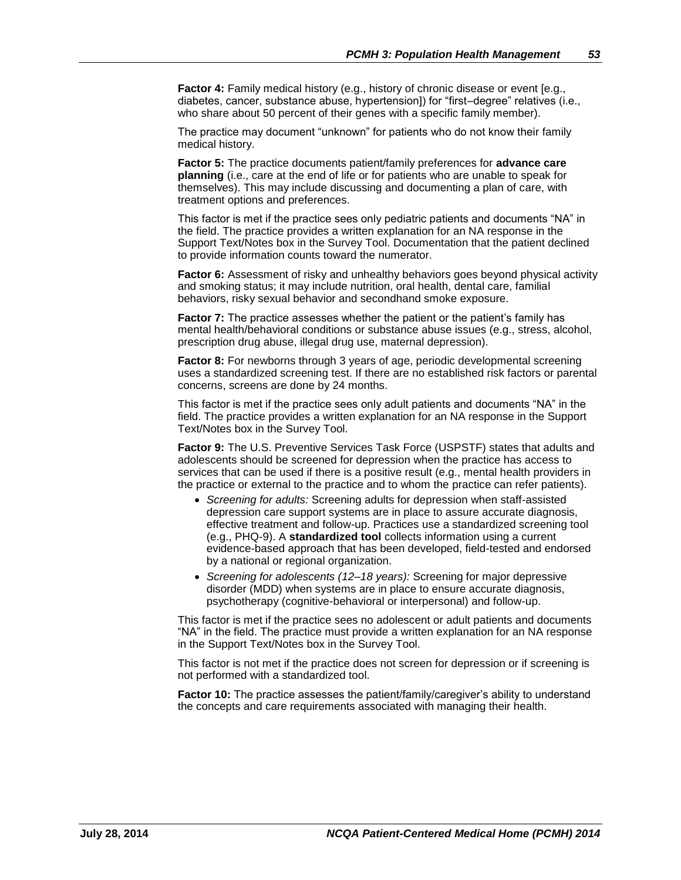**Factor 4:** Family medical history (e.g., history of chronic disease or event [e.g., diabetes, cancer, substance abuse, hypertension]) for "first–degree" relatives (i.e., who share about 50 percent of their genes with a specific family member).

The practice may document "unknown" for patients who do not know their family medical history.

**Factor 5:** The practice documents patient/family preferences for **advance care planning** (i.e., care at the end of life or for patients who are unable to speak for themselves). This may include discussing and documenting a plan of care, with treatment options and preferences.

This factor is met if the practice sees only pediatric patients and documents "NA" in the field. The practice provides a written explanation for an NA response in the Support Text/Notes box in the Survey Tool. Documentation that the patient declined to provide information counts toward the numerator.

**Factor 6:** Assessment of risky and unhealthy behaviors goes beyond physical activity and smoking status; it may include nutrition, oral health, dental care, familial behaviors, risky sexual behavior and secondhand smoke exposure.

**Factor 7:** The practice assesses whether the patient or the patient's family has mental health/behavioral conditions or substance abuse issues (e.g., stress, alcohol, prescription drug abuse, illegal drug use, maternal depression).

**Factor 8:** For newborns through 3 years of age, periodic developmental screening uses a standardized screening test. If there are no established risk factors or parental concerns, screens are done by 24 months.

This factor is met if the practice sees only adult patients and documents "NA" in the field. The practice provides a written explanation for an NA response in the Support Text/Notes box in the Survey Tool.

**Factor 9:** The U.S. Preventive Services Task Force (USPSTF) states that adults and adolescents should be screened for depression when the practice has access to services that can be used if there is a positive result (e.g., mental health providers in the practice or external to the practice and to whom the practice can refer patients).

- *Screening for adults:* Screening adults for depression when staff-assisted depression care support systems are in place to assure accurate diagnosis, effective treatment and follow-up. Practices use a standardized screening tool (e.g., PHQ-9). A **standardized tool** collects information using a current evidence-based approach that has been developed, field-tested and endorsed by a national or regional organization.
- *Screening for adolescents (12–18 years):* Screening for major depressive disorder (MDD) when systems are in place to ensure accurate diagnosis, psychotherapy (cognitive-behavioral or interpersonal) and follow-up.

This factor is met if the practice sees no adolescent or adult patients and documents "NA" in the field. The practice must provide a written explanation for an NA response in the Support Text/Notes box in the Survey Tool.

This factor is not met if the practice does not screen for depression or if screening is not performed with a standardized tool.

**Factor 10:** The practice assesses the patient/family/caregiver's ability to understand the concepts and care requirements associated with managing their health.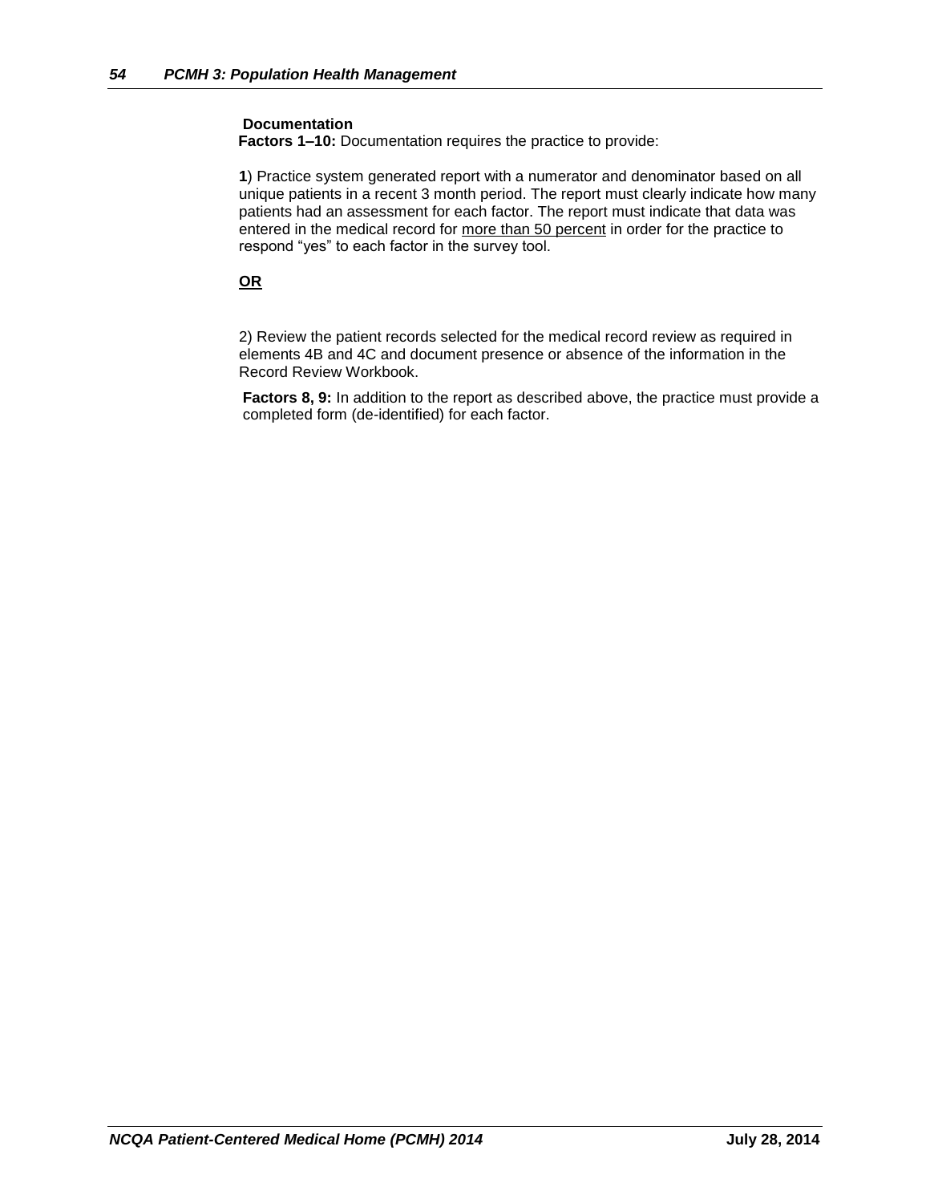**Documentation**

**Factors 1–10:** Documentation requires the practice to provide:

**1**) Practice system generated report with a numerator and denominator based on all unique patients in a recent 3 month period. The report must clearly indicate how many patients had an assessment for each factor. The report must indicate that data was entered in the medical record for <u>more than 50 percent</u> in order for the practice to respond "yes" to each factor in the survey tool.

**<u>OR</u>**

2) Review the patient records selected for the medical record review as required in elements 4B and 4C and document presence or absence of the information in the Record Review Workbook.

**Factors 8, 9:** In addition to the report as described above, the practice must provide a completed form (de-identified) for each factor.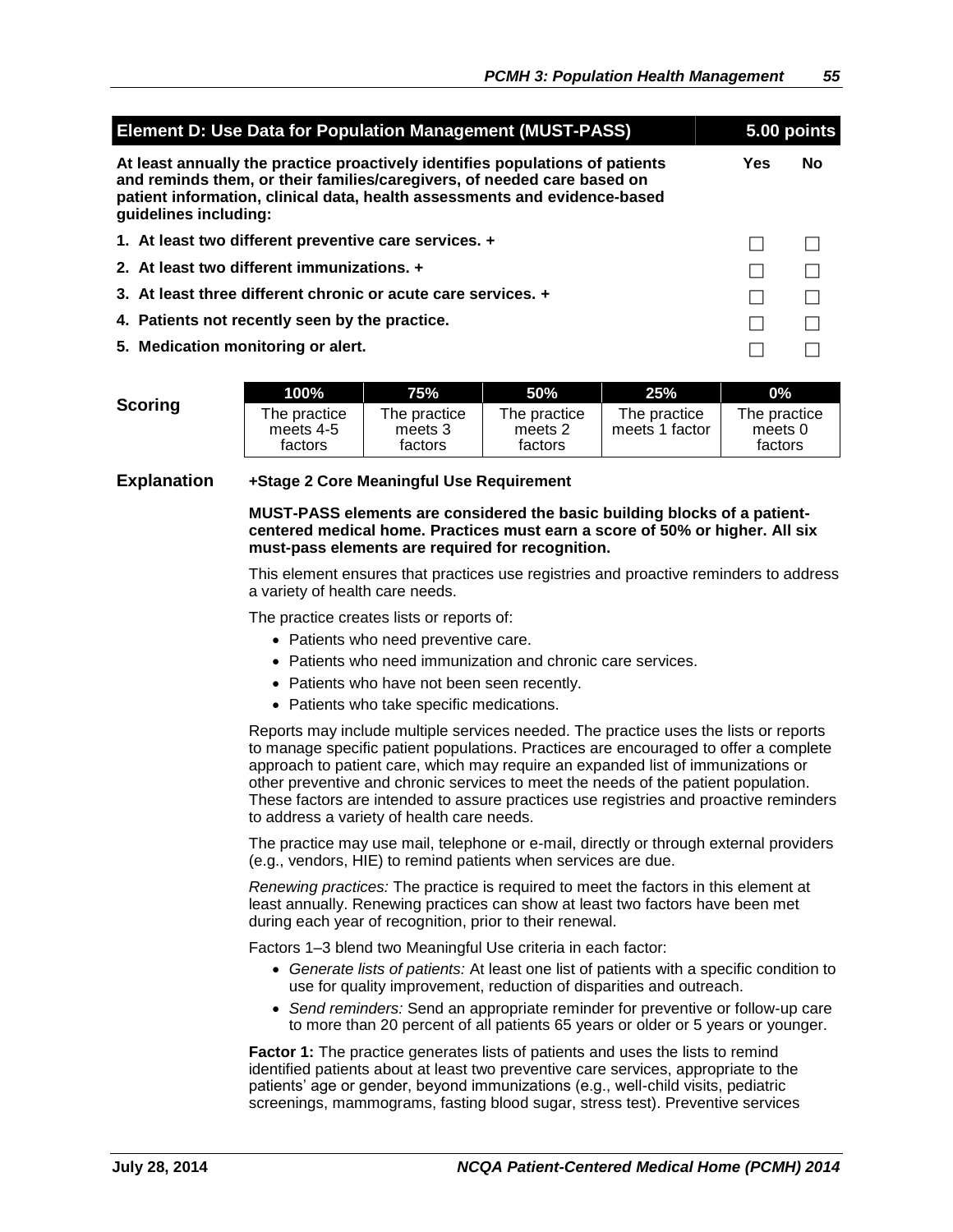## Element D: Use Data for Population Management (MUST-PASS) — 5.00 points

| At least annually the practice proactively identifies populations of patients and reminds them, or their families/caregivers, of needed care based on patient information, clinical data, health assessments and evidence-based guidelines including: | Yes | No |
|---|---|---|
| 1. At least two different preventive care services. + | ☐ | ☐ |
| 2. At least two different immunizations. + | ☐ | ☐ |
| 3. At least three different chronic or acute care services. + | ☐ | ☐ |
| 4. Patients not recently seen by the practice. | ☐ | ☐ |
| 5. Medication monitoring or alert. | ☐ | ☐ |

**Scoring**

| 100% | 75% | 50% | 25% | 0% |
|---|---|---|---|---|
| The practice meets 4-5 factors | The practice meets 3 factors | The practice meets 2 factors | The practice meets 1 factor | The practice meets 0 factors |

**Explanation**

**+Stage 2 Core Meaningful Use Requirement**

**MUST-PASS elements are considered the basic building blocks of a patient-centered medical home. Practices must earn a score of 50% or higher. All six must-pass elements are required for recognition.**

This element ensures that practices use registries and proactive reminders to address a variety of health care needs.

The practice creates lists or reports of:

- Patients who need preventive care.
- Patients who need immunization and chronic care services.
- Patients who have not been seen recently.
- Patients who take specific medications.

Reports may include multiple services needed. The practice uses the lists or reports to manage specific patient populations. Practices are encouraged to offer a complete approach to patient care, which may require an expanded list of immunizations or other preventive and chronic services to meet the needs of the patient population. These factors are intended to assure practices use registries and proactive reminders to address a variety of health care needs.

The practice may use mail, telephone or e-mail, directly or through external providers (e.g., vendors, HIE) to remind patients when services are due.

*Renewing practices:* The practice is required to meet the factors in this element at least annually. Renewing practices can show at least two factors have been met during each year of recognition, prior to their renewal.

Factors 1–3 blend two Meaningful Use criteria in each factor:

- *Generate lists of patients:* At least one list of patients with a specific condition to use for quality improvement, reduction of disparities and outreach.
- *Send reminders:* Send an appropriate reminder for preventive or follow-up care to more than 20 percent of all patients 65 years or older or 5 years or younger.

**Factor 1:** The practice generates lists of patients and uses the lists to remind identified patients about at least two preventive care services, appropriate to the patients' age or gender, beyond immunizations (e.g., well-child visits, pediatric screenings, mammograms, fasting blood sugar, stress test). Preventive services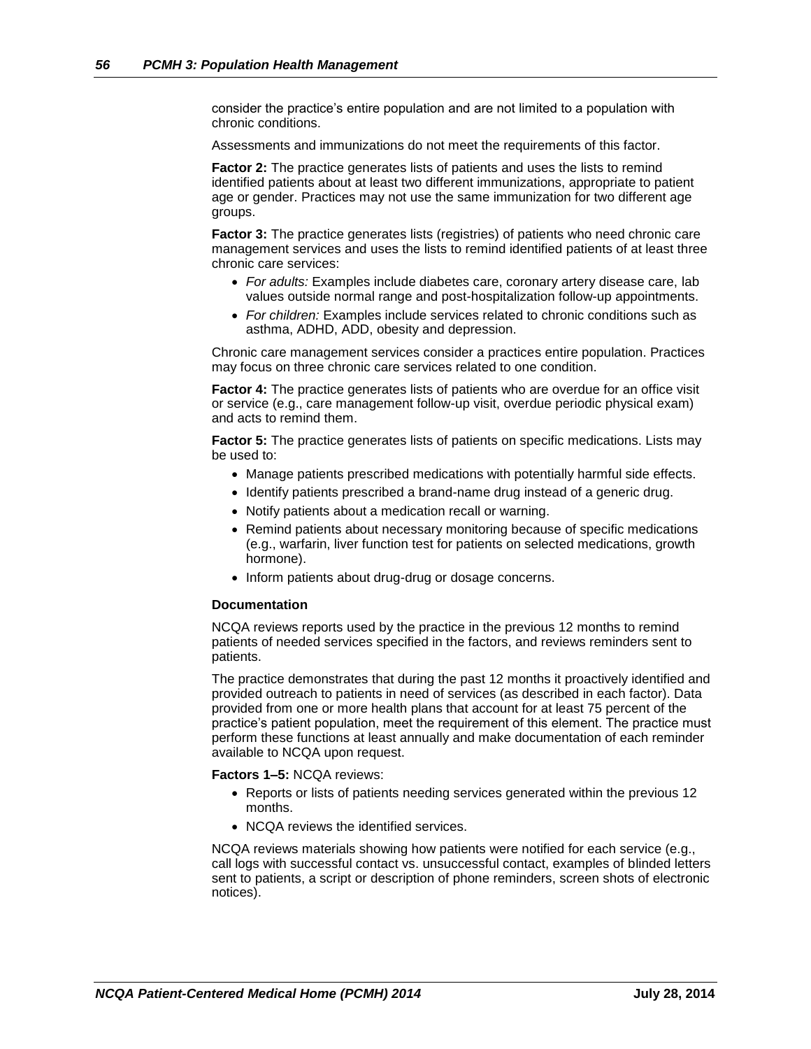consider the practice's entire population and are not limited to a population with chronic conditions.

Assessments and immunizations do not meet the requirements of this factor.

**Factor 2:** The practice generates lists of patients and uses the lists to remind identified patients about at least two different immunizations, appropriate to patient age or gender. Practices may not use the same immunization for two different age groups.

**Factor 3:** The practice generates lists (registries) of patients who need chronic care management services and uses the lists to remind identified patients of at least three chronic care services:

- *For adults:* Examples include diabetes care, coronary artery disease care, lab values outside normal range and post-hospitalization follow-up appointments.
- *For children:* Examples include services related to chronic conditions such as asthma, ADHD, ADD, obesity and depression.

Chronic care management services consider a practices entire population. Practices may focus on three chronic care services related to one condition.

**Factor 4:** The practice generates lists of patients who are overdue for an office visit or service (e.g., care management follow-up visit, overdue periodic physical exam) and acts to remind them.

**Factor 5:** The practice generates lists of patients on specific medications. Lists may be used to:

- Manage patients prescribed medications with potentially harmful side effects.
- Identify patients prescribed a brand-name drug instead of a generic drug.
- Notify patients about a medication recall or warning.
- Remind patients about necessary monitoring because of specific medications (e.g., warfarin, liver function test for patients on selected medications, growth hormone).
- Inform patients about drug-drug or dosage concerns.

**Documentation**

NCQA reviews reports used by the practice in the previous 12 months to remind patients of needed services specified in the factors, and reviews reminders sent to patients.

The practice demonstrates that during the past 12 months it proactively identified and provided outreach to patients in need of services (as described in each factor). Data provided from one or more health plans that account for at least 75 percent of the practice's patient population, meet the requirement of this element. The practice must perform these functions at least annually and make documentation of each reminder available to NCQA upon request.

**Factors 1–5:** NCQA reviews:

- Reports or lists of patients needing services generated within the previous 12 months.
- NCQA reviews the identified services.

NCQA reviews materials showing how patients were notified for each service (e.g., call logs with successful contact vs. unsuccessful contact, examples of blinded letters sent to patients, a script or description of phone reminders, screen shots of electronic notices).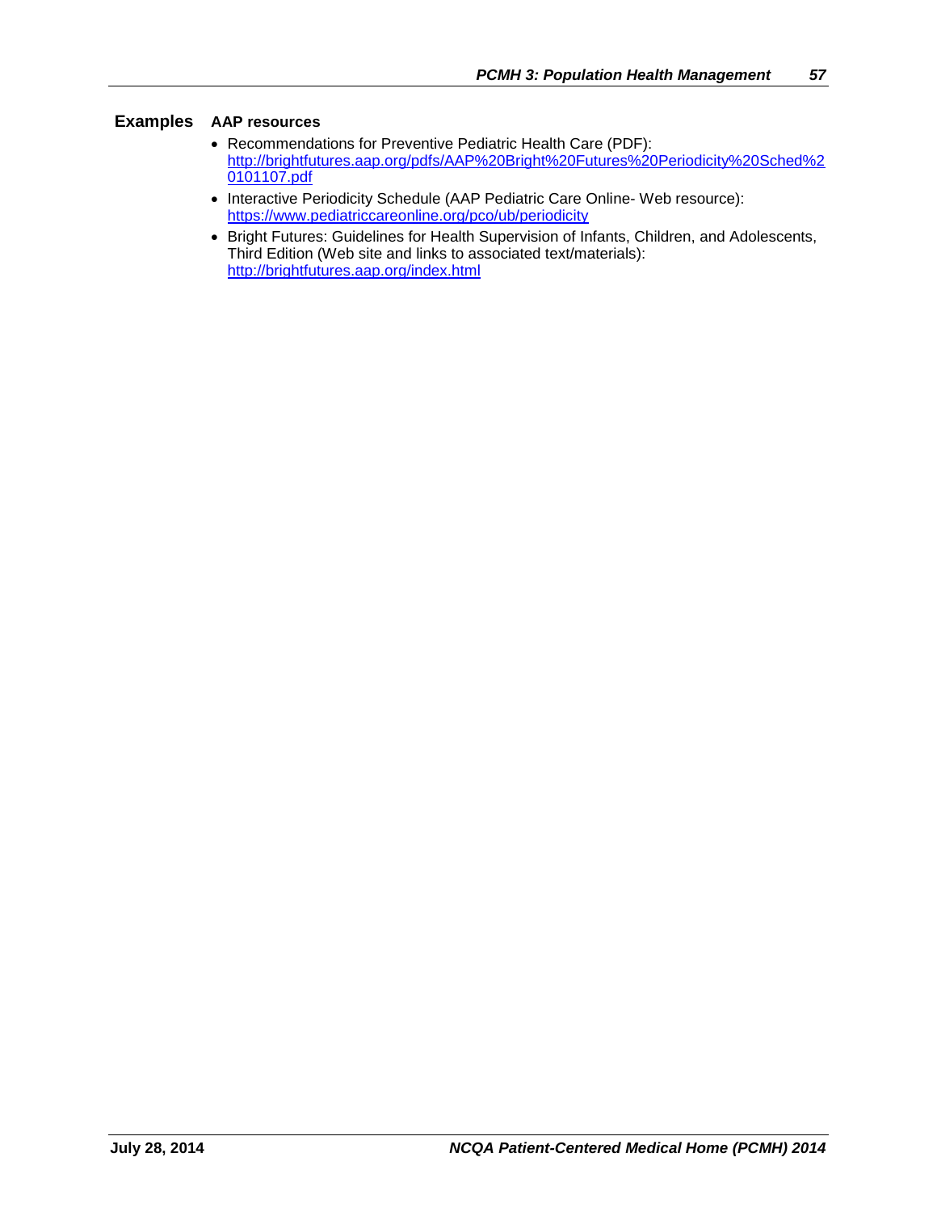**Examples** **AAP resources**

- Recommendations for Preventive Pediatric Health Care (PDF): http://brightfutures.aap.org/pdfs/AAP%20Bright%20Futures%20Periodicity%20Sched%20101107.pdf
- Interactive Periodicity Schedule (AAP Pediatric Care Online- Web resource): https://www.pediatriccareonline.org/pco/ub/periodicity
- Bright Futures: Guidelines for Health Supervision of Infants, Children, and Adolescents, Third Edition (Web site and links to associated text/materials): http://brightfutures.aap.org/index.html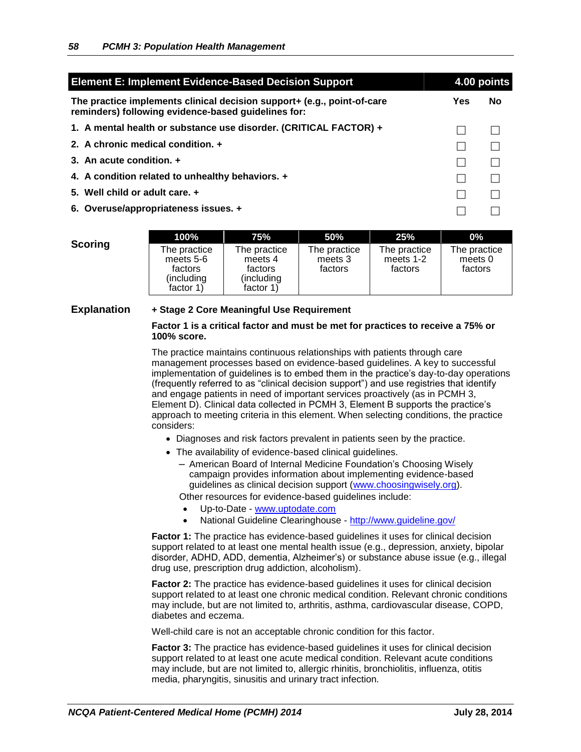| Element E: Implement Evidence-Based Decision Support | | 4.00 points |
|---|---|---|
| **The practice implements clinical decision support+ (e.g., point-of-care reminders) following evidence-based guidelines for:** | **Yes** | **No** |
| **1. A mental health or substance use disorder. (CRITICAL FACTOR) +** | ☐ | ☐ |
| **2. A chronic medical condition. +** | ☐ | ☐ |
| **3. An acute condition. +** | ☐ | ☐ |
| **4. A condition related to unhealthy behaviors. +** | ☐ | ☐ |
| **5. Well child or adult care. +** | ☐ | ☐ |
| **6. Overuse/appropriateness issues. +** | ☐ | ☐ |

**Scoring**

| 100% | 75% | 50% | 25% | 0% |
|---|---|---|---|---|
| The practice meets 5-6 factors (including factor 1) | The practice meets 4 factors (including factor 1) | The practice meets 3 factors | The practice meets 1-2 factors | The practice meets 0 factors |

**Explanation**

**+ Stage 2 Core Meaningful Use Requirement**

**Factor 1 is a critical factor and must be met for practices to receive a 75% or 100% score.**

The practice maintains continuous relationships with patients through care management processes based on evidence-based guidelines. A key to successful implementation of guidelines is to embed them in the practice's day-to-day operations (frequently referred to as "clinical decision support") and use registries that identify and engage patients in need of important services proactively (as in PCMH 3, Element D). Clinical data collected in PCMH 3, Element B supports the practice's approach to meeting criteria in this element. When selecting conditions, the practice considers:

- Diagnoses and risk factors prevalent in patients seen by the practice.
- The availability of evidence-based clinical guidelines.
  - American Board of Internal Medicine Foundation's Choosing Wisely campaign provides information about implementing evidence-based guidelines as clinical decision support (www.choosingwisely.org).

  Other resources for evidence-based guidelines include:
  - Up-to-Date - www.uptodate.com
  - National Guideline Clearinghouse - http://www.guideline.gov/

**Factor 1:** The practice has evidence-based guidelines it uses for clinical decision support related to at least one mental health issue (e.g., depression, anxiety, bipolar disorder, ADHD, ADD, dementia, Alzheimer's) or substance abuse issue (e.g., illegal drug use, prescription drug addiction, alcoholism).

**Factor 2:** The practice has evidence-based guidelines it uses for clinical decision support related to at least one chronic medical condition. Relevant chronic conditions may include, but are not limited to, arthritis, asthma, cardiovascular disease, COPD, diabetes and eczema.

Well-child care is not an acceptable chronic condition for this factor.

**Factor 3:** The practice has evidence-based guidelines it uses for clinical decision support related to at least one acute medical condition. Relevant acute conditions may include, but are not limited to, allergic rhinitis, bronchiolitis, influenza, otitis media, pharyngitis, sinusitis and urinary tract infection.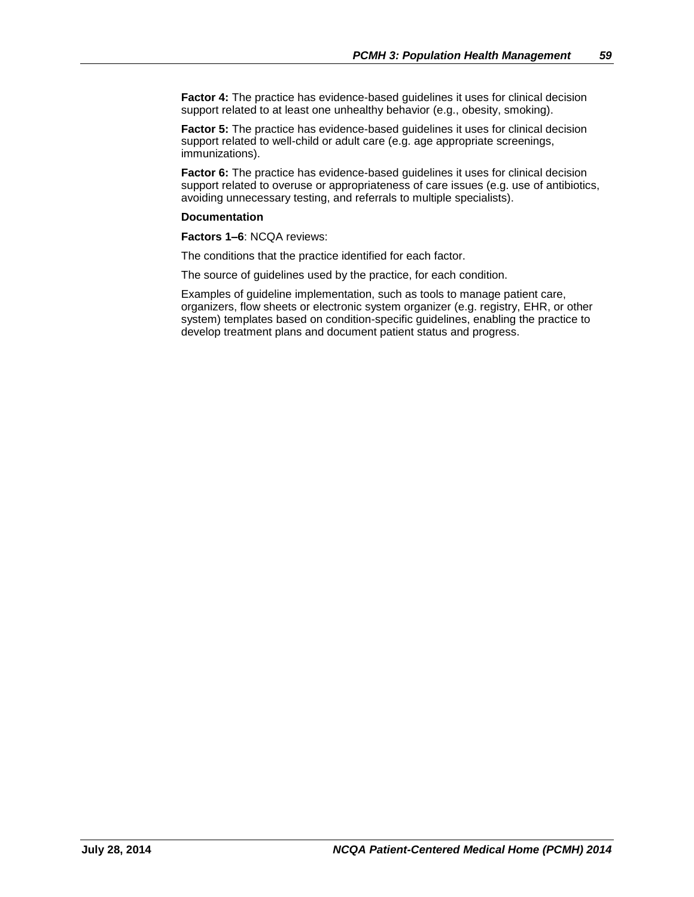**Factor 4:** The practice has evidence-based guidelines it uses for clinical decision support related to at least one unhealthy behavior (e.g., obesity, smoking).

**Factor 5:** The practice has evidence-based guidelines it uses for clinical decision support related to well-child or adult care (e.g. age appropriate screenings, immunizations).

**Factor 6:** The practice has evidence-based guidelines it uses for clinical decision support related to overuse or appropriateness of care issues (e.g. use of antibiotics, avoiding unnecessary testing, and referrals to multiple specialists).

**Documentation**

**Factors 1–6**: NCQA reviews:

The conditions that the practice identified for each factor.

The source of guidelines used by the practice, for each condition.

Examples of guideline implementation, such as tools to manage patient care, organizers, flow sheets or electronic system organizer (e.g. registry, EHR, or other system) templates based on condition-specific guidelines, enabling the practice to develop treatment plans and document patient status and progress.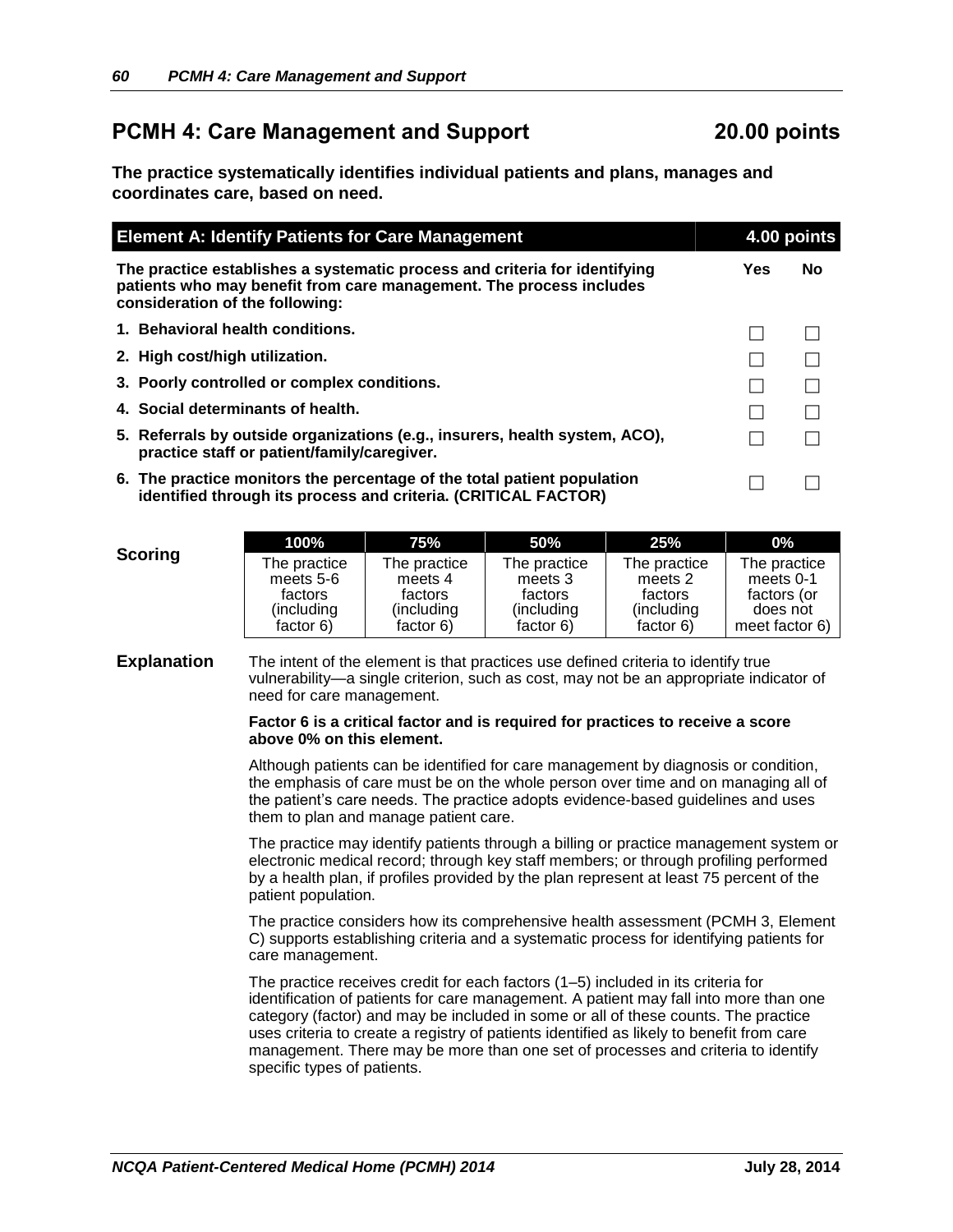## PCMH 4: Care Management and Support — 20.00 points

**The practice systematically identifies individual patients and plans, manages and coordinates care, based on need.**

| Element A: Identify Patients for Care Management | 4.00 points | |
|---|---|---|
| **The practice establishes a systematic process and criteria for identifying patients who may benefit from care management. The process includes consideration of the following:** | **Yes** | **No** |
| **1. Behavioral health conditions.** | ☐ | ☐ |
| **2. High cost/high utilization.** | ☐ | ☐ |
| **3. Poorly controlled or complex conditions.** | ☐ | ☐ |
| **4. Social determinants of health.** | ☐ | ☐ |
| **5. Referrals by outside organizations (e.g., insurers, health system, ACO), practice staff or patient/family/caregiver.** | ☐ | ☐ |
| **6. The practice monitors the percentage of the total patient population identified through its process and criteria. (CRITICAL FACTOR)** | ☐ | ☐ |

**Scoring**

| 100% | 75% | 50% | 25% | 0% |
|---|---|---|---|---|
| The practice meets 5-6 factors (including factor 6) | The practice meets 4 factors (including factor 6) | The practice meets 3 factors (including factor 6) | The practice meets 2 factors (including factor 6) | The practice meets 0-1 factors (or does not meet factor 6) |

**Explanation**

The intent of the element is that practices use defined criteria to identify true vulnerability—a single criterion, such as cost, may not be an appropriate indicator of need for care management.

**Factor 6 is a critical factor and is required for practices to receive a score above 0% on this element.**

Although patients can be identified for care management by diagnosis or condition, the emphasis of care must be on the whole person over time and on managing all of the patient's care needs. The practice adopts evidence-based guidelines and uses them to plan and manage patient care.

The practice may identify patients through a billing or practice management system or electronic medical record; through key staff members; or through profiling performed by a health plan, if profiles provided by the plan represent at least 75 percent of the patient population.

The practice considers how its comprehensive health assessment (PCMH 3, Element C) supports establishing criteria and a systematic process for identifying patients for care management.

The practice receives credit for each factors (1–5) included in its criteria for identification of patients for care management. A patient may fall into more than one category (factor) and may be included in some or all of these counts. The practice uses criteria to create a registry of patients identified as likely to benefit from care management. There may be more than one set of processes and criteria to identify specific types of patients.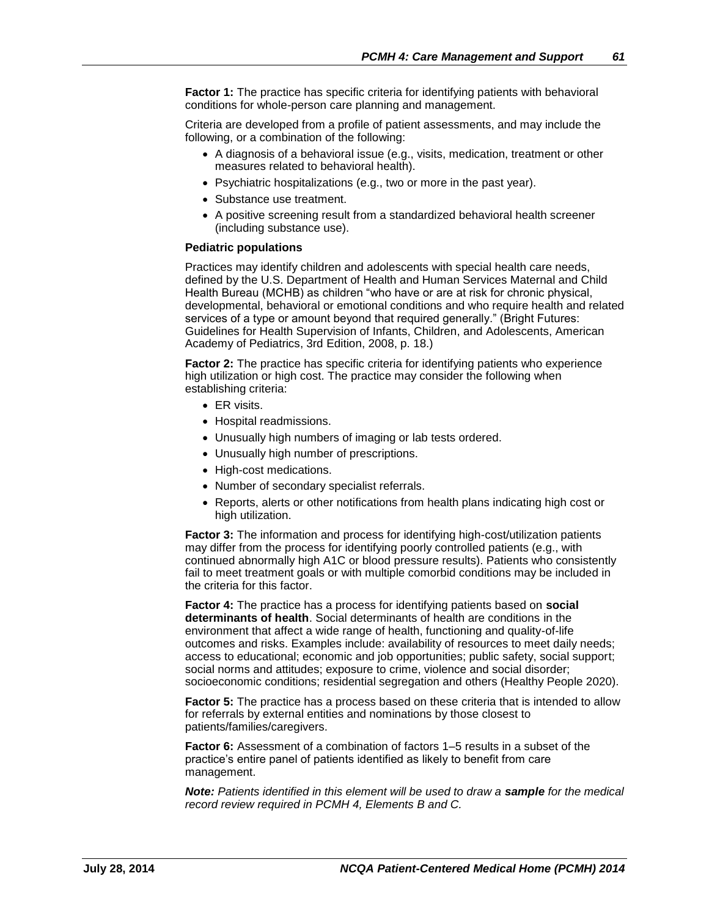**Factor 1:** The practice has specific criteria for identifying patients with behavioral conditions for whole-person care planning and management.

Criteria are developed from a profile of patient assessments, and may include the following, or a combination of the following:

- A diagnosis of a behavioral issue (e.g., visits, medication, treatment or other measures related to behavioral health).
- Psychiatric hospitalizations (e.g., two or more in the past year).
- Substance use treatment.
- A positive screening result from a standardized behavioral health screener (including substance use).

**Pediatric populations**

Practices may identify children and adolescents with special health care needs, defined by the U.S. Department of Health and Human Services Maternal and Child Health Bureau (MCHB) as children "who have or are at risk for chronic physical, developmental, behavioral or emotional conditions and who require health and related services of a type or amount beyond that required generally." (Bright Futures: Guidelines for Health Supervision of Infants, Children, and Adolescents, American Academy of Pediatrics, 3rd Edition, 2008, p. 18.)

**Factor 2:** The practice has specific criteria for identifying patients who experience high utilization or high cost. The practice may consider the following when establishing criteria:

- ER visits.
- Hospital readmissions.
- Unusually high numbers of imaging or lab tests ordered.
- Unusually high number of prescriptions.
- High-cost medications.
- Number of secondary specialist referrals.
- Reports, alerts or other notifications from health plans indicating high cost or high utilization.

**Factor 3:** The information and process for identifying high-cost/utilization patients may differ from the process for identifying poorly controlled patients (e.g., with continued abnormally high A1C or blood pressure results). Patients who consistently fail to meet treatment goals or with multiple comorbid conditions may be included in the criteria for this factor.

**Factor 4:** The practice has a process for identifying patients based on **social determinants of health**. Social determinants of health are conditions in the environment that affect a wide range of health, functioning and quality-of-life outcomes and risks. Examples include: availability of resources to meet daily needs; access to educational; economic and job opportunities; public safety, social support; social norms and attitudes; exposure to crime, violence and social disorder; socioeconomic conditions; residential segregation and others (Healthy People 2020).

**Factor 5:** The practice has a process based on these criteria that is intended to allow for referrals by external entities and nominations by those closest to patients/families/caregivers.

**Factor 6:** Assessment of a combination of factors 1–5 results in a subset of the practice's entire panel of patients identified as likely to benefit from care management.

***Note:*** *Patients identified in this element will be used to draw a* ***sample*** *for the medical record review required in PCMH 4, Elements B and C.*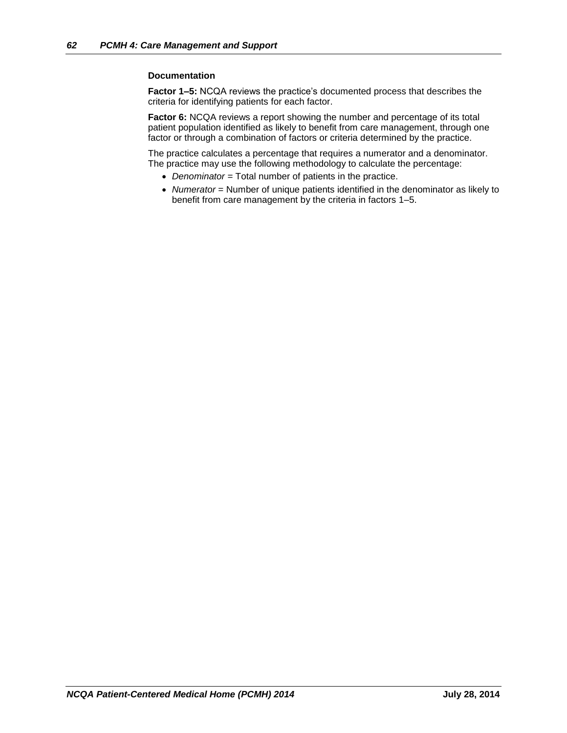**Documentation**

**Factor 1–5:** NCQA reviews the practice's documented process that describes the criteria for identifying patients for each factor.

**Factor 6:** NCQA reviews a report showing the number and percentage of its total patient population identified as likely to benefit from care management, through one factor or through a combination of factors or criteria determined by the practice.

The practice calculates a percentage that requires a numerator and a denominator. The practice may use the following methodology to calculate the percentage:

- *Denominator* = Total number of patients in the practice.
- *Numerator* = Number of unique patients identified in the denominator as likely to benefit from care management by the criteria in factors 1–5.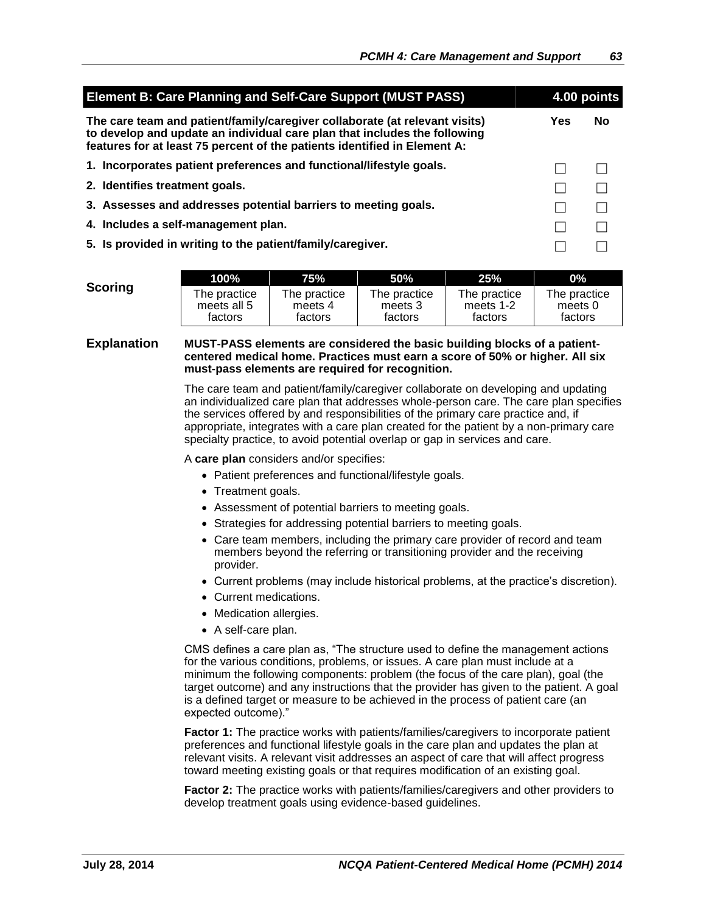## Element B: Care Planning and Self-Care Support (MUST PASS) — 4.00 points

| The care team and patient/family/caregiver collaborate (at relevant visits) to develop and update an individual care plan that includes the following features for at least 75 percent of the patients identified in Element A: | Yes | No |
|---|---|---|
| 1. Incorporates patient preferences and functional/lifestyle goals. | ☐ | ☐ |
| 2. Identifies treatment goals. | ☐ | ☐ |
| 3. Assesses and addresses potential barriers to meeting goals. | ☐ | ☐ |
| 4. Includes a self-management plan. | ☐ | ☐ |
| 5. Is provided in writing to the patient/family/caregiver. | ☐ | ☐ |

### Scoring

| 100% | 75% | 50% | 25% | 0% |
|---|---|---|---|---|
| The practice meets all 5 factors | The practice meets 4 factors | The practice meets 3 factors | The practice meets 1-2 factors | The practice meets 0 factors |

### Explanation

**MUST-PASS elements are considered the basic building blocks of a patient-centered medical home. Practices must earn a score of 50% or higher. All six must-pass elements are required for recognition.**

The care team and patient/family/caregiver collaborate on developing and updating an individualized care plan that addresses whole-person care. The care plan specifies the services offered by and responsibilities of the primary care practice and, if appropriate, integrates with a care plan created for the patient by a non-primary care specialty practice, to avoid potential overlap or gap in services and care.

A **care plan** considers and/or specifies:

- Patient preferences and functional/lifestyle goals.
- Treatment goals.
- Assessment of potential barriers to meeting goals.
- Strategies for addressing potential barriers to meeting goals.
- Care team members, including the primary care provider of record and team members beyond the referring or transitioning provider and the receiving provider.
- Current problems (may include historical problems, at the practice's discretion).
- Current medications.
- Medication allergies.
- A self-care plan.

CMS defines a care plan as, "The structure used to define the management actions for the various conditions, problems, or issues. A care plan must include at a minimum the following components: problem (the focus of the care plan), goal (the target outcome) and any instructions that the provider has given to the patient. A goal is a defined target or measure to be achieved in the process of patient care (an expected outcome)."

**Factor 1:** The practice works with patients/families/caregivers to incorporate patient preferences and functional lifestyle goals in the care plan and updates the plan at relevant visits. A relevant visit addresses an aspect of care that will affect progress toward meeting existing goals or that requires modification of an existing goal.

**Factor 2:** The practice works with patients/families/caregivers and other providers to develop treatment goals using evidence-based guidelines.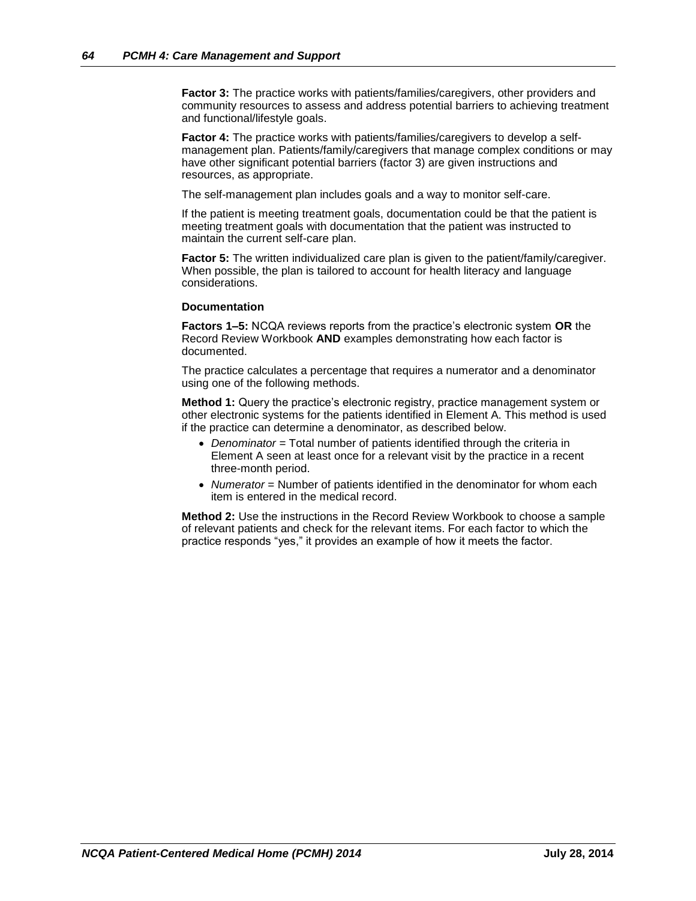**Factor 3:** The practice works with patients/families/caregivers, other providers and community resources to assess and address potential barriers to achieving treatment and functional/lifestyle goals.

**Factor 4:** The practice works with patients/families/caregivers to develop a self-management plan. Patients/family/caregivers that manage complex conditions or may have other significant potential barriers (factor 3) are given instructions and resources, as appropriate.

The self-management plan includes goals and a way to monitor self-care.

If the patient is meeting treatment goals, documentation could be that the patient is meeting treatment goals with documentation that the patient was instructed to maintain the current self-care plan.

**Factor 5:** The written individualized care plan is given to the patient/family/caregiver. When possible, the plan is tailored to account for health literacy and language considerations.

**Documentation**

**Factors 1–5:** NCQA reviews reports from the practice's electronic system **OR** the Record Review Workbook **AND** examples demonstrating how each factor is documented.

The practice calculates a percentage that requires a numerator and a denominator using one of the following methods.

**Method 1:** Query the practice's electronic registry, practice management system or other electronic systems for the patients identified in Element A. This method is used if the practice can determine a denominator, as described below.

- *Denominator* = Total number of patients identified through the criteria in Element A seen at least once for a relevant visit by the practice in a recent three-month period.
- *Numerator* = Number of patients identified in the denominator for whom each item is entered in the medical record.

**Method 2:** Use the instructions in the Record Review Workbook to choose a sample of relevant patients and check for the relevant items. For each factor to which the practice responds "yes," it provides an example of how it meets the factor.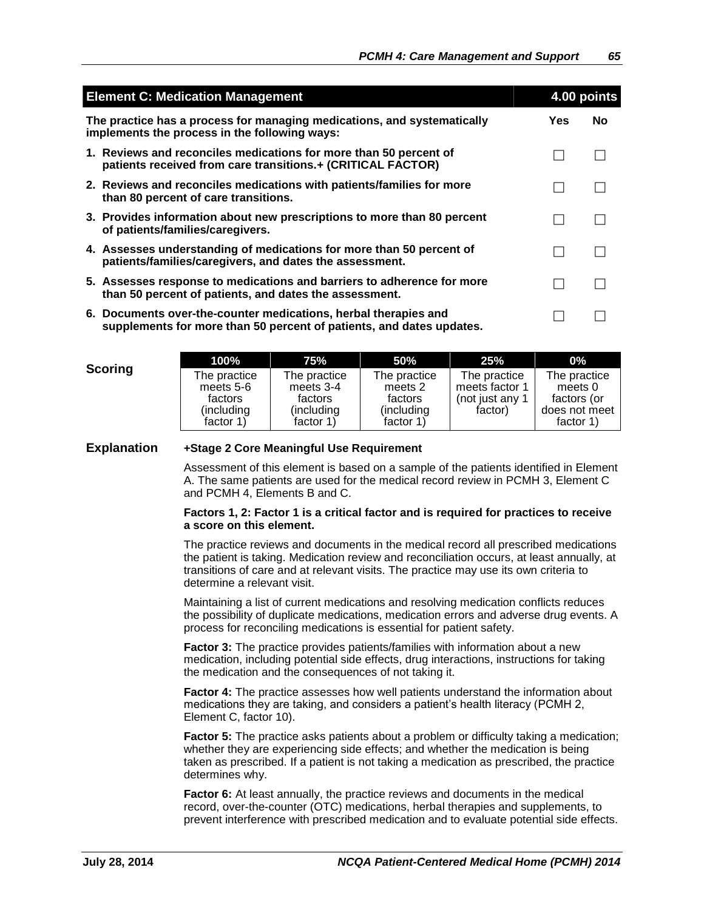## Element C: Medication Management — 4.00 points

| The practice has a process for managing medications, and systematically implements the process in the following ways: | Yes | No |
|---|---|---|
| 1. Reviews and reconciles medications for more than 50 percent of patients received from care transitions.+ (CRITICAL FACTOR) | ☐ | ☐ |
| 2. Reviews and reconciles medications with patients/families for more than 80 percent of care transitions. | ☐ | ☐ |
| 3. Provides information about new prescriptions to more than 80 percent of patients/families/caregivers. | ☐ | ☐ |
| 4. Assesses understanding of medications for more than 50 percent of patients/families/caregivers, and dates the assessment. | ☐ | ☐ |
| 5. Assesses response to medications and barriers to adherence for more than 50 percent of patients, and dates the assessment. | ☐ | ☐ |
| 6. Documents over-the-counter medications, herbal therapies and supplements for more than 50 percent of patients, and dates updates. | ☐ | ☐ |

### Scoring

| 100% | 75% | 50% | 25% | 0% |
|---|---|---|---|---|
| The practice meets 5-6 factors (including factor 1) | The practice meets 3-4 factors (including factor 1) | The practice meets 2 factors (including factor 1) | The practice meets factor 1 (not just any 1 factor) | The practice meets 0 factors (or does not meet factor 1) |

### Explanation

**+Stage 2 Core Meaningful Use Requirement**

Assessment of this element is based on a sample of the patients identified in Element A. The same patients are used for the medical record review in PCMH 3, Element C and PCMH 4, Elements B and C.

**Factors 1, 2: Factor 1 is a critical factor and is required for practices to receive a score on this element.**

The practice reviews and documents in the medical record all prescribed medications the patient is taking. Medication review and reconciliation occurs, at least annually, at transitions of care and at relevant visits. The practice may use its own criteria to determine a relevant visit.

Maintaining a list of current medications and resolving medication conflicts reduces the possibility of duplicate medications, medication errors and adverse drug events. A process for reconciling medications is essential for patient safety.

**Factor 3:** The practice provides patients/families with information about a new medication, including potential side effects, drug interactions, instructions for taking the medication and the consequences of not taking it.

**Factor 4:** The practice assesses how well patients understand the information about medications they are taking, and considers a patient's health literacy (PCMH 2, Element C, factor 10).

**Factor 5:** The practice asks patients about a problem or difficulty taking a medication; whether they are experiencing side effects; and whether the medication is being taken as prescribed. If a patient is not taking a medication as prescribed, the practice determines why.

**Factor 6:** At least annually, the practice reviews and documents in the medical record, over-the-counter (OTC) medications, herbal therapies and supplements, to prevent interference with prescribed medication and to evaluate potential side effects.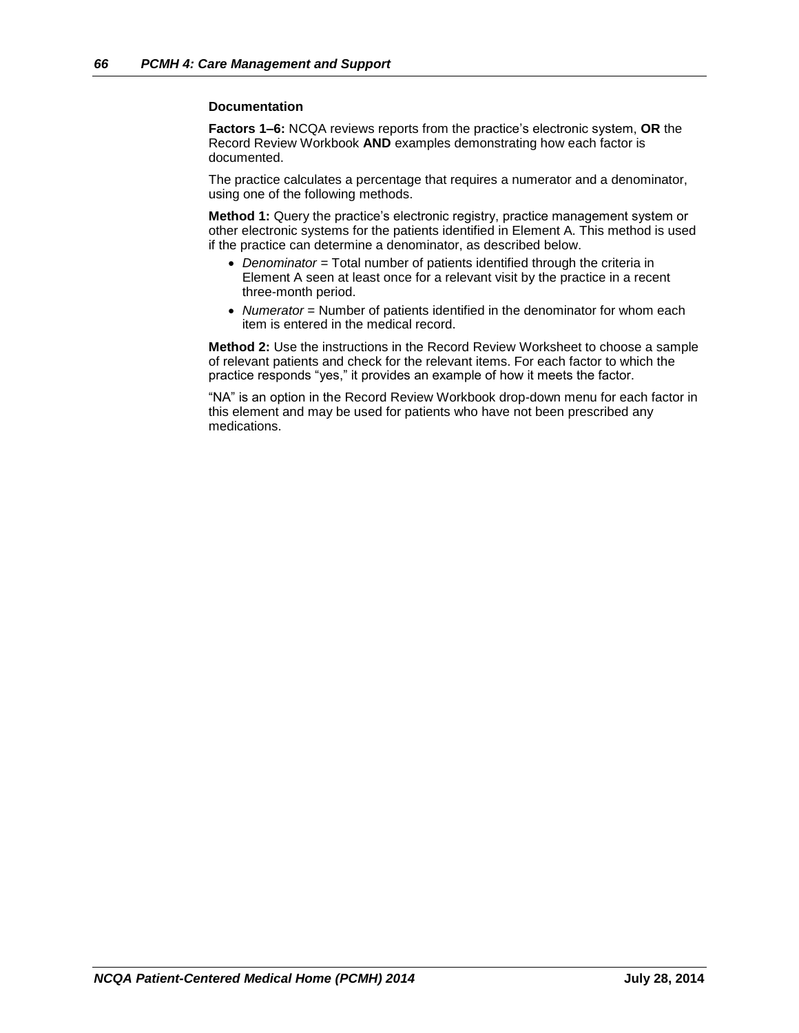**Documentation**

**Factors 1–6:** NCQA reviews reports from the practice's electronic system, **OR** the Record Review Workbook **AND** examples demonstrating how each factor is documented.

The practice calculates a percentage that requires a numerator and a denominator, using one of the following methods.

**Method 1:** Query the practice's electronic registry, practice management system or other electronic systems for the patients identified in Element A. This method is used if the practice can determine a denominator, as described below.

- *Denominator* = Total number of patients identified through the criteria in Element A seen at least once for a relevant visit by the practice in a recent three-month period.
- *Numerator* = Number of patients identified in the denominator for whom each item is entered in the medical record.

**Method 2:** Use the instructions in the Record Review Worksheet to choose a sample of relevant patients and check for the relevant items. For each factor to which the practice responds "yes," it provides an example of how it meets the factor.

"NA" is an option in the Record Review Workbook drop-down menu for each factor in this element and may be used for patients who have not been prescribed any medications.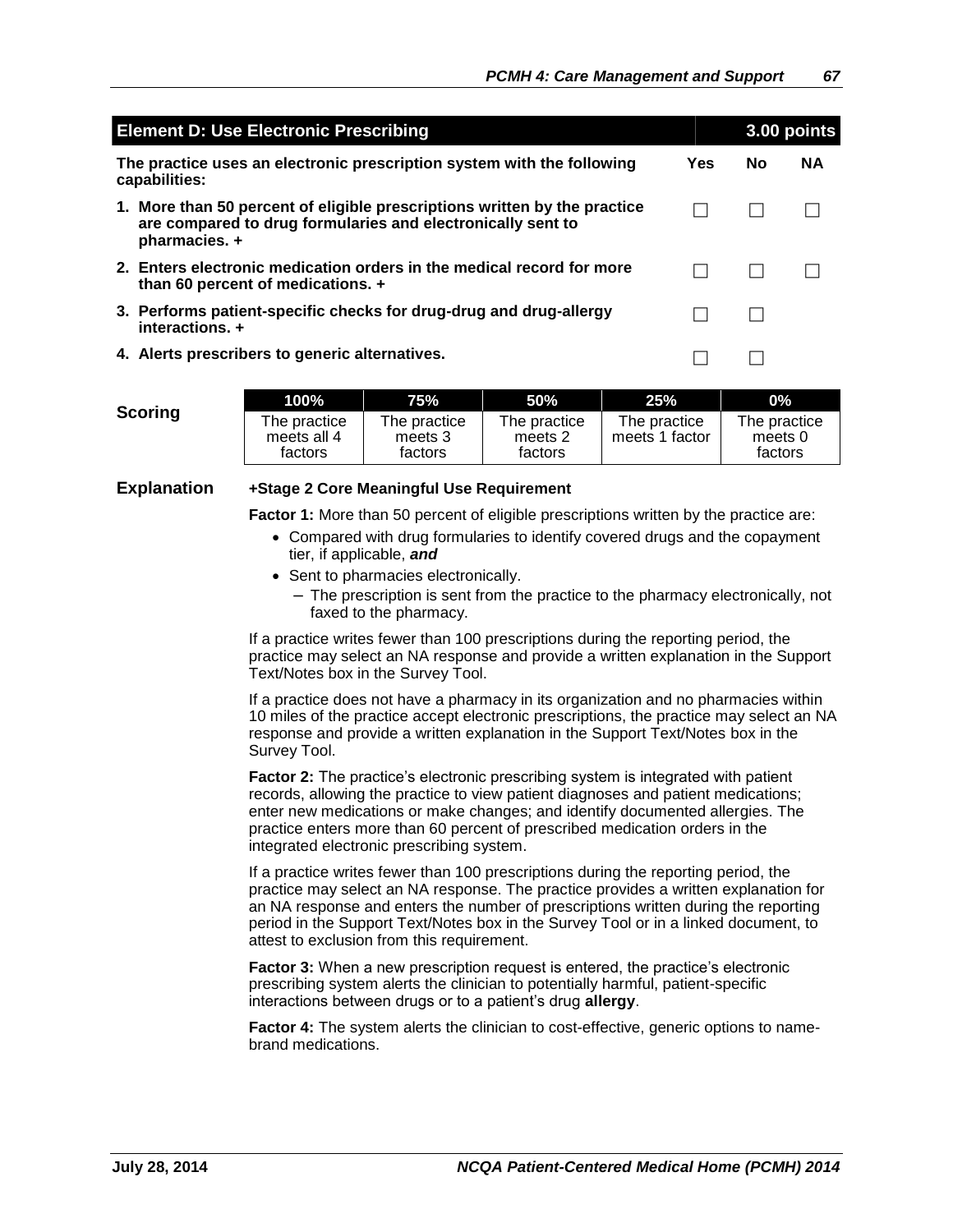## Element D: Use Electronic Prescribing — 3.00 points

| The practice uses an electronic prescription system with the following capabilities: | Yes | No | NA |
|---|---|---|---|
| 1. More than 50 percent of eligible prescriptions written by the practice are compared to drug formularies and electronically sent to pharmacies. + | ☐ | ☐ | ☐ |
| 2. Enters electronic medication orders in the medical record for more than 60 percent of medications. + | ☐ | ☐ | ☐ |
| 3. Performs patient-specific checks for drug-drug and drug-allergy interactions. + | ☐ | ☐ | |
| 4. Alerts prescribers to generic alternatives. | ☐ | ☐ | |

**Scoring**

| 100% | 75% | 50% | 25% | 0% |
|---|---|---|---|---|
| The practice meets all 4 factors | The practice meets 3 factors | The practice meets 2 factors | The practice meets 1 factor | The practice meets 0 factors |

**Explanation**

**+Stage 2 Core Meaningful Use Requirement**

**Factor 1:** More than 50 percent of eligible prescriptions written by the practice are:

- Compared with drug formularies to identify covered drugs and the copayment tier, if applicable, ***and***
- Sent to pharmacies electronically.
  - The prescription is sent from the practice to the pharmacy electronically, not faxed to the pharmacy.

If a practice writes fewer than 100 prescriptions during the reporting period, the practice may select an NA response and provide a written explanation in the Support Text/Notes box in the Survey Tool.

If a practice does not have a pharmacy in its organization and no pharmacies within 10 miles of the practice accept electronic prescriptions, the practice may select an NA response and provide a written explanation in the Support Text/Notes box in the Survey Tool.

**Factor 2:** The practice's electronic prescribing system is integrated with patient records, allowing the practice to view patient diagnoses and patient medications; enter new medications or make changes; and identify documented allergies. The practice enters more than 60 percent of prescribed medication orders in the integrated electronic prescribing system.

If a practice writes fewer than 100 prescriptions during the reporting period, the practice may select an NA response. The practice provides a written explanation for an NA response and enters the number of prescriptions written during the reporting period in the Support Text/Notes box in the Survey Tool or in a linked document, to attest to exclusion from this requirement.

**Factor 3:** When a new prescription request is entered, the practice's electronic prescribing system alerts the clinician to potentially harmful, patient-specific interactions between drugs or to a patient's drug **allergy**.

**Factor 4:** The system alerts the clinician to cost-effective, generic options to name-brand medications.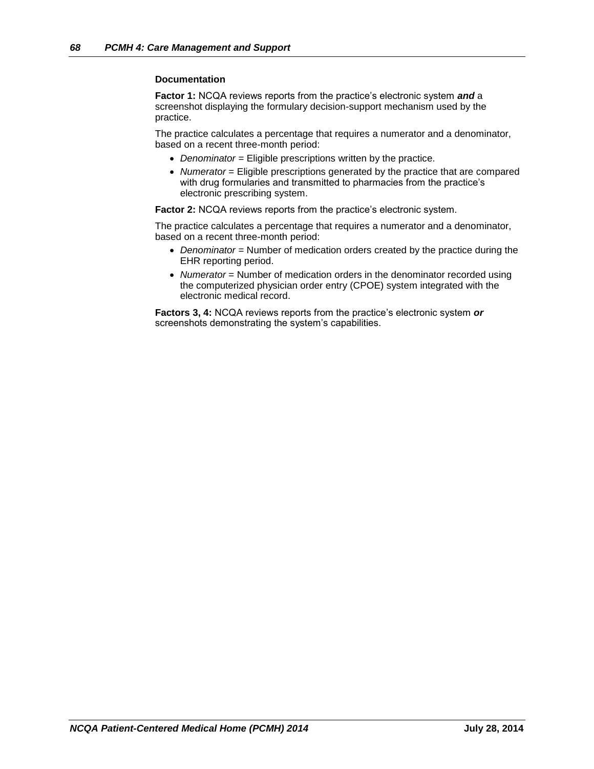**Documentation**

**Factor 1:** NCQA reviews reports from the practice's electronic system ***and*** a screenshot displaying the formulary decision-support mechanism used by the practice.

The practice calculates a percentage that requires a numerator and a denominator, based on a recent three-month period:

- *Denominator* = Eligible prescriptions written by the practice.
- *Numerator* = Eligible prescriptions generated by the practice that are compared with drug formularies and transmitted to pharmacies from the practice's electronic prescribing system.

**Factor 2:** NCQA reviews reports from the practice's electronic system.

The practice calculates a percentage that requires a numerator and a denominator, based on a recent three-month period:

- *Denominator* = Number of medication orders created by the practice during the EHR reporting period.
- *Numerator* = Number of medication orders in the denominator recorded using the computerized physician order entry (CPOE) system integrated with the electronic medical record.

**Factors 3, 4:** NCQA reviews reports from the practice's electronic system ***or*** screenshots demonstrating the system's capabilities.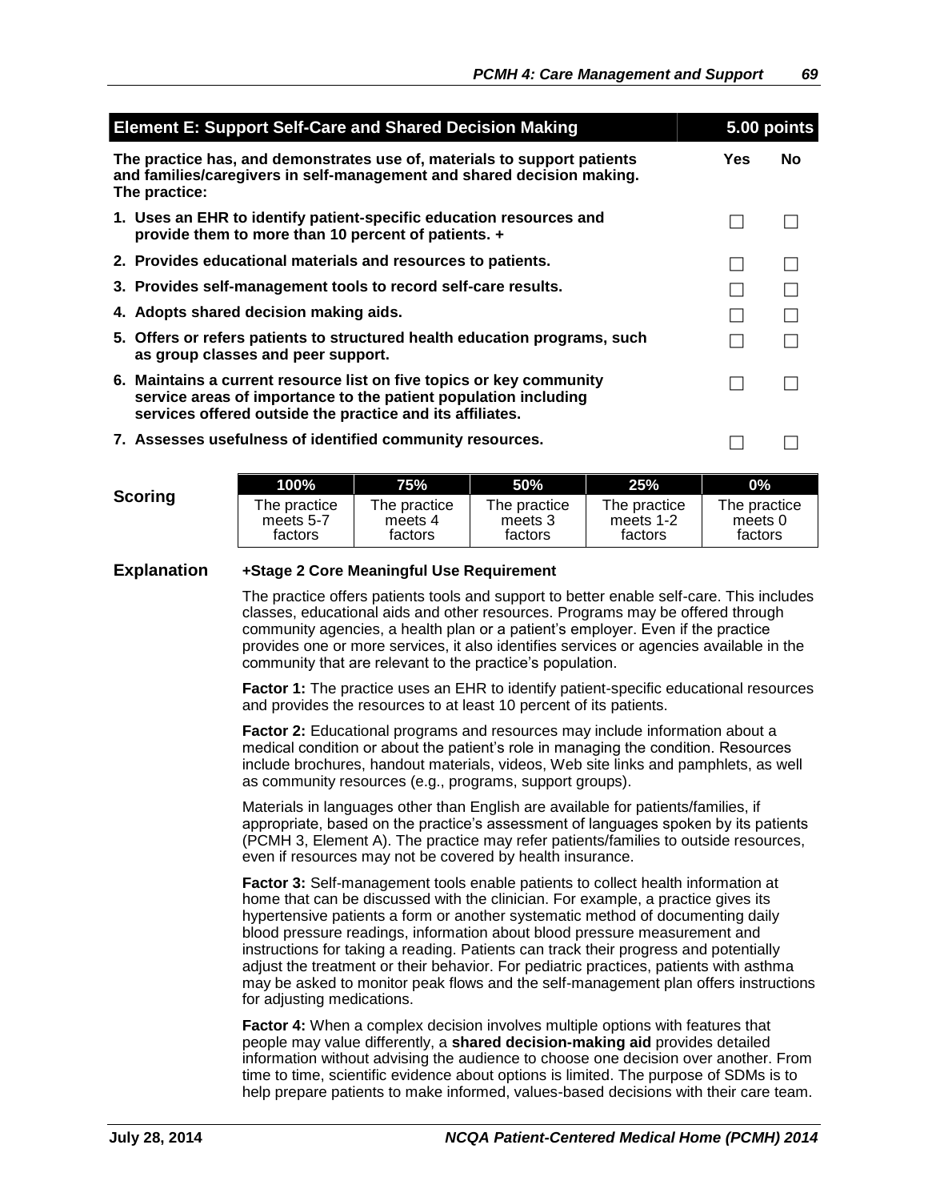| Element E: Support Self-Care and Shared Decision Making | 5.00 points | |
|---|---|---|
| **The practice has, and demonstrates use of, materials to support patients and families/caregivers in self-management and shared decision making. The practice:** | **Yes** | **No** |
| **1. Uses an EHR to identify patient-specific education resources and provide them to more than 10 percent of patients. +** | ☐ | ☐ |
| **2. Provides educational materials and resources to patients.** | ☐ | ☐ |
| **3. Provides self-management tools to record self-care results.** | ☐ | ☐ |
| **4. Adopts shared decision making aids.** | ☐ | ☐ |
| **5. Offers or refers patients to structured health education programs, such as group classes and peer support.** | ☐ | ☐ |
| **6. Maintains a current resource list on five topics or key community service areas of importance to the patient population including services offered outside the practice and its affiliates.** | ☐ | ☐ |
| **7. Assesses usefulness of identified community resources.** | ☐ | ☐ |

**Scoring**

| 100% | 75% | 50% | 25% | 0% |
|---|---|---|---|---|
| The practice meets 5-7 factors | The practice meets 4 factors | The practice meets 3 factors | The practice meets 1-2 factors | The practice meets 0 factors |

**Explanation**

**+Stage 2 Core Meaningful Use Requirement**

The practice offers patients tools and support to better enable self-care. This includes classes, educational aids and other resources. Programs may be offered through community agencies, a health plan or a patient's employer. Even if the practice provides one or more services, it also identifies services or agencies available in the community that are relevant to the practice's population.

**Factor 1:** The practice uses an EHR to identify patient-specific educational resources and provides the resources to at least 10 percent of its patients.

**Factor 2:** Educational programs and resources may include information about a medical condition or about the patient's role in managing the condition. Resources include brochures, handout materials, videos, Web site links and pamphlets, as well as community resources (e.g., programs, support groups).

Materials in languages other than English are available for patients/families, if appropriate, based on the practice's assessment of languages spoken by its patients (PCMH 3, Element A). The practice may refer patients/families to outside resources, even if resources may not be covered by health insurance.

**Factor 3:** Self-management tools enable patients to collect health information at home that can be discussed with the clinician. For example, a practice gives its hypertensive patients a form or another systematic method of documenting daily blood pressure readings, information about blood pressure measurement and instructions for taking a reading. Patients can track their progress and potentially adjust the treatment or their behavior. For pediatric practices, patients with asthma may be asked to monitor peak flows and the self-management plan offers instructions for adjusting medications.

**Factor 4:** When a complex decision involves multiple options with features that people may value differently, a **shared decision-making aid** provides detailed information without advising the audience to choose one decision over another. From time to time, scientific evidence about options is limited. The purpose of SDMs is to help prepare patients to make informed, values-based decisions with their care team.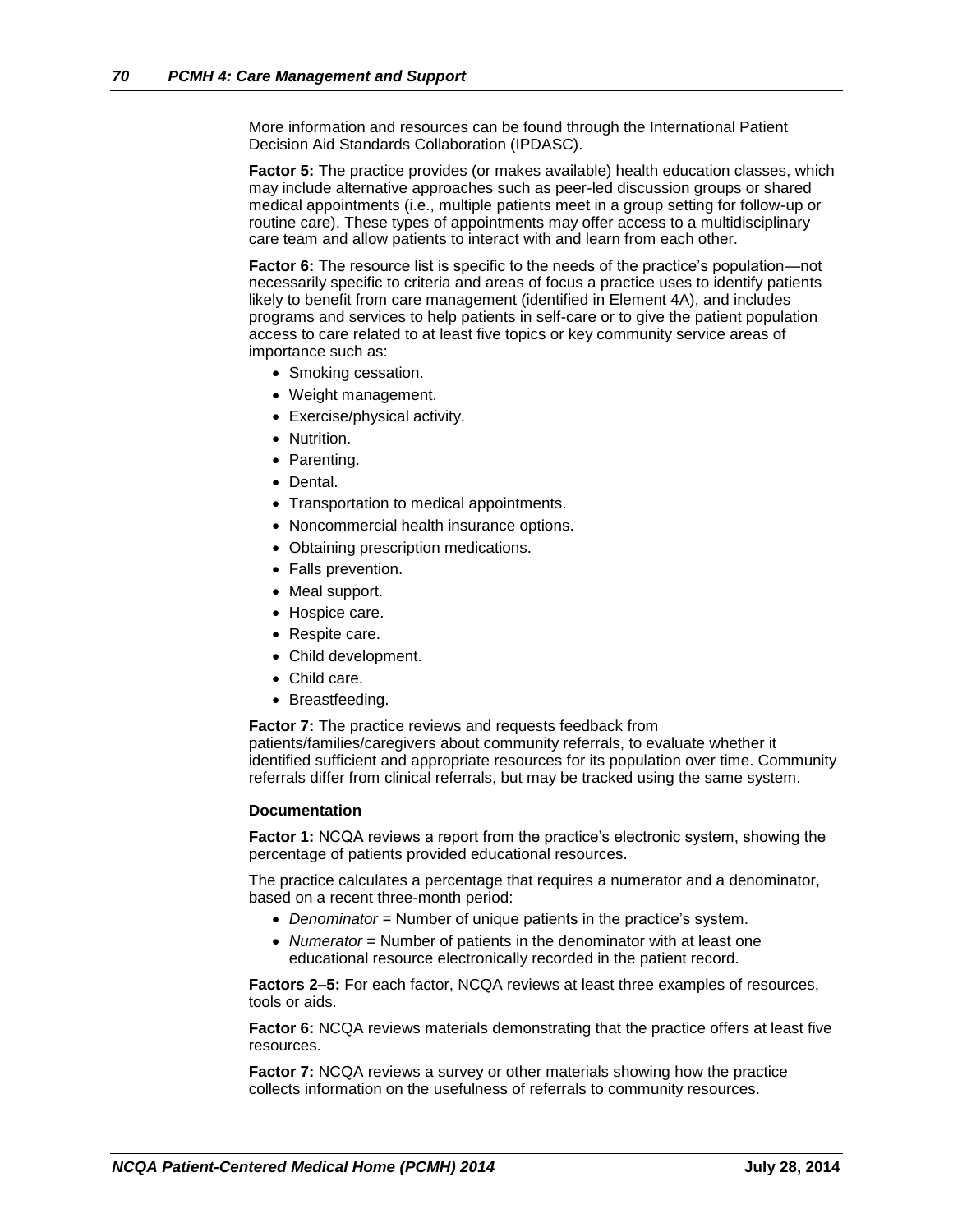More information and resources can be found through the International Patient Decision Aid Standards Collaboration (IPDASC).

**Factor 5:** The practice provides (or makes available) health education classes, which may include alternative approaches such as peer-led discussion groups or shared medical appointments (i.e., multiple patients meet in a group setting for follow-up or routine care). These types of appointments may offer access to a multidisciplinary care team and allow patients to interact with and learn from each other.

**Factor 6:** The resource list is specific to the needs of the practice's population—not necessarily specific to criteria and areas of focus a practice uses to identify patients likely to benefit from care management (identified in Element 4A), and includes programs and services to help patients in self-care or to give the patient population access to care related to at least five topics or key community service areas of importance such as:

- Smoking cessation.
- Weight management.
- Exercise/physical activity.
- Nutrition.
- Parenting.
- Dental.
- Transportation to medical appointments.
- Noncommercial health insurance options.
- Obtaining prescription medications.
- Falls prevention.
- Meal support.
- Hospice care.
- Respite care.
- Child development.
- Child care.
- Breastfeeding.

**Factor 7:** The practice reviews and requests feedback from patients/families/caregivers about community referrals, to evaluate whether it identified sufficient and appropriate resources for its population over time. Community referrals differ from clinical referrals, but may be tracked using the same system.

#### Documentation

**Factor 1:** NCQA reviews a report from the practice's electronic system, showing the percentage of patients provided educational resources.

The practice calculates a percentage that requires a numerator and a denominator, based on a recent three-month period:

- *Denominator* = Number of unique patients in the practice's system.
- *Numerator* = Number of patients in the denominator with at least one educational resource electronically recorded in the patient record.

**Factors 2–5:** For each factor, NCQA reviews at least three examples of resources, tools or aids.

**Factor 6:** NCQA reviews materials demonstrating that the practice offers at least five resources.

**Factor 7:** NCQA reviews a survey or other materials showing how the practice collects information on the usefulness of referrals to community resources.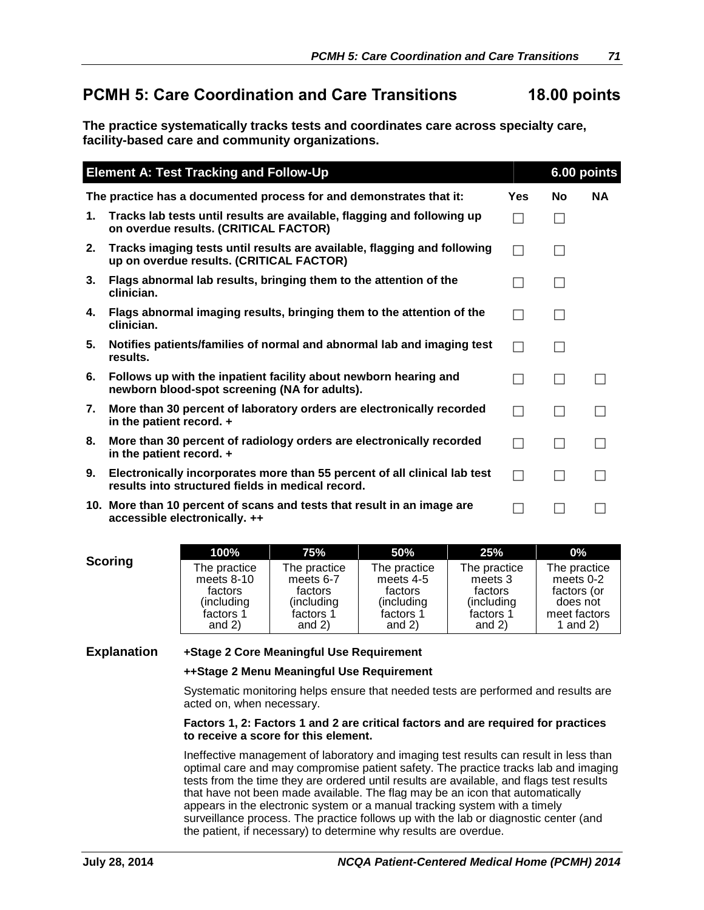## PCMH 5: Care Coordination and Care Transitions 18.00 points

**The practice systematically tracks tests and coordinates care across specialty care, facility-based care and community organizations.**

| **Element A: Test Tracking and Follow-Up** | | **6.00 points** | | |
|---|---|---|---|---|
| **The practice has a documented process for and demonstrates that it:** | | **Yes** | **No** | **NA** |
| **1.** | **Tracks lab tests until results are available, flagging and following up on overdue results. (CRITICAL FACTOR)** | ☐ | ☐ | |
| **2.** | **Tracks imaging tests until results are available, flagging and following up on overdue results. (CRITICAL FACTOR)** | ☐ | ☐ | |
| **3.** | **Flags abnormal lab results, bringing them to the attention of the clinician.** | ☐ | ☐ | |
| **4.** | **Flags abnormal imaging results, bringing them to the attention of the clinician.** | ☐ | ☐ | |
| **5.** | **Notifies patients/families of normal and abnormal lab and imaging test results.** | ☐ | ☐ | |
| **6.** | **Follows up with the inpatient facility about newborn hearing and newborn blood-spot screening (NA for adults).** | ☐ | ☐ | ☐ |
| **7.** | **More than 30 percent of laboratory orders are electronically recorded in the patient record. +** | ☐ | ☐ | ☐ |
| **8.** | **More than 30 percent of radiology orders are electronically recorded in the patient record. +** | ☐ | ☐ | ☐ |
| **9.** | **Electronically incorporates more than 55 percent of all clinical lab test results into structured fields in medical record.** | ☐ | ☐ | ☐ |
| **10.** | **More than 10 percent of scans and tests that result in an image are accessible electronically. ++** | ☐ | ☐ | ☐ |

**Scoring**

| 100% | 75% | 50% | 25% | 0% |
|---|---|---|---|---|
| The practice meets 8-10 factors (including factors 1 and 2) | The practice meets 6-7 factors (including factors 1 and 2) | The practice meets 4-5 factors (including factors 1 and 2) | The practice meets 3 factors (including factors 1 and 2) | The practice meets 0-2 factors (or does not meet factors 1 and 2) |

**Explanation**

**+Stage 2 Core Meaningful Use Requirement**

**++Stage 2 Menu Meaningful Use Requirement**

Systematic monitoring helps ensure that needed tests are performed and results are acted on, when necessary.

**Factors 1, 2: Factors 1 and 2 are critical factors and are required for practices to receive a score for this element.**

Ineffective management of laboratory and imaging test results can result in less than optimal care and may compromise patient safety. The practice tracks lab and imaging tests from the time they are ordered until results are available, and flags test results that have not been made available. The flag may be an icon that automatically appears in the electronic system or a manual tracking system with a timely surveillance process. The practice follows up with the lab or diagnostic center (and the patient, if necessary) to determine why results are overdue.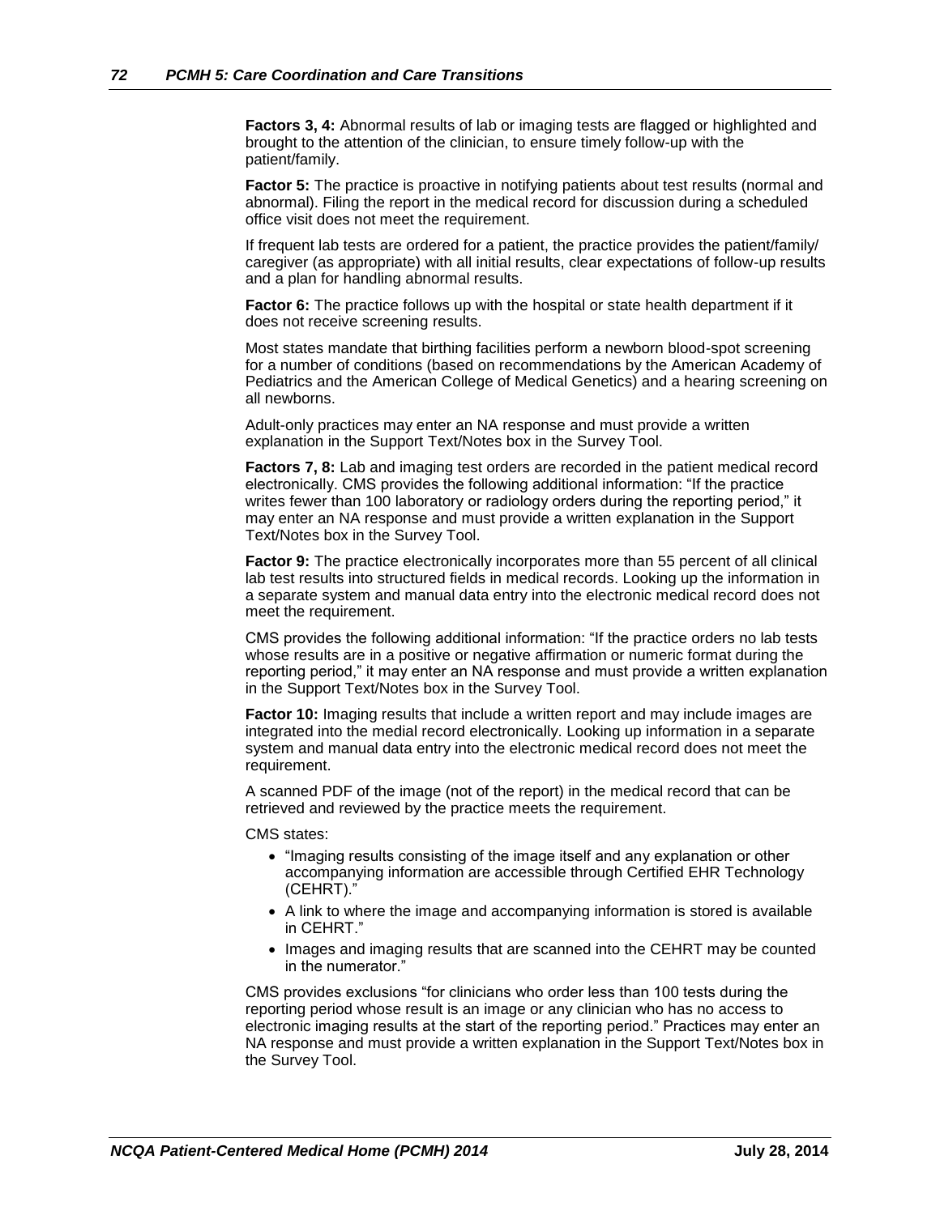**Factors 3, 4:** Abnormal results of lab or imaging tests are flagged or highlighted and brought to the attention of the clinician, to ensure timely follow-up with the patient/family.

**Factor 5:** The practice is proactive in notifying patients about test results (normal and abnormal). Filing the report in the medical record for discussion during a scheduled office visit does not meet the requirement.

If frequent lab tests are ordered for a patient, the practice provides the patient/family/ caregiver (as appropriate) with all initial results, clear expectations of follow-up results and a plan for handling abnormal results.

**Factor 6:** The practice follows up with the hospital or state health department if it does not receive screening results.

Most states mandate that birthing facilities perform a newborn blood-spot screening for a number of conditions (based on recommendations by the American Academy of Pediatrics and the American College of Medical Genetics) and a hearing screening on all newborns.

Adult-only practices may enter an NA response and must provide a written explanation in the Support Text/Notes box in the Survey Tool.

**Factors 7, 8:** Lab and imaging test orders are recorded in the patient medical record electronically. CMS provides the following additional information: "If the practice writes fewer than 100 laboratory or radiology orders during the reporting period," it may enter an NA response and must provide a written explanation in the Support Text/Notes box in the Survey Tool.

**Factor 9:** The practice electronically incorporates more than 55 percent of all clinical lab test results into structured fields in medical records. Looking up the information in a separate system and manual data entry into the electronic medical record does not meet the requirement.

CMS provides the following additional information: "If the practice orders no lab tests whose results are in a positive or negative affirmation or numeric format during the reporting period," it may enter an NA response and must provide a written explanation in the Support Text/Notes box in the Survey Tool.

**Factor 10:** Imaging results that include a written report and may include images are integrated into the medial record electronically. Looking up information in a separate system and manual data entry into the electronic medical record does not meet the requirement.

A scanned PDF of the image (not of the report) in the medical record that can be retrieved and reviewed by the practice meets the requirement.

CMS states:

- "Imaging results consisting of the image itself and any explanation or other accompanying information are accessible through Certified EHR Technology (CEHRT)."
- A link to where the image and accompanying information is stored is available in CEHRT."
- Images and imaging results that are scanned into the CEHRT may be counted in the numerator."

CMS provides exclusions "for clinicians who order less than 100 tests during the reporting period whose result is an image or any clinician who has no access to electronic imaging results at the start of the reporting period." Practices may enter an NA response and must provide a written explanation in the Support Text/Notes box in the Survey Tool.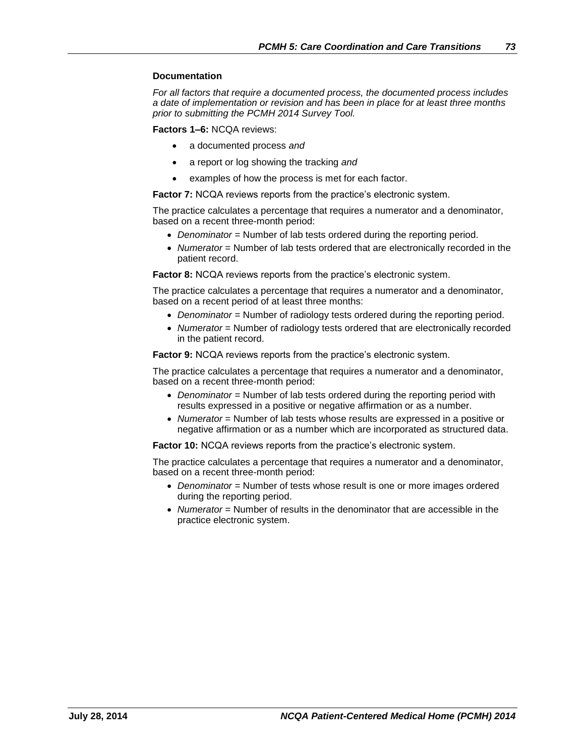**Documentation**

*For all factors that require a documented process, the documented process includes a date of implementation or revision and has been in place for at least three months prior to submitting the PCMH 2014 Survey Tool.*

**Factors 1–6:** NCQA reviews:

- a documented process *and*
- a report or log showing the tracking *and*
- examples of how the process is met for each factor.

**Factor 7:** NCQA reviews reports from the practice's electronic system.

The practice calculates a percentage that requires a numerator and a denominator, based on a recent three-month period:

- *Denominator* = Number of lab tests ordered during the reporting period.
- *Numerator* = Number of lab tests ordered that are electronically recorded in the patient record.

**Factor 8:** NCQA reviews reports from the practice's electronic system.

The practice calculates a percentage that requires a numerator and a denominator, based on a recent period of at least three months:

- *Denominator* = Number of radiology tests ordered during the reporting period.
- *Numerator* = Number of radiology tests ordered that are electronically recorded in the patient record.

**Factor 9:** NCQA reviews reports from the practice's electronic system.

The practice calculates a percentage that requires a numerator and a denominator, based on a recent three-month period:

- *Denominator* = Number of lab tests ordered during the reporting period with results expressed in a positive or negative affirmation or as a number.
- *Numerator* = Number of lab tests whose results are expressed in a positive or negative affirmation or as a number which are incorporated as structured data.

**Factor 10:** NCQA reviews reports from the practice's electronic system.

The practice calculates a percentage that requires a numerator and a denominator, based on a recent three-month period:

- *Denominator* = Number of tests whose result is one or more images ordered during the reporting period.
- *Numerator* = Number of results in the denominator that are accessible in the practice electronic system.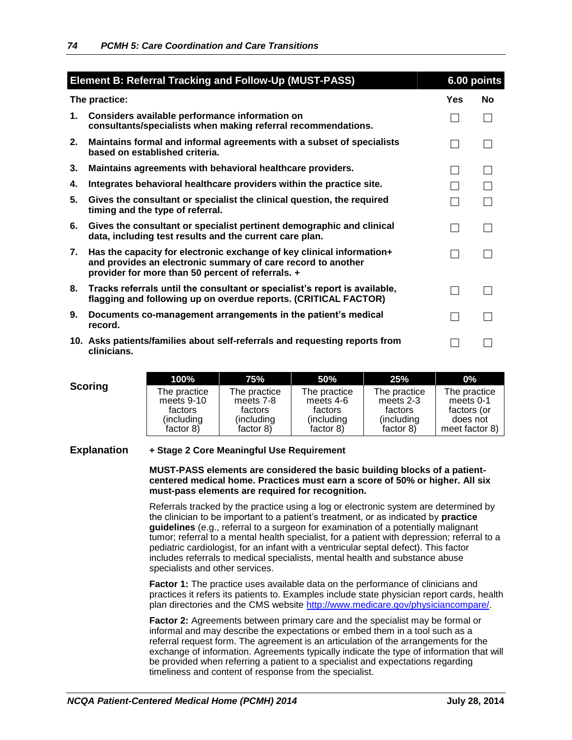| Element B: Referral Tracking and Follow-Up (MUST-PASS) | | 6.00 points | |
|---|---|---|---|
| **The practice:** | | **Yes** | **No** |
| **1.** | **Considers available performance information on consultants/specialists when making referral recommendations.** | ☐ | ☐ |
| **2.** | **Maintains formal and informal agreements with a subset of specialists based on established criteria.** | ☐ | ☐ |
| **3.** | **Maintains agreements with behavioral healthcare providers.** | ☐ | ☐ |
| **4.** | **Integrates behavioral healthcare providers within the practice site.** | ☐ | ☐ |
| **5.** | **Gives the consultant or specialist the clinical question, the required timing and the type of referral.** | ☐ | ☐ |
| **6.** | **Gives the consultant or specialist pertinent demographic and clinical data, including test results and the current care plan.** | ☐ | ☐ |
| **7.** | **Has the capacity for electronic exchange of key clinical information+ and provides an electronic summary of care record to another provider for more than 50 percent of referrals. +** | ☐ | ☐ |
| **8.** | **Tracks referrals until the consultant or specialist's report is available, flagging and following up on overdue reports. (CRITICAL FACTOR)** | ☐ | ☐ |
| **9.** | **Documents co-management arrangements in the patient's medical record.** | ☐ | ☐ |
| **10.** | **Asks patients/families about self-referrals and requesting reports from clinicians.** | ☐ | ☐ |

**Scoring**

| 100% | 75% | 50% | 25% | 0% |
|---|---|---|---|---|
| The practice meets 9-10 factors (including factor 8) | The practice meets 7-8 factors (including factor 8) | The practice meets 4-6 factors (including factor 8) | The practice meets 2-3 factors (including factor 8) | The practice meets 0-1 factors (or does not meet factor 8) |

**Explanation**

**+ Stage 2 Core Meaningful Use Requirement**

**MUST-PASS elements are considered the basic building blocks of a patient-centered medical home. Practices must earn a score of 50% or higher. All six must-pass elements are required for recognition.**

Referrals tracked by the practice using a log or electronic system are determined by the clinician to be important to a patient's treatment, or as indicated by **practice guidelines** (e.g., referral to a surgeon for examination of a potentially malignant tumor; referral to a mental health specialist, for a patient with depression; referral to a pediatric cardiologist, for an infant with a ventricular septal defect). This factor includes referrals to medical specialists, mental health and substance abuse specialists and other services.

**Factor 1:** The practice uses available data on the performance of clinicians and practices it refers its patients to. Examples include state physician report cards, health plan directories and the CMS website http://www.medicare.gov/physiciancompare/.

**Factor 2:** Agreements between primary care and the specialist may be formal or informal and may describe the expectations or embed them in a tool such as a referral request form. The agreement is an articulation of the arrangements for the exchange of information. Agreements typically indicate the type of information that will be provided when referring a patient to a specialist and expectations regarding timeliness and content of response from the specialist.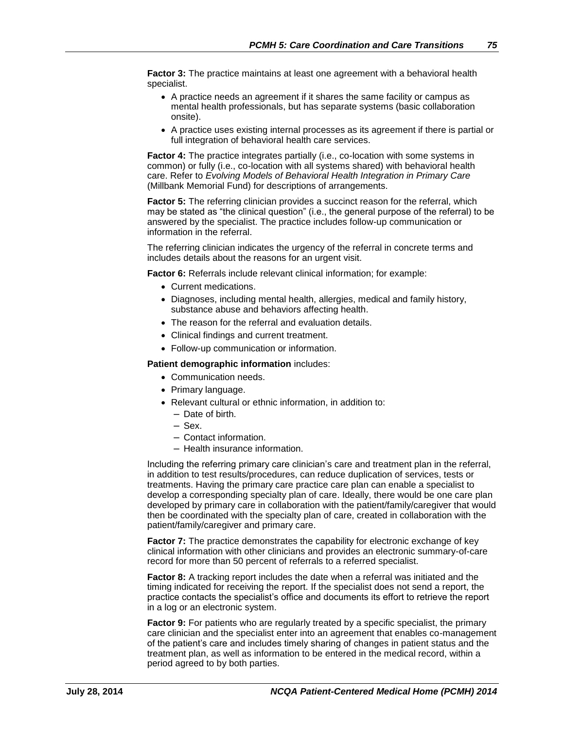**Factor 3:** The practice maintains at least one agreement with a behavioral health specialist.

- A practice needs an agreement if it shares the same facility or campus as mental health professionals, but has separate systems (basic collaboration onsite).
- A practice uses existing internal processes as its agreement if there is partial or full integration of behavioral health care services.

**Factor 4:** The practice integrates partially (i.e., co-location with some systems in common) or fully (i.e., co-location with all systems shared) with behavioral health care. Refer to *Evolving Models of Behavioral Health Integration in Primary Care* (Millbank Memorial Fund) for descriptions of arrangements.

**Factor 5:** The referring clinician provides a succinct reason for the referral, which may be stated as "the clinical question" (i.e., the general purpose of the referral) to be answered by the specialist. The practice includes follow-up communication or information in the referral.

The referring clinician indicates the urgency of the referral in concrete terms and includes details about the reasons for an urgent visit.

**Factor 6:** Referrals include relevant clinical information; for example:

- Current medications.
- Diagnoses, including mental health, allergies, medical and family history, substance abuse and behaviors affecting health.
- The reason for the referral and evaluation details.
- Clinical findings and current treatment.
- Follow-up communication or information.

**Patient demographic information** includes:

- Communication needs.
- Primary language.
- Relevant cultural or ethnic information, in addition to:
  - Date of birth.
  - Sex.
  - Contact information.
  - Health insurance information.

Including the referring primary care clinician's care and treatment plan in the referral, in addition to test results/procedures, can reduce duplication of services, tests or treatments. Having the primary care practice care plan can enable a specialist to develop a corresponding specialty plan of care. Ideally, there would be one care plan developed by primary care in collaboration with the patient/family/caregiver that would then be coordinated with the specialty plan of care, created in collaboration with the patient/family/caregiver and primary care.

**Factor 7:** The practice demonstrates the capability for electronic exchange of key clinical information with other clinicians and provides an electronic summary-of-care record for more than 50 percent of referrals to a referred specialist.

**Factor 8:** A tracking report includes the date when a referral was initiated and the timing indicated for receiving the report. If the specialist does not send a report, the practice contacts the specialist's office and documents its effort to retrieve the report in a log or an electronic system.

**Factor 9:** For patients who are regularly treated by a specific specialist, the primary care clinician and the specialist enter into an agreement that enables co-management of the patient's care and includes timely sharing of changes in patient status and the treatment plan, as well as information to be entered in the medical record, within a period agreed to by both parties.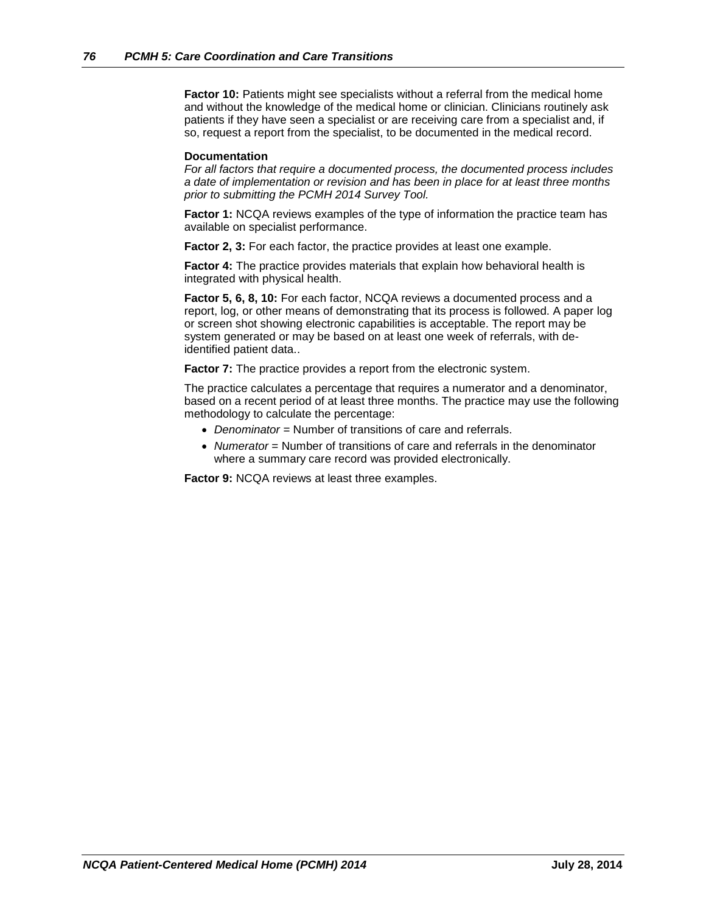**Factor 10:** Patients might see specialists without a referral from the medical home and without the knowledge of the medical home or clinician. Clinicians routinely ask patients if they have seen a specialist or are receiving care from a specialist and, if so, request a report from the specialist, to be documented in the medical record.

**Documentation**

*For all factors that require a documented process, the documented process includes a date of implementation or revision and has been in place for at least three months prior to submitting the PCMH 2014 Survey Tool.*

**Factor 1:** NCQA reviews examples of the type of information the practice team has available on specialist performance.

**Factor 2, 3:** For each factor, the practice provides at least one example.

**Factor 4:** The practice provides materials that explain how behavioral health is integrated with physical health.

**Factor 5, 6, 8, 10:** For each factor, NCQA reviews a documented process and a report, log, or other means of demonstrating that its process is followed. A paper log or screen shot showing electronic capabilities is acceptable. The report may be system generated or may be based on at least one week of referrals, with de-identified patient data..

**Factor 7:** The practice provides a report from the electronic system.

The practice calculates a percentage that requires a numerator and a denominator, based on a recent period of at least three months. The practice may use the following methodology to calculate the percentage:

- *Denominator* = Number of transitions of care and referrals.
- *Numerator* = Number of transitions of care and referrals in the denominator where a summary care record was provided electronically.

**Factor 9:** NCQA reviews at least three examples.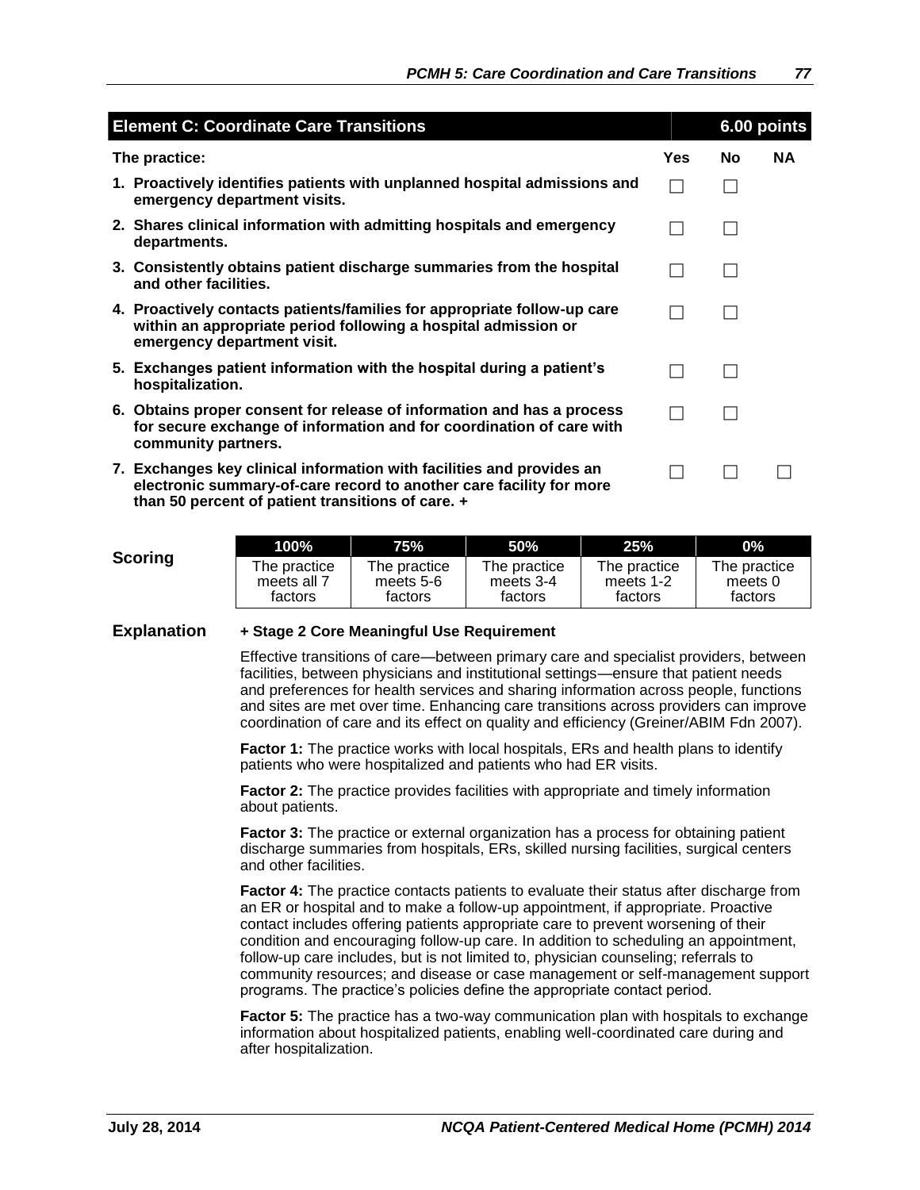| Element C: Coordinate Care Transitions | | | 6.00 points |
|---|---|---|---|
| **The practice:** | **Yes** | **No** | **NA** |
| **1. Proactively identifies patients with unplanned hospital admissions and emergency department visits.** | ☐ | ☐ | |
| **2. Shares clinical information with admitting hospitals and emergency departments.** | ☐ | ☐ | |
| **3. Consistently obtains patient discharge summaries from the hospital and other facilities.** | ☐ | ☐ | |
| **4. Proactively contacts patients/families for appropriate follow-up care within an appropriate period following a hospital admission or emergency department visit.** | ☐ | ☐ | |
| **5. Exchanges patient information with the hospital during a patient's hospitalization.** | ☐ | ☐ | |
| **6. Obtains proper consent for release of information and has a process for secure exchange of information and for coordination of care with community partners.** | ☐ | ☐ | |
| **7. Exchanges key clinical information with facilities and provides an electronic summary-of-care record to another care facility for more than 50 percent of patient transitions of care. +** | ☐ | ☐ | ☐ |

**Scoring**

| 100% | 75% | 50% | 25% | 0% |
|---|---|---|---|---|
| The practice meets all 7 factors | The practice meets 5-6 factors | The practice meets 3-4 factors | The practice meets 1-2 factors | The practice meets 0 factors |

**Explanation**

**+ Stage 2 Core Meaningful Use Requirement**

Effective transitions of care—between primary care and specialist providers, between facilities, between physicians and institutional settings—ensure that patient needs and preferences for health services and sharing information across people, functions and sites are met over time. Enhancing care transitions across providers can improve coordination of care and its effect on quality and efficiency (Greiner/ABIM Fdn 2007).

**Factor 1:** The practice works with local hospitals, ERs and health plans to identify patients who were hospitalized and patients who had ER visits.

**Factor 2:** The practice provides facilities with appropriate and timely information about patients.

**Factor 3:** The practice or external organization has a process for obtaining patient discharge summaries from hospitals, ERs, skilled nursing facilities, surgical centers and other facilities.

**Factor 4:** The practice contacts patients to evaluate their status after discharge from an ER or hospital and to make a follow-up appointment, if appropriate. Proactive contact includes offering patients appropriate care to prevent worsening of their condition and encouraging follow-up care. In addition to scheduling an appointment, follow-up care includes, but is not limited to, physician counseling; referrals to community resources; and disease or case management or self-management support programs. The practice's policies define the appropriate contact period.

**Factor 5:** The practice has a two-way communication plan with hospitals to exchange information about hospitalized patients, enabling well-coordinated care during and after hospitalization.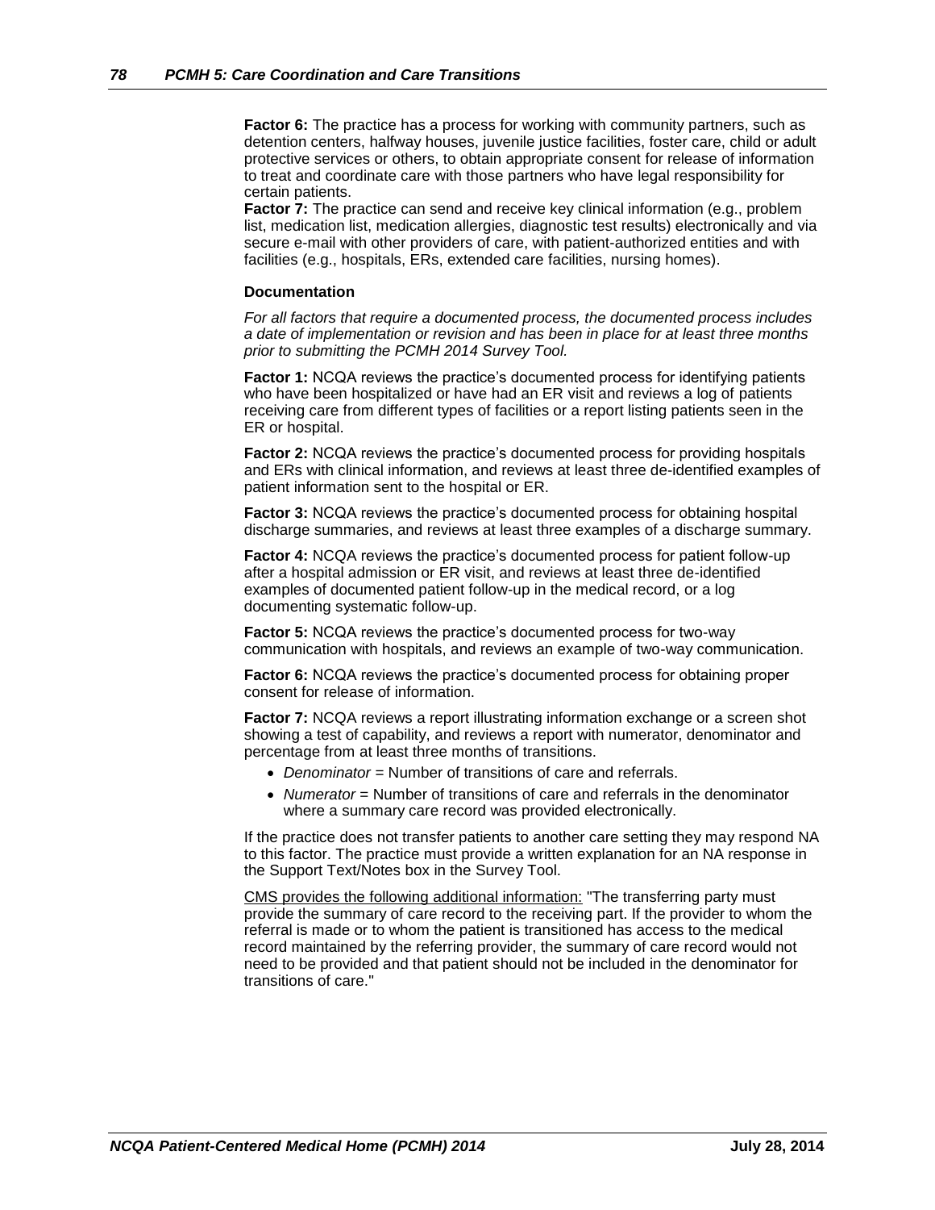**Factor 6:** The practice has a process for working with community partners, such as detention centers, halfway houses, juvenile justice facilities, foster care, child or adult protective services or others, to obtain appropriate consent for release of information to treat and coordinate care with those partners who have legal responsibility for certain patients.

**Factor 7:** The practice can send and receive key clinical information (e.g., problem list, medication list, medication allergies, diagnostic test results) electronically and via secure e-mail with other providers of care, with patient-authorized entities and with facilities (e.g., hospitals, ERs, extended care facilities, nursing homes).

**Documentation**

*For all factors that require a documented process, the documented process includes a date of implementation or revision and has been in place for at least three months prior to submitting the PCMH 2014 Survey Tool.*

**Factor 1:** NCQA reviews the practice's documented process for identifying patients who have been hospitalized or have had an ER visit and reviews a log of patients receiving care from different types of facilities or a report listing patients seen in the ER or hospital.

**Factor 2:** NCQA reviews the practice's documented process for providing hospitals and ERs with clinical information, and reviews at least three de-identified examples of patient information sent to the hospital or ER.

**Factor 3:** NCQA reviews the practice's documented process for obtaining hospital discharge summaries, and reviews at least three examples of a discharge summary.

**Factor 4:** NCQA reviews the practice's documented process for patient follow-up after a hospital admission or ER visit, and reviews at least three de-identified examples of documented patient follow-up in the medical record, or a log documenting systematic follow-up.

**Factor 5:** NCQA reviews the practice's documented process for two-way communication with hospitals, and reviews an example of two-way communication.

**Factor 6:** NCQA reviews the practice's documented process for obtaining proper consent for release of information.

**Factor 7:** NCQA reviews a report illustrating information exchange or a screen shot showing a test of capability, and reviews a report with numerator, denominator and percentage from at least three months of transitions.

- *Denominator* = Number of transitions of care and referrals.
- *Numerator* = Number of transitions of care and referrals in the denominator where a summary care record was provided electronically.

If the practice does not transfer patients to another care setting they may respond NA to this factor. The practice must provide a written explanation for an NA response in the Support Text/Notes box in the Survey Tool.

CMS provides the following additional information: "The transferring party must provide the summary of care record to the receiving part. If the provider to whom the referral is made or to whom the patient is transitioned has access to the medical record maintained by the referring provider, the summary of care record would not need to be provided and that patient should not be included in the denominator for transitions of care."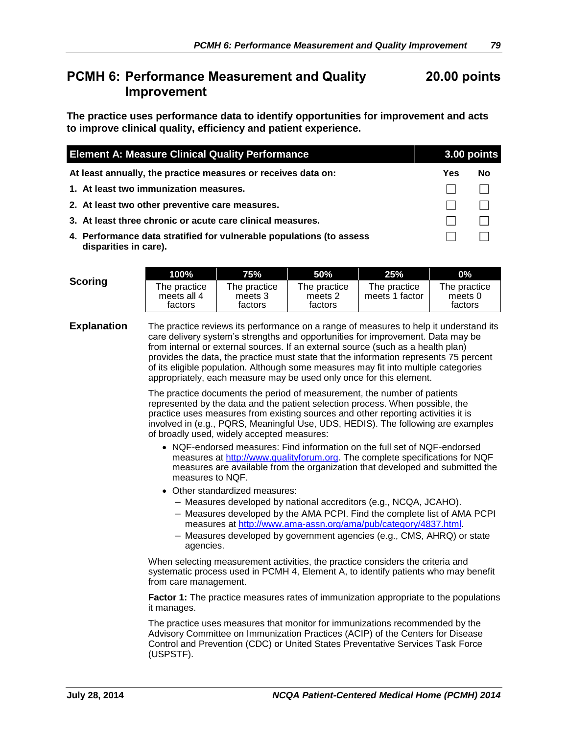## PCMH 6: Performance Measurement and Quality Improvement — 20.00 points

**The practice uses performance data to identify opportunities for improvement and acts to improve clinical quality, efficiency and patient experience.**

| Element A: Measure Clinical Quality Performance | 3.00 points | |
|---|---|---|
| **At least annually, the practice measures or receives data on:** | **Yes** | **No** |
| **1. At least two immunization measures.** | ☐ | ☐ |
| **2. At least two other preventive care measures.** | ☐ | ☐ |
| **3. At least three chronic or acute care clinical measures.** | ☐ | ☐ |
| **4. Performance data stratified for vulnerable populations (to assess disparities in care).** | ☐ | ☐ |

**Scoring**

| 100% | 75% | 50% | 25% | 0% |
|---|---|---|---|---|
| The practice meets all 4 factors | The practice meets 3 factors | The practice meets 2 factors | The practice meets 1 factor | The practice meets 0 factors |

**Explanation**

The practice reviews its performance on a range of measures to help it understand its care delivery system's strengths and opportunities for improvement. Data may be from internal or external sources. If an external source (such as a health plan) provides the data, the practice must state that the information represents 75 percent of its eligible population. Although some measures may fit into multiple categories appropriately, each measure may be used only once for this element.

The practice documents the period of measurement, the number of patients represented by the data and the patient selection process. When possible, the practice uses measures from existing sources and other reporting activities it is involved in (e.g., PQRS, Meaningful Use, UDS, HEDIS). The following are examples of broadly used, widely accepted measures:

- NQF-endorsed measures: Find information on the full set of NQF-endorsed measures at http://www.qualityforum.org. The complete specifications for NQF measures are available from the organization that developed and submitted the measures to NQF.
- Other standardized measures:
  - Measures developed by national accreditors (e.g., NCQA, JCAHO).
  - Measures developed by the AMA PCPI. Find the complete list of AMA PCPI measures at http://www.ama-assn.org/ama/pub/category/4837.html.
  - Measures developed by government agencies (e.g., CMS, AHRQ) or state agencies.

When selecting measurement activities, the practice considers the criteria and systematic process used in PCMH 4, Element A, to identify patients who may benefit from care management.

**Factor 1:** The practice measures rates of immunization appropriate to the populations it manages.

The practice uses measures that monitor for immunizations recommended by the Advisory Committee on Immunization Practices (ACIP) of the Centers for Disease Control and Prevention (CDC) or United States Preventative Services Task Force (USPSTF).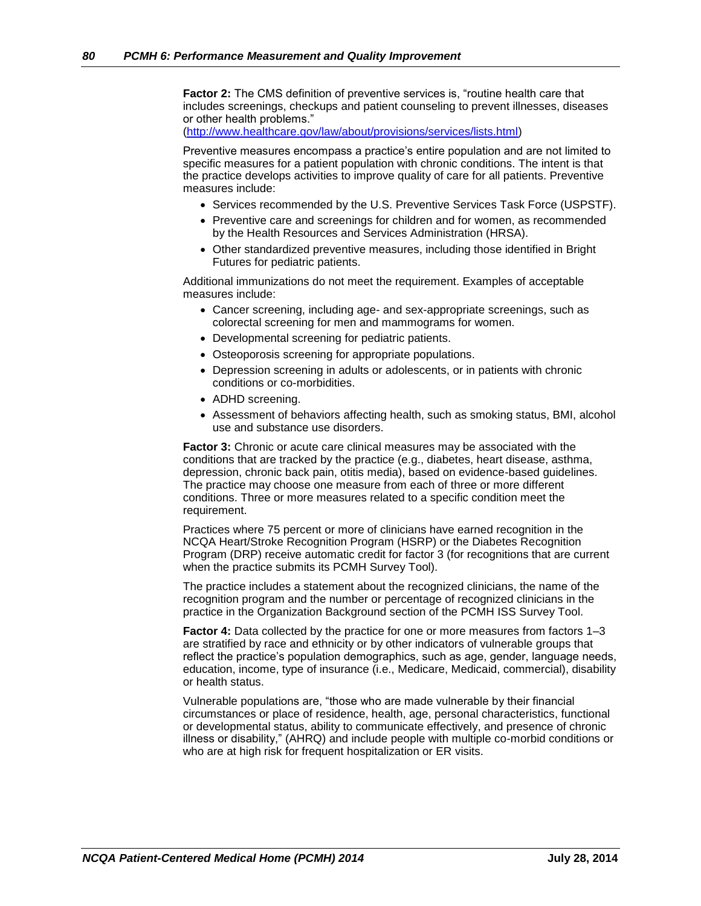**Factor 2:** The CMS definition of preventive services is, "routine health care that includes screenings, checkups and patient counseling to prevent illnesses, diseases or other health problems." (http://www.healthcare.gov/law/about/provisions/services/lists.html)

Preventive measures encompass a practice's entire population and are not limited to specific measures for a patient population with chronic conditions. The intent is that the practice develops activities to improve quality of care for all patients. Preventive measures include:

- Services recommended by the U.S. Preventive Services Task Force (USPSTF).
- Preventive care and screenings for children and for women, as recommended by the Health Resources and Services Administration (HRSA).
- Other standardized preventive measures, including those identified in Bright Futures for pediatric patients.

Additional immunizations do not meet the requirement. Examples of acceptable measures include:

- Cancer screening, including age- and sex-appropriate screenings, such as colorectal screening for men and mammograms for women.
- Developmental screening for pediatric patients.
- Osteoporosis screening for appropriate populations.
- Depression screening in adults or adolescents, or in patients with chronic conditions or co-morbidities.
- ADHD screening.
- Assessment of behaviors affecting health, such as smoking status, BMI, alcohol use and substance use disorders.

**Factor 3:** Chronic or acute care clinical measures may be associated with the conditions that are tracked by the practice (e.g., diabetes, heart disease, asthma, depression, chronic back pain, otitis media), based on evidence-based guidelines. The practice may choose one measure from each of three or more different conditions. Three or more measures related to a specific condition meet the requirement.

Practices where 75 percent or more of clinicians have earned recognition in the NCQA Heart/Stroke Recognition Program (HSRP) or the Diabetes Recognition Program (DRP) receive automatic credit for factor 3 (for recognitions that are current when the practice submits its PCMH Survey Tool).

The practice includes a statement about the recognized clinicians, the name of the recognition program and the number or percentage of recognized clinicians in the practice in the Organization Background section of the PCMH ISS Survey Tool.

**Factor 4:** Data collected by the practice for one or more measures from factors 1–3 are stratified by race and ethnicity or by other indicators of vulnerable groups that reflect the practice's population demographics, such as age, gender, language needs, education, income, type of insurance (i.e., Medicare, Medicaid, commercial), disability or health status.

Vulnerable populations are, "those who are made vulnerable by their financial circumstances or place of residence, health, age, personal characteristics, functional or developmental status, ability to communicate effectively, and presence of chronic illness or disability," (AHRQ) and include people with multiple co-morbid conditions or who are at high risk for frequent hospitalization or ER visits.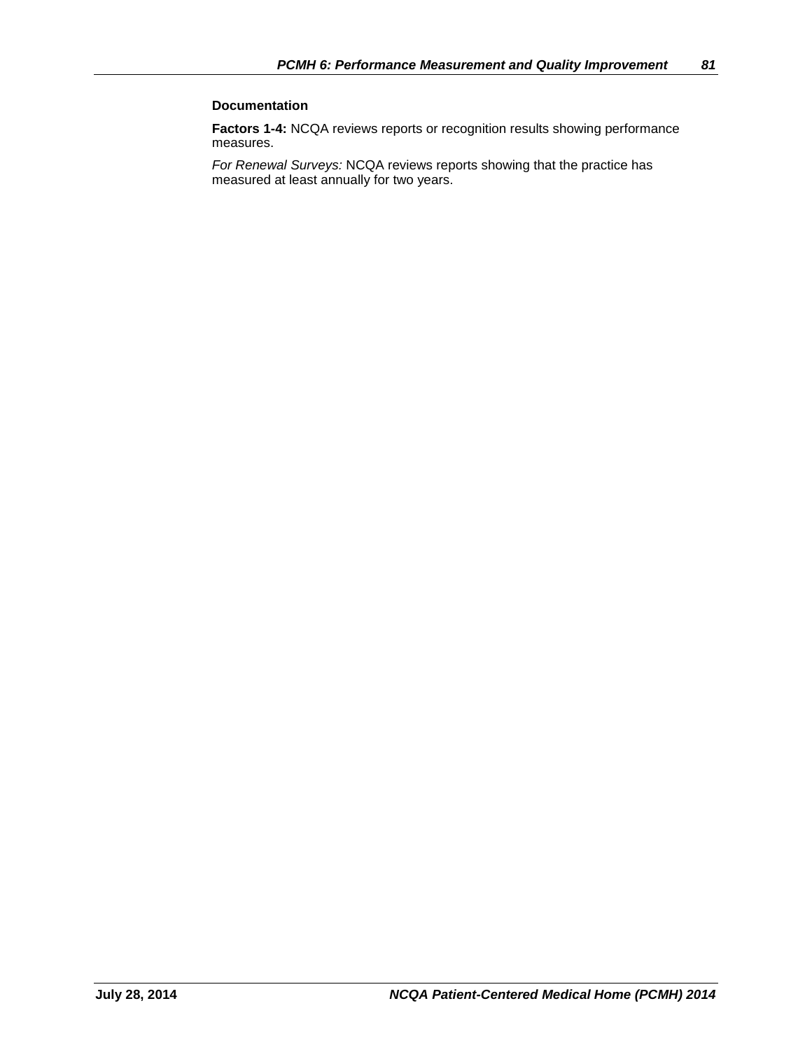**Documentation**

**Factors 1-4:** NCQA reviews reports or recognition results showing performance measures.

*For Renewal Surveys:* NCQA reviews reports showing that the practice has measured at least annually for two years.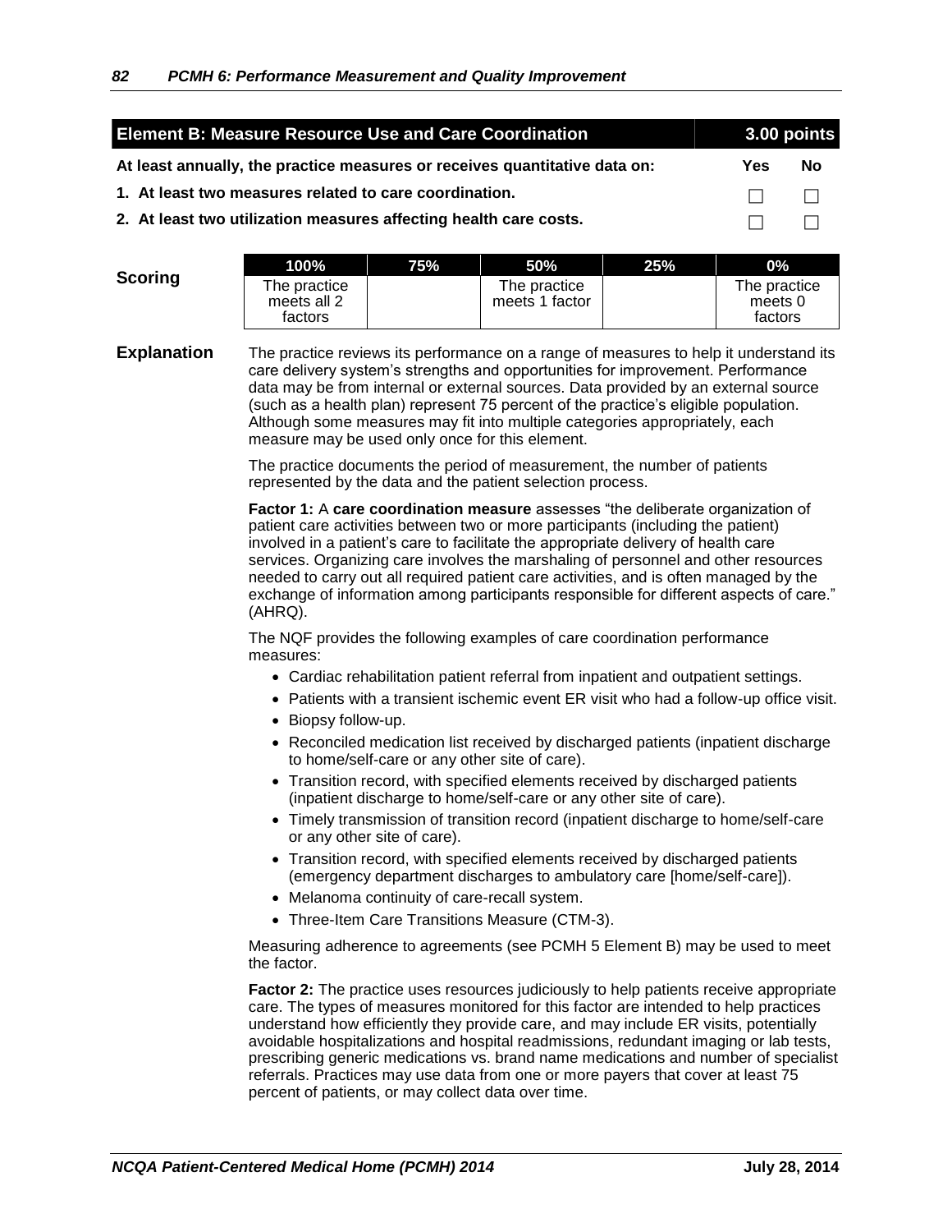| Element B: Measure Resource Use and Care Coordination | | 3.00 points |
|---|---|---|
| **At least annually, the practice measures or receives quantitative data on:** | **Yes** | **No** |
| **1. At least two measures related to care coordination.** | ☐ | ☐ |
| **2. At least two utilization measures affecting health care costs.** | ☐ | ☐ |

**Scoring**

| 100% | 75% | 50% | 25% | 0% |
|---|---|---|---|---|
| The practice meets all 2 factors | | The practice meets 1 factor | | The practice meets 0 factors |

**Explanation**

The practice reviews its performance on a range of measures to help it understand its care delivery system's strengths and opportunities for improvement. Performance data may be from internal or external sources. Data provided by an external source (such as a health plan) represent 75 percent of the practice's eligible population. Although some measures may fit into multiple categories appropriately, each measure may be used only once for this element.

The practice documents the period of measurement, the number of patients represented by the data and the patient selection process.

**Factor 1:** A **care coordination measure** assesses "the deliberate organization of patient care activities between two or more participants (including the patient) involved in a patient's care to facilitate the appropriate delivery of health care services. Organizing care involves the marshaling of personnel and other resources needed to carry out all required patient care activities, and is often managed by the exchange of information among participants responsible for different aspects of care." (AHRQ).

The NQF provides the following examples of care coordination performance measures:

- Cardiac rehabilitation patient referral from inpatient and outpatient settings.
- Patients with a transient ischemic event ER visit who had a follow-up office visit.
- Biopsy follow-up.
- Reconciled medication list received by discharged patients (inpatient discharge to home/self-care or any other site of care).
- Transition record, with specified elements received by discharged patients (inpatient discharge to home/self-care or any other site of care).
- Timely transmission of transition record (inpatient discharge to home/self-care or any other site of care).
- Transition record, with specified elements received by discharged patients (emergency department discharges to ambulatory care [home/self-care]).
- Melanoma continuity of care-recall system.
- Three-Item Care Transitions Measure (CTM-3).

Measuring adherence to agreements (see PCMH 5 Element B) may be used to meet the factor.

**Factor 2:** The practice uses resources judiciously to help patients receive appropriate care. The types of measures monitored for this factor are intended to help practices understand how efficiently they provide care, and may include ER visits, potentially avoidable hospitalizations and hospital readmissions, redundant imaging or lab tests, prescribing generic medications vs. brand name medications and number of specialist referrals. Practices may use data from one or more payers that cover at least 75 percent of patients, or may collect data over time.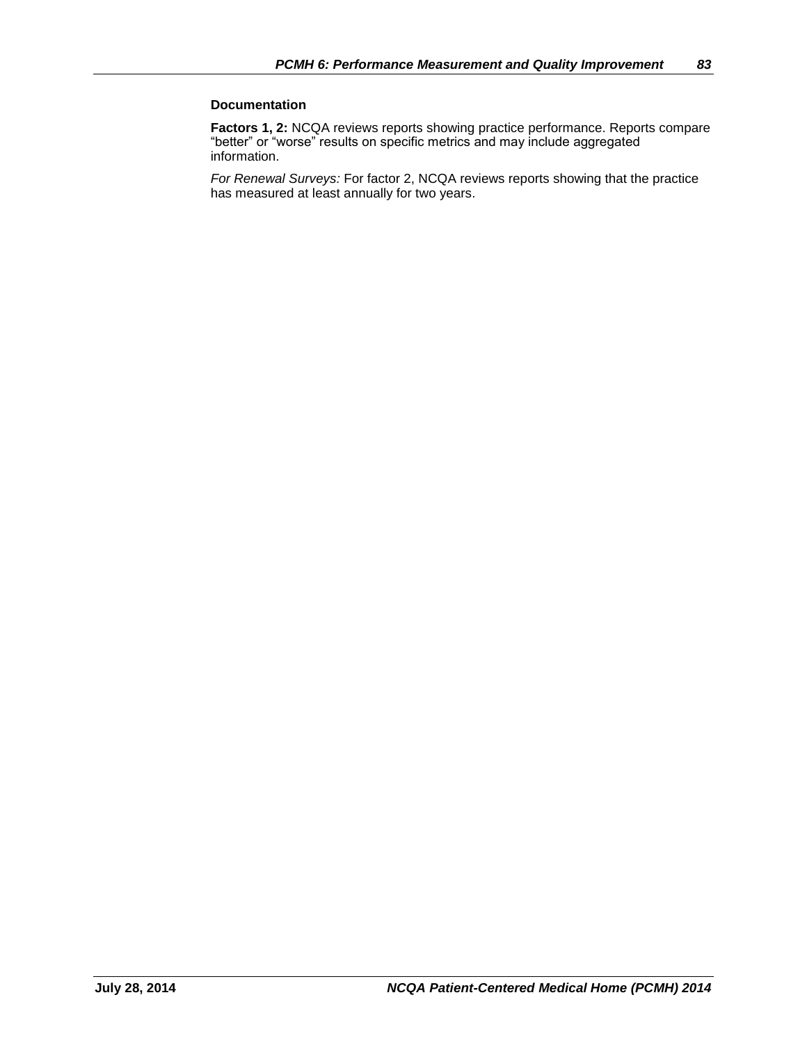**Documentation**

**Factors 1, 2:** NCQA reviews reports showing practice performance. Reports compare "better" or "worse" results on specific metrics and may include aggregated information.

*For Renewal Surveys:* For factor 2, NCQA reviews reports showing that the practice has measured at least annually for two years.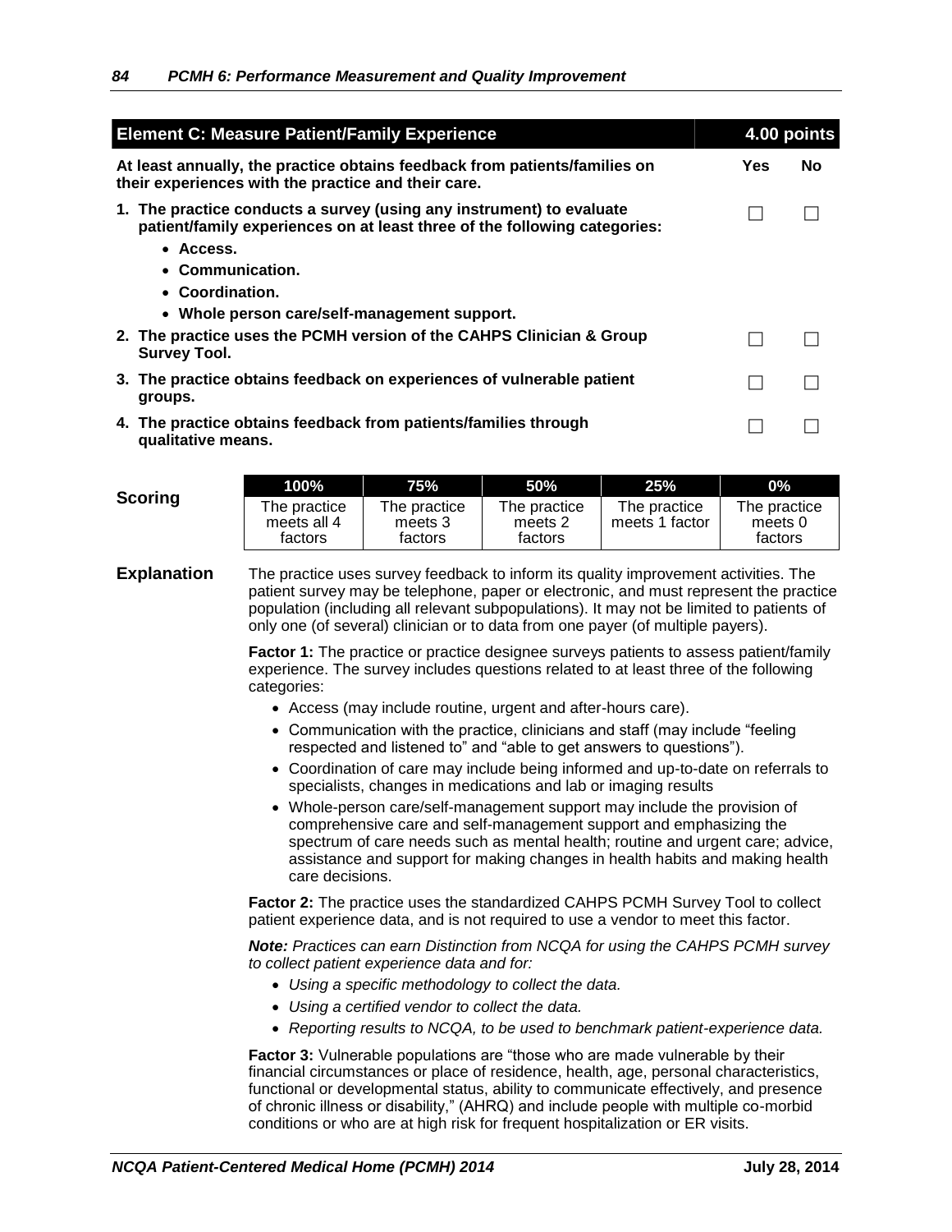## Element C: Measure Patient/Family Experience — 4.00 points

| At least annually, the practice obtains feedback from patients/families on their experiences with the practice and their care. | Yes | No |
|---|---|---|
| 1. The practice conducts a survey (using any instrument) to evaluate patient/family experiences on at least three of the following categories: <br>• Access.<br>• Communication.<br>• Coordination.<br>• Whole person care/self-management support. | ☐ | ☐ |
| 2. The practice uses the PCMH version of the CAHPS Clinician & Group Survey Tool. | ☐ | ☐ |
| 3. The practice obtains feedback on experiences of vulnerable patient groups. | ☐ | ☐ |
| 4. The practice obtains feedback from patients/families through qualitative means. | ☐ | ☐ |

**Scoring**

| 100% | 75% | 50% | 25% | 0% |
|---|---|---|---|---|
| The practice meets all 4 factors | The practice meets 3 factors | The practice meets 2 factors | The practice meets 1 factor | The practice meets 0 factors |

**Explanation**

The practice uses survey feedback to inform its quality improvement activities. The patient survey may be telephone, paper or electronic, and must represent the practice population (including all relevant subpopulations). It may not be limited to patients of only one (of several) clinician or to data from one payer (of multiple payers).

**Factor 1:** The practice or practice designee surveys patients to assess patient/family experience. The survey includes questions related to at least three of the following categories:

- Access (may include routine, urgent and after-hours care).
- Communication with the practice, clinicians and staff (may include "feeling respected and listened to" and "able to get answers to questions").
- Coordination of care may include being informed and up-to-date on referrals to specialists, changes in medications and lab or imaging results
- Whole-person care/self-management support may include the provision of comprehensive care and self-management support and emphasizing the spectrum of care needs such as mental health; routine and urgent care; advice, assistance and support for making changes in health habits and making health care decisions.

**Factor 2:** The practice uses the standardized CAHPS PCMH Survey Tool to collect patient experience data, and is not required to use a vendor to meet this factor.

***Note:*** *Practices can earn Distinction from NCQA for using the CAHPS PCMH survey to collect patient experience data and for:*

- *Using a specific methodology to collect the data.*
- *Using a certified vendor to collect the data.*
- *Reporting results to NCQA, to be used to benchmark patient-experience data.*

**Factor 3:** Vulnerable populations are "those who are made vulnerable by their financial circumstances or place of residence, health, age, personal characteristics, functional or developmental status, ability to communicate effectively, and presence of chronic illness or disability," (AHRQ) and include people with multiple co-morbid conditions or who are at high risk for frequent hospitalization or ER visits.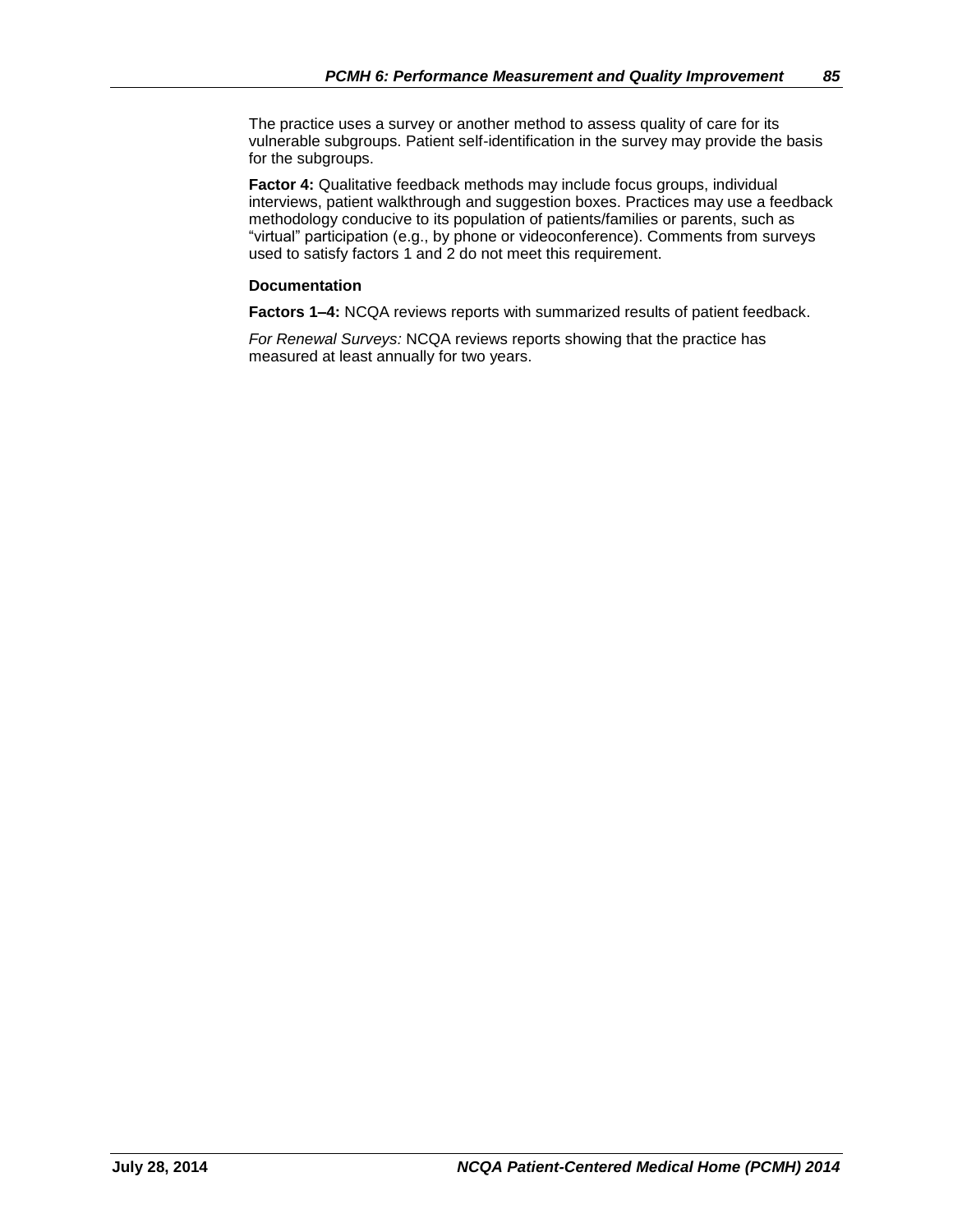The practice uses a survey or another method to assess quality of care for its vulnerable subgroups. Patient self-identification in the survey may provide the basis for the subgroups.

**Factor 4:** Qualitative feedback methods may include focus groups, individual interviews, patient walkthrough and suggestion boxes. Practices may use a feedback methodology conducive to its population of patients/families or parents, such as "virtual" participation (e.g., by phone or videoconference). Comments from surveys used to satisfy factors 1 and 2 do not meet this requirement.

**Documentation**

**Factors 1–4:** NCQA reviews reports with summarized results of patient feedback.

*For Renewal Surveys:* NCQA reviews reports showing that the practice has measured at least annually for two years.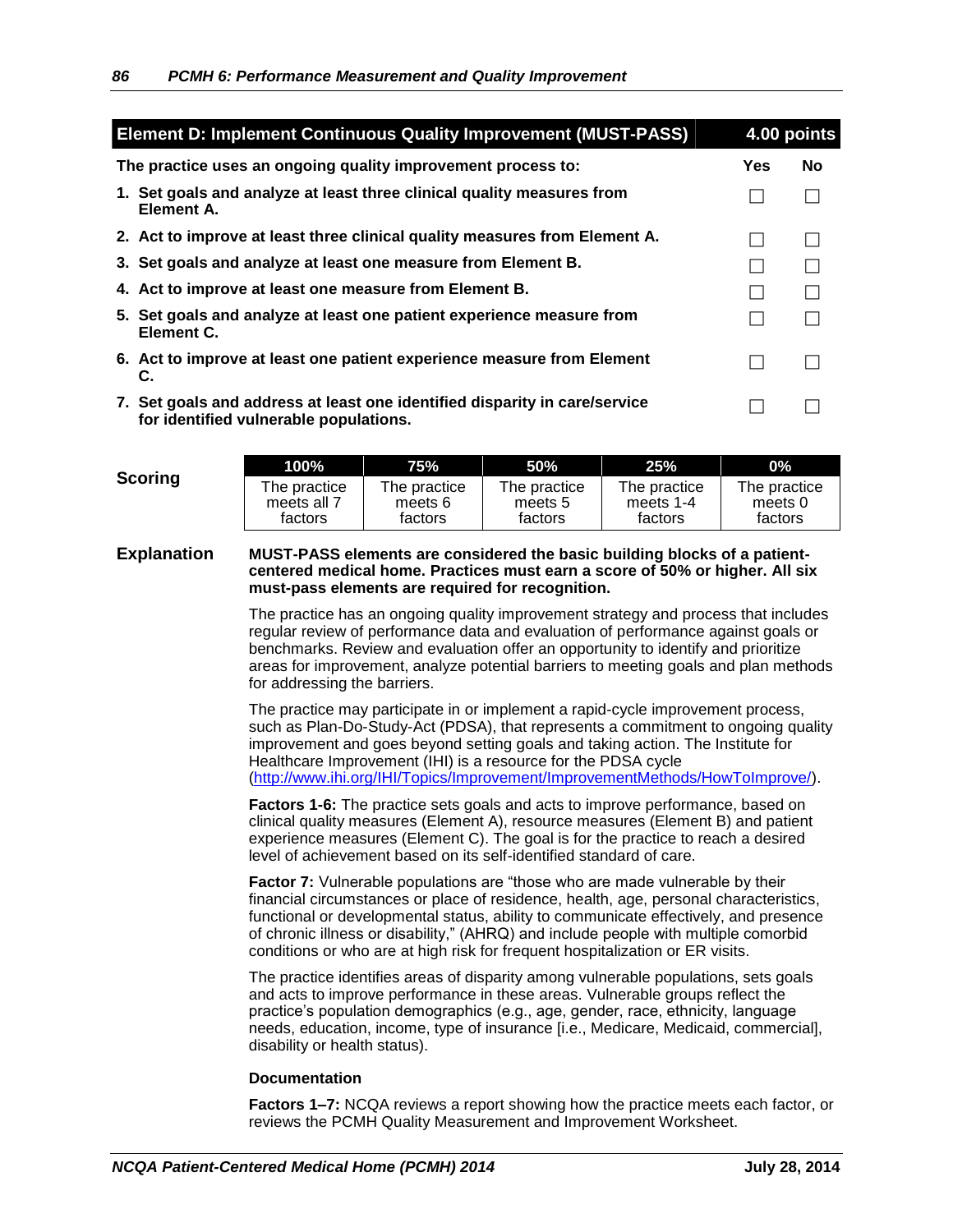| Element D: Implement Continuous Quality Improvement (MUST-PASS) | 4.00 points | |
|---|---|---|
| **The practice uses an ongoing quality improvement process to:** | **Yes** | **No** |
| **1. Set goals and analyze at least three clinical quality measures from Element A.** | ☐ | ☐ |
| **2. Act to improve at least three clinical quality measures from Element A.** | ☐ | ☐ |
| **3. Set goals and analyze at least one measure from Element B.** | ☐ | ☐ |
| **4. Act to improve at least one measure from Element B.** | ☐ | ☐ |
| **5. Set goals and analyze at least one patient experience measure from Element C.** | ☐ | ☐ |
| **6. Act to improve at least one patient experience measure from Element C.** | ☐ | ☐ |
| **7. Set goals and address at least one identified disparity in care/service for identified vulnerable populations.** | ☐ | ☐ |

**Scoring**

| 100% | 75% | 50% | 25% | 0% |
|---|---|---|---|---|
| The practice meets all 7 factors | The practice meets 6 factors | The practice meets 5 factors | The practice meets 1-4 factors | The practice meets 0 factors |

**Explanation**

**MUST-PASS elements are considered the basic building blocks of a patient-centered medical home. Practices must earn a score of 50% or higher. All six must-pass elements are required for recognition.**

The practice has an ongoing quality improvement strategy and process that includes regular review of performance data and evaluation of performance against goals or benchmarks. Review and evaluation offer an opportunity to identify and prioritize areas for improvement, analyze potential barriers to meeting goals and plan methods for addressing the barriers.

The practice may participate in or implement a rapid-cycle improvement process, such as Plan-Do-Study-Act (PDSA), that represents a commitment to ongoing quality improvement and goes beyond setting goals and taking action. The Institute for Healthcare Improvement (IHI) is a resource for the PDSA cycle (http://www.ihi.org/IHI/Topics/Improvement/ImprovementMethods/HowToImprove/).

**Factors 1-6:** The practice sets goals and acts to improve performance, based on clinical quality measures (Element A), resource measures (Element B) and patient experience measures (Element C). The goal is for the practice to reach a desired level of achievement based on its self-identified standard of care.

**Factor 7:** Vulnerable populations are "those who are made vulnerable by their financial circumstances or place of residence, health, age, personal characteristics, functional or developmental status, ability to communicate effectively, and presence of chronic illness or disability," (AHRQ) and include people with multiple comorbid conditions or who are at high risk for frequent hospitalization or ER visits.

The practice identifies areas of disparity among vulnerable populations, sets goals and acts to improve performance in these areas. Vulnerable groups reflect the practice's population demographics (e.g., age, gender, race, ethnicity, language needs, education, income, type of insurance [i.e., Medicare, Medicaid, commercial], disability or health status).

**Documentation**

**Factors 1–7:** NCQA reviews a report showing how the practice meets each factor, or reviews the PCMH Quality Measurement and Improvement Worksheet.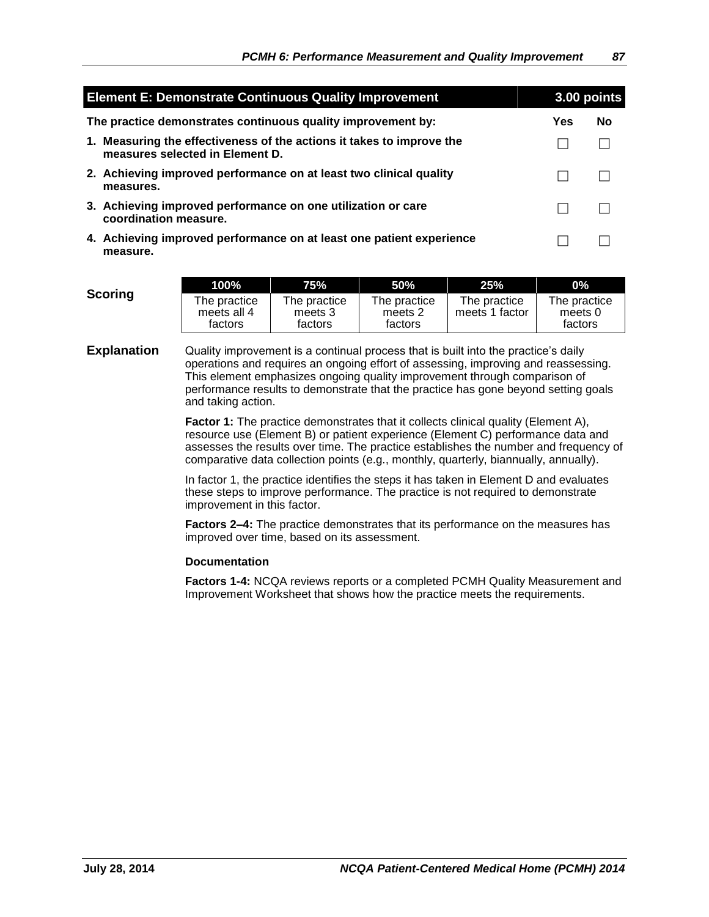| Element E: Demonstrate Continuous Quality Improvement | 3.00 points | |
|---|---|---|
| **The practice demonstrates continuous quality improvement by:** | **Yes** | **No** |
| **1. Measuring the effectiveness of the actions it takes to improve the measures selected in Element D.** | ☐ | ☐ |
| **2. Achieving improved performance on at least two clinical quality measures.** | ☐ | ☐ |
| **3. Achieving improved performance on one utilization or care coordination measure.** | ☐ | ☐ |
| **4. Achieving improved performance on at least one patient experience measure.** | ☐ | ☐ |

**Scoring**

| 100% | 75% | 50% | 25% | 0% |
|---|---|---|---|---|
| The practice meets all 4 factors | The practice meets 3 factors | The practice meets 2 factors | The practice meets 1 factor | The practice meets 0 factors |

**Explanation**

Quality improvement is a continual process that is built into the practice's daily operations and requires an ongoing effort of assessing, improving and reassessing. This element emphasizes ongoing quality improvement through comparison of performance results to demonstrate that the practice has gone beyond setting goals and taking action.

**Factor 1:** The practice demonstrates that it collects clinical quality (Element A), resource use (Element B) or patient experience (Element C) performance data and assesses the results over time. The practice establishes the number and frequency of comparative data collection points (e.g., monthly, quarterly, biannually, annually).

In factor 1, the practice identifies the steps it has taken in Element D and evaluates these steps to improve performance. The practice is not required to demonstrate improvement in this factor.

**Factors 2–4:** The practice demonstrates that its performance on the measures has improved over time, based on its assessment.

**Documentation**

**Factors 1-4:** NCQA reviews reports or a completed PCMH Quality Measurement and Improvement Worksheet that shows how the practice meets the requirements.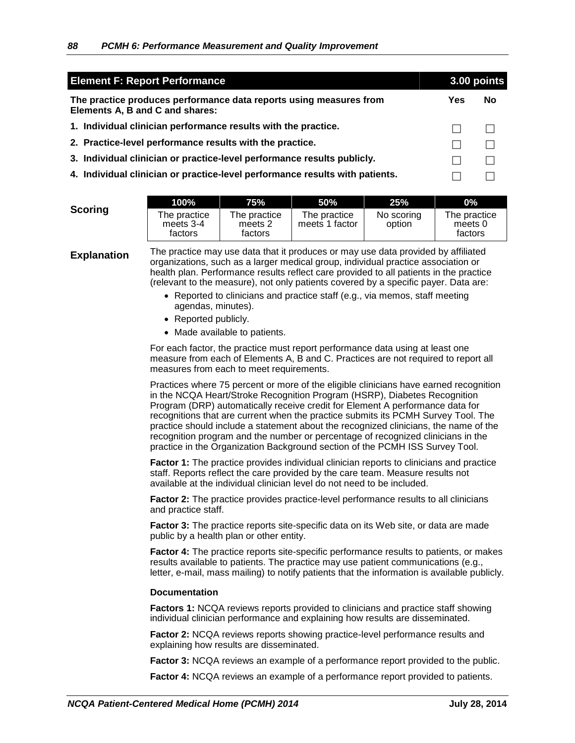## Element F: Report Performance — 3.00 points

| The practice produces performance data reports using measures from Elements A, B and C and shares: | Yes | No |
|---|---|---|
| 1. Individual clinician performance results with the practice. | ☐ | ☐ |
| 2. Practice-level performance results with the practice. | ☐ | ☐ |
| 3. Individual clinician or practice-level performance results publicly. | ☐ | ☐ |
| 4. Individual clinician or practice-level performance results with patients. | ☐ | ☐ |

### Scoring

| 100% | 75% | 50% | 25% | 0% |
|---|---|---|---|---|
| The practice meets 3-4 factors | The practice meets 2 factors | The practice meets 1 factor | No scoring option | The practice meets 0 factors |

### Explanation

The practice may use data that it produces or may use data provided by affiliated organizations, such as a larger medical group, individual practice association or health plan. Performance results reflect care provided to all patients in the practice (relevant to the measure), not only patients covered by a specific payer. Data are:

- Reported to clinicians and practice staff (e.g., via memos, staff meeting agendas, minutes).
- Reported publicly.
- Made available to patients.

For each factor, the practice must report performance data using at least one measure from each of Elements A, B and C. Practices are not required to report all measures from each to meet requirements.

Practices where 75 percent or more of the eligible clinicians have earned recognition in the NCQA Heart/Stroke Recognition Program (HSRP), Diabetes Recognition Program (DRP) automatically receive credit for Element A performance data for recognitions that are current when the practice submits its PCMH Survey Tool. The practice should include a statement about the recognized clinicians, the name of the recognition program and the number or percentage of recognized clinicians in the practice in the Organization Background section of the PCMH ISS Survey Tool.

**Factor 1:** The practice provides individual clinician reports to clinicians and practice staff. Reports reflect the care provided by the care team. Measure results not available at the individual clinician level do not need to be included.

**Factor 2:** The practice provides practice-level performance results to all clinicians and practice staff.

**Factor 3:** The practice reports site-specific data on its Web site, or data are made public by a health plan or other entity.

**Factor 4:** The practice reports site-specific performance results to patients, or makes results available to patients. The practice may use patient communications (e.g., letter, e-mail, mass mailing) to notify patients that the information is available publicly.

#### Documentation

**Factors 1:** NCQA reviews reports provided to clinicians and practice staff showing individual clinician performance and explaining how results are disseminated.

**Factor 2:** NCQA reviews reports showing practice-level performance results and explaining how results are disseminated.

**Factor 3:** NCQA reviews an example of a performance report provided to the public.

**Factor 4:** NCQA reviews an example of a performance report provided to patients.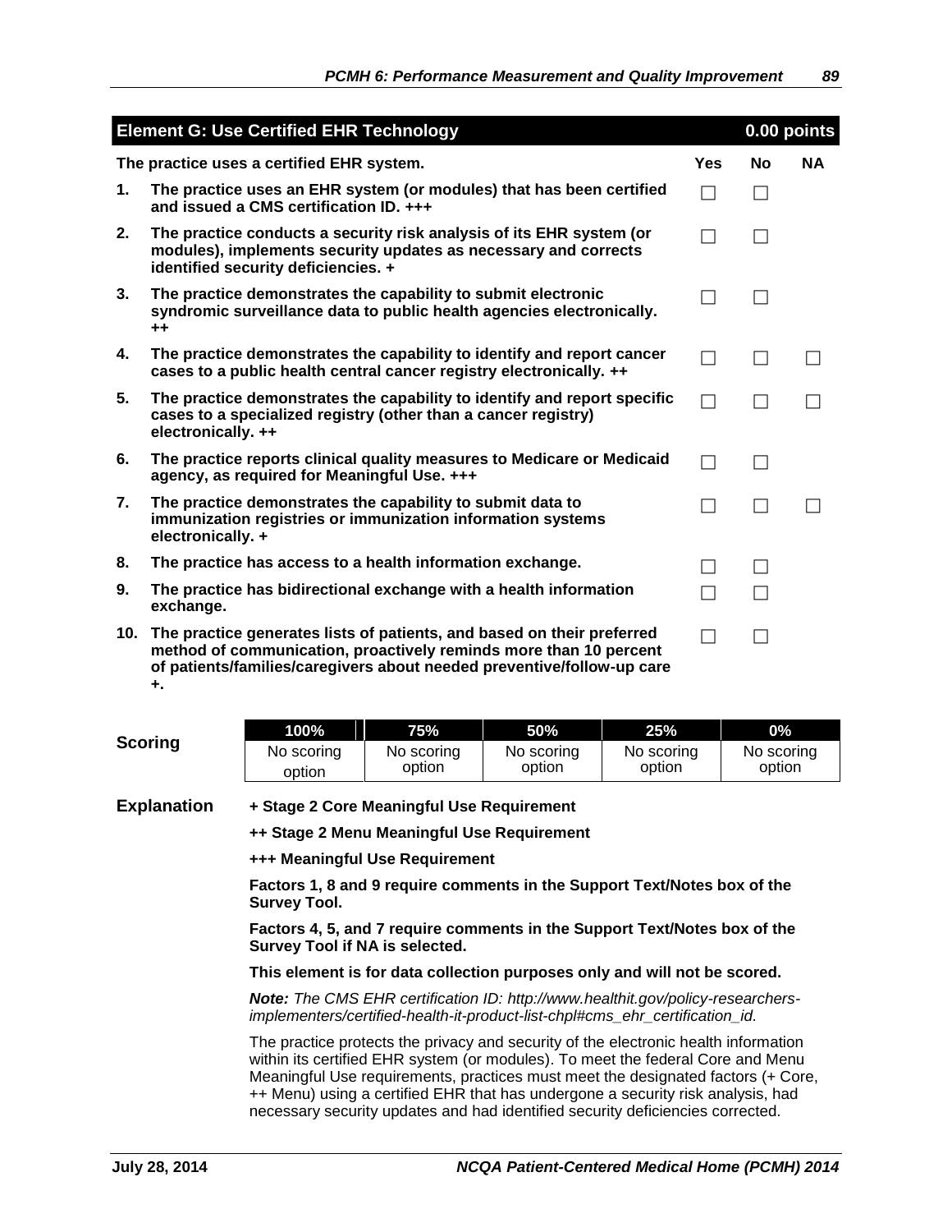## Element G: Use Certified EHR Technology — 0.00 points

| The practice uses a certified EHR system. | | Yes | No | NA |
|---|---|---|---|---|
| 1. | The practice uses an EHR system (or modules) that has been certified and issued a CMS certification ID. +++ | ☐ | ☐ | |
| 2. | The practice conducts a security risk analysis of its EHR system (or modules), implements security updates as necessary and corrects identified security deficiencies. + | ☐ | ☐ | |
| 3. | The practice demonstrates the capability to submit electronic syndromic surveillance data to public health agencies electronically. ++ | ☐ | ☐ | |
| 4. | The practice demonstrates the capability to identify and report cancer cases to a public health central cancer registry electronically. ++ | ☐ | ☐ | ☐ |
| 5. | The practice demonstrates the capability to identify and report specific cases to a specialized registry (other than a cancer registry) electronically. ++ | ☐ | ☐ | ☐ |
| 6. | The practice reports clinical quality measures to Medicare or Medicaid agency, as required for Meaningful Use. +++ | ☐ | ☐ | |
| 7. | The practice demonstrates the capability to submit data to immunization registries or immunization information systems electronically. + | ☐ | ☐ | ☐ |
| 8. | The practice has access to a health information exchange. | ☐ | ☐ | |
| 9. | The practice has bidirectional exchange with a health information exchange. | ☐ | ☐ | |
| 10. | The practice generates lists of patients, and based on their preferred method of communication, proactively reminds more than 10 percent of patients/families/caregivers about needed preventive/follow-up care +. | ☐ | ☐ | |

**Scoring**

| 100% | 75% | 50% | 25% | 0% |
|---|---|---|---|---|
| No scoring option | No scoring option | No scoring option | No scoring option | No scoring option |

**Explanation**

**+ Stage 2 Core Meaningful Use Requirement**

**++ Stage 2 Menu Meaningful Use Requirement**

**+++ Meaningful Use Requirement**

**Factors 1, 8 and 9 require comments in the Support Text/Notes box of the Survey Tool.**

**Factors 4, 5, and 7 require comments in the Support Text/Notes box of the Survey Tool if NA is selected.**

**This element is for data collection purposes only and will not be scored.**

***Note:*** *The CMS EHR certification ID: http://www.healthit.gov/policy-researchers-implementers/certified-health-it-product-list-chpl#cms_ehr_certification_id.*

The practice protects the privacy and security of the electronic health information within its certified EHR system (or modules). To meet the federal Core and Menu Meaningful Use requirements, practices must meet the designated factors (+ Core, ++ Menu) using a certified EHR that has undergone a security risk analysis, had necessary security updates and had identified security deficiencies corrected.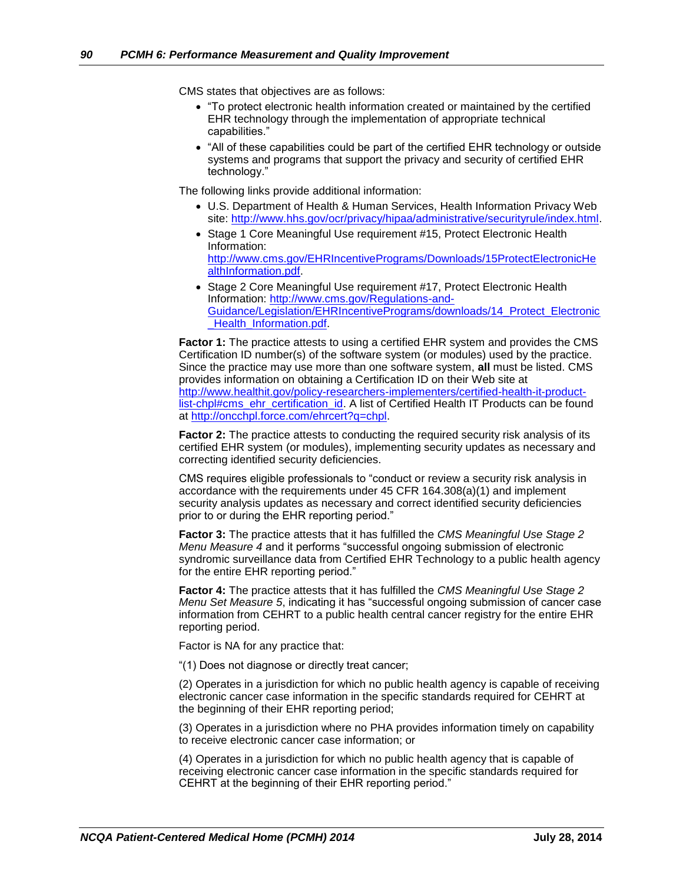CMS states that objectives are as follows:

- "To protect electronic health information created or maintained by the certified EHR technology through the implementation of appropriate technical capabilities."
- "All of these capabilities could be part of the certified EHR technology or outside systems and programs that support the privacy and security of certified EHR technology."

The following links provide additional information:

- U.S. Department of Health & Human Services, Health Information Privacy Web site: http://www.hhs.gov/ocr/privacy/hipaa/administrative/securityrule/index.html.
- Stage 1 Core Meaningful Use requirement #15, Protect Electronic Health Information: http://www.cms.gov/EHRIncentivePrograms/Downloads/15ProtectElectronicHealthInformation.pdf.
- Stage 2 Core Meaningful Use requirement #17, Protect Electronic Health Information: http://www.cms.gov/Regulations-and-Guidance/Legislation/EHRIncentivePrograms/downloads/14_Protect_Electronic_Health_Information.pdf.

**Factor 1:** The practice attests to using a certified EHR system and provides the CMS Certification ID number(s) of the software system (or modules) used by the practice. Since the practice may use more than one software system, **all** must be listed. CMS provides information on obtaining a Certification ID on their Web site at http://www.healthit.gov/policy-researchers-implementers/certified-health-it-product-list-chpl#cms_ehr_certification_id. A list of Certified Health IT Products can be found at http://oncchpl.force.com/ehrcert?q=chpl.

**Factor 2:** The practice attests to conducting the required security risk analysis of its certified EHR system (or modules), implementing security updates as necessary and correcting identified security deficiencies.

CMS requires eligible professionals to "conduct or review a security risk analysis in accordance with the requirements under 45 CFR 164.308(a)(1) and implement security analysis updates as necessary and correct identified security deficiencies prior to or during the EHR reporting period."

**Factor 3:** The practice attests that it has fulfilled the *CMS Meaningful Use Stage 2 Menu Measure 4* and it performs "successful ongoing submission of electronic syndromic surveillance data from Certified EHR Technology to a public health agency for the entire EHR reporting period."

**Factor 4:** The practice attests that it has fulfilled the *CMS Meaningful Use Stage 2 Menu Set Measure 5*, indicating it has "successful ongoing submission of cancer case information from CEHRT to a public health central cancer registry for the entire EHR reporting period.

Factor is NA for any practice that:

"(1) Does not diagnose or directly treat cancer;

(2) Operates in a jurisdiction for which no public health agency is capable of receiving electronic cancer case information in the specific standards required for CEHRT at the beginning of their EHR reporting period;

(3) Operates in a jurisdiction where no PHA provides information timely on capability to receive electronic cancer case information; or

(4) Operates in a jurisdiction for which no public health agency that is capable of receiving electronic cancer case information in the specific standards required for CEHRT at the beginning of their EHR reporting period."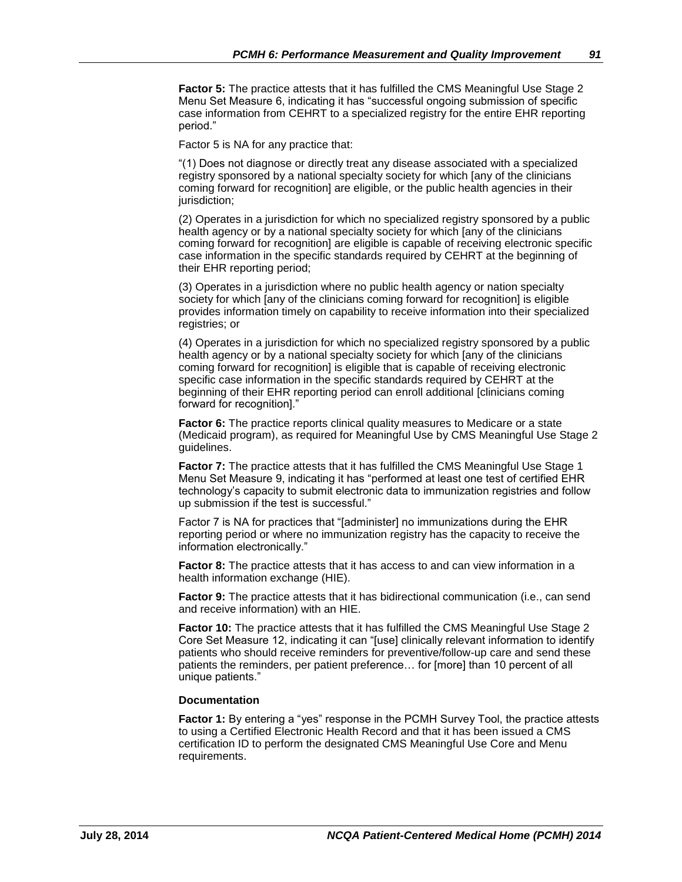**Factor 5:** The practice attests that it has fulfilled the CMS Meaningful Use Stage 2 Menu Set Measure 6, indicating it has "successful ongoing submission of specific case information from CEHRT to a specialized registry for the entire EHR reporting period."

Factor 5 is NA for any practice that:

"(1) Does not diagnose or directly treat any disease associated with a specialized registry sponsored by a national specialty society for which [any of the clinicians coming forward for recognition] are eligible, or the public health agencies in their jurisdiction;

(2) Operates in a jurisdiction for which no specialized registry sponsored by a public health agency or by a national specialty society for which [any of the clinicians coming forward for recognition] are eligible is capable of receiving electronic specific case information in the specific standards required by CEHRT at the beginning of their EHR reporting period;

(3) Operates in a jurisdiction where no public health agency or nation specialty society for which [any of the clinicians coming forward for recognition] is eligible provides information timely on capability to receive information into their specialized registries; or

(4) Operates in a jurisdiction for which no specialized registry sponsored by a public health agency or by a national specialty society for which [any of the clinicians coming forward for recognition] is eligible that is capable of receiving electronic specific case information in the specific standards required by CEHRT at the beginning of their EHR reporting period can enroll additional [clinicians coming forward for recognition]."

**Factor 6:** The practice reports clinical quality measures to Medicare or a state (Medicaid program), as required for Meaningful Use by CMS Meaningful Use Stage 2 guidelines.

**Factor 7:** The practice attests that it has fulfilled the CMS Meaningful Use Stage 1 Menu Set Measure 9, indicating it has "performed at least one test of certified EHR technology's capacity to submit electronic data to immunization registries and follow up submission if the test is successful."

Factor 7 is NA for practices that "[administer] no immunizations during the EHR reporting period or where no immunization registry has the capacity to receive the information electronically."

**Factor 8:** The practice attests that it has access to and can view information in a health information exchange (HIE).

**Factor 9:** The practice attests that it has bidirectional communication (i.e., can send and receive information) with an HIE.

**Factor 10:** The practice attests that it has fulfilled the CMS Meaningful Use Stage 2 Core Set Measure 12, indicating it can "[use] clinically relevant information to identify patients who should receive reminders for preventive/follow-up care and send these patients the reminders, per patient preference… for [more] than 10 percent of all unique patients."

#### Documentation

**Factor 1:** By entering a "yes" response in the PCMH Survey Tool, the practice attests to using a Certified Electronic Health Record and that it has been issued a CMS certification ID to perform the designated CMS Meaningful Use Core and Menu requirements.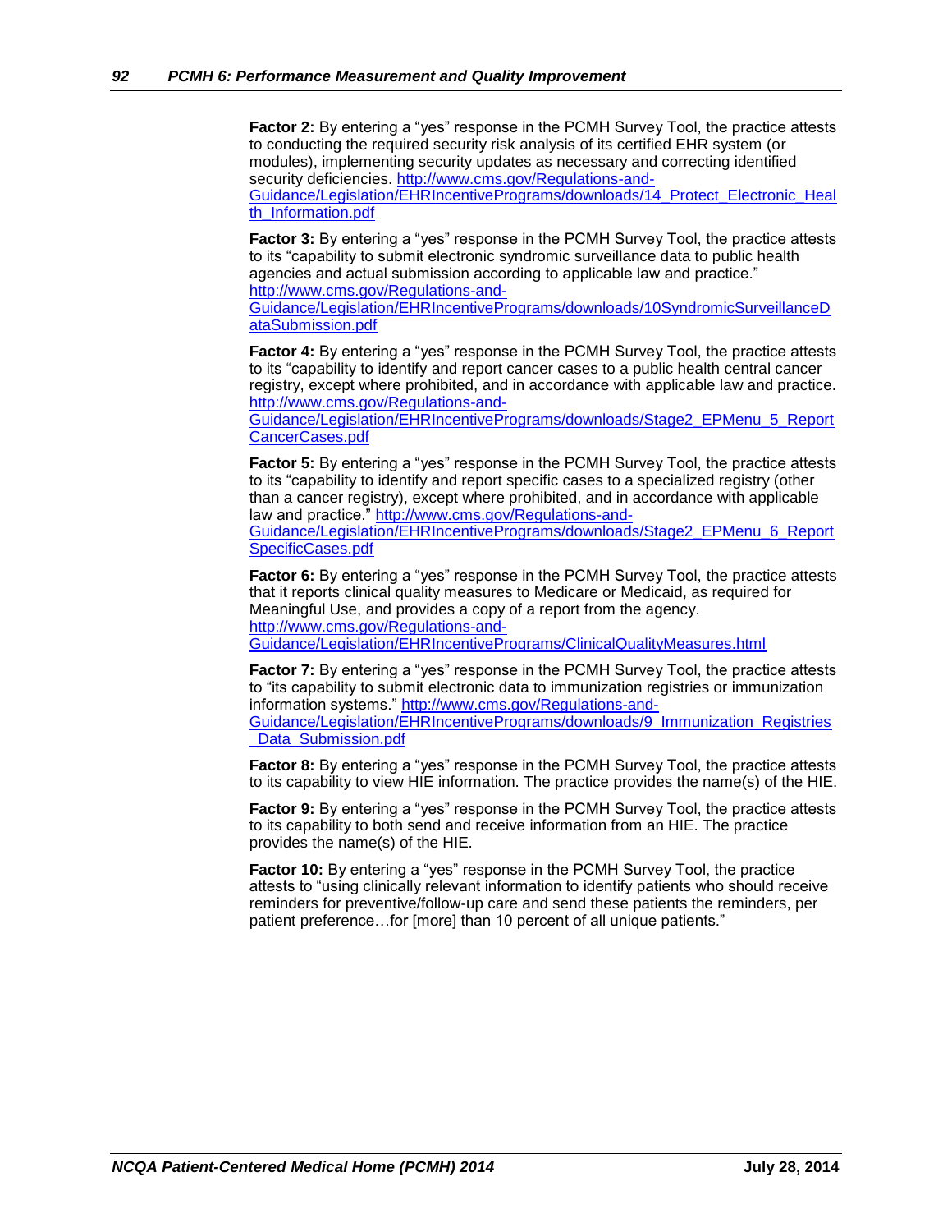**Factor 2:** By entering a “yes” response in the PCMH Survey Tool, the practice attests to conducting the required security risk analysis of its certified EHR system (or modules), implementing security updates as necessary and correcting identified security deficiencies. http://www.cms.gov/Regulations-and-Guidance/Legislation/EHRIncentivePrograms/downloads/14_Protect_Electronic_Health_Information.pdf

**Factor 3:** By entering a “yes” response in the PCMH Survey Tool, the practice attests to its “capability to submit electronic syndromic surveillance data to public health agencies and actual submission according to applicable law and practice.” http://www.cms.gov/Regulations-and-Guidance/Legislation/EHRIncentivePrograms/downloads/10SyndromicSurveillanceDataSubmission.pdf

**Factor 4:** By entering a “yes” response in the PCMH Survey Tool, the practice attests to its “capability to identify and report cancer cases to a public health central cancer registry, except where prohibited, and in accordance with applicable law and practice. http://www.cms.gov/Regulations-and-Guidance/Legislation/EHRIncentivePrograms/downloads/Stage2_EPMenu_5_ReportCancerCases.pdf

**Factor 5:** By entering a “yes” response in the PCMH Survey Tool, the practice attests to its “capability to identify and report specific cases to a specialized registry (other than a cancer registry), except where prohibited, and in accordance with applicable law and practice.” http://www.cms.gov/Regulations-and-Guidance/Legislation/EHRIncentivePrograms/downloads/Stage2_EPMenu_6_ReportSpecificCases.pdf

**Factor 6:** By entering a “yes” response in the PCMH Survey Tool, the practice attests that it reports clinical quality measures to Medicare or Medicaid, as required for Meaningful Use, and provides a copy of a report from the agency. http://www.cms.gov/Regulations-and-Guidance/Legislation/EHRIncentivePrograms/ClinicalQualityMeasures.html

**Factor 7:** By entering a “yes” response in the PCMH Survey Tool, the practice attests to “its capability to submit electronic data to immunization registries or immunization information systems.” http://www.cms.gov/Regulations-and-Guidance/Legislation/EHRIncentivePrograms/downloads/9_Immunization_Registries_Data_Submission.pdf

**Factor 8:** By entering a “yes” response in the PCMH Survey Tool, the practice attests to its capability to view HIE information. The practice provides the name(s) of the HIE.

**Factor 9:** By entering a “yes” response in the PCMH Survey Tool, the practice attests to its capability to both send and receive information from an HIE. The practice provides the name(s) of the HIE.

**Factor 10:** By entering a “yes” response in the PCMH Survey Tool, the practice attests to “using clinically relevant information to identify patients who should receive reminders for preventive/follow-up care and send these patients the reminders, per patient preference…for [more] than 10 percent of all unique patients.”